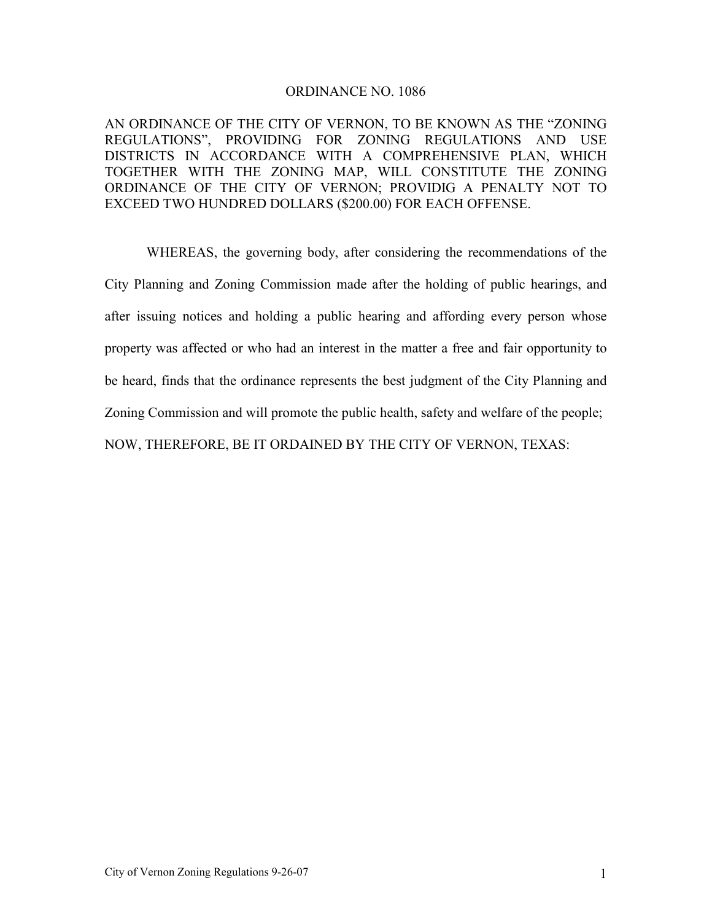# ORDINANCE NO. 1086

AN ORDINANCE OF THE CITY OF VERNON, TO BE KNOWN AS THE "ZONING REGULATIONS", PROVIDING FOR ZONING REGULATIONS AND USE DISTRICTS IN ACCORDANCE WITH A COMPREHENSIVE PLAN, WHICH TOGETHER WITH THE ZONING MAP, WILL CONSTITUTE THE ZONING ORDINANCE OF THE CITY OF VERNON; PROVIDIG A PENALTY NOT TO EXCEED TWO HUNDRED DOLLARS ($200.00) FOR EACH OFFENSE.

WHEREAS, the governing body, after considering the recommendations of the City Planning and Zoning Commission made after the holding of public hearings, and after issuing notices and holding a public hearing and affording every person whose property was affected or who had an interest in the matter a free and fair opportunity to be heard, finds that the ordinance represents the best judgment of the City Planning and Zoning Commission and will promote the public health, safety and welfare of the people; NOW, THEREFORE, BE IT ORDAINED BY THE CITY OF VERNON, TEXAS: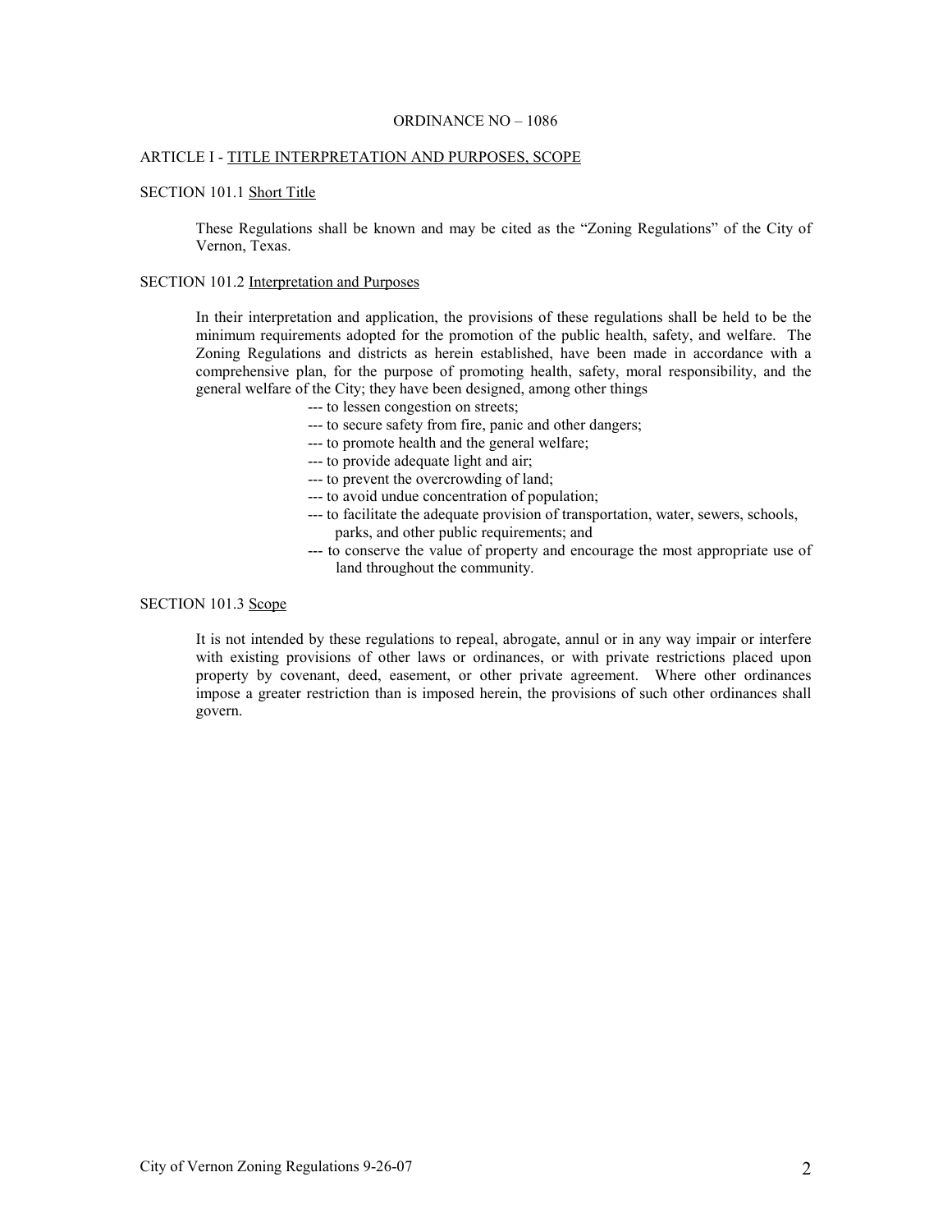ORDINANCE NO – 1086

## ARTICLE I - TITLE INTERPRETATION AND PURPOSES, SCOPE

### SECTION 101.1 Short Title

These Regulations shall be known and may be cited as the "Zoning Regulations" of the City of Vernon, Texas.

### SECTION 101.2 Interpretation and Purposes

In their interpretation and application, the provisions of these regulations shall be held to be the minimum requirements adopted for the promotion of the public health, safety, and welfare. The Zoning Regulations and districts as herein established, have been made in accordance with a comprehensive plan, for the purpose of promoting health, safety, moral responsibility, and the general welfare of the City; they have been designed, among other things

--- to lessen congestion on streets;  
--- to secure safety from fire, panic and other dangers;  
--- to promote health and the general welfare;  
--- to provide adequate light and air;  
--- to prevent the overcrowding of land;  
--- to avoid undue concentration of population;  
--- to facilitate the adequate provision of transportation, water, sewers, schools, parks, and other public requirements; and  
--- to conserve the value of property and encourage the most appropriate use of land throughout the community.

### SECTION 101.3 Scope

It is not intended by these regulations to repeal, abrogate, annul or in any way impair or interfere with existing provisions of other laws or ordinances, or with private restrictions placed upon property by covenant, deed, easement, or other private agreement. Where other ordinances impose a greater restriction than is imposed herein, the provisions of such other ordinances shall govern.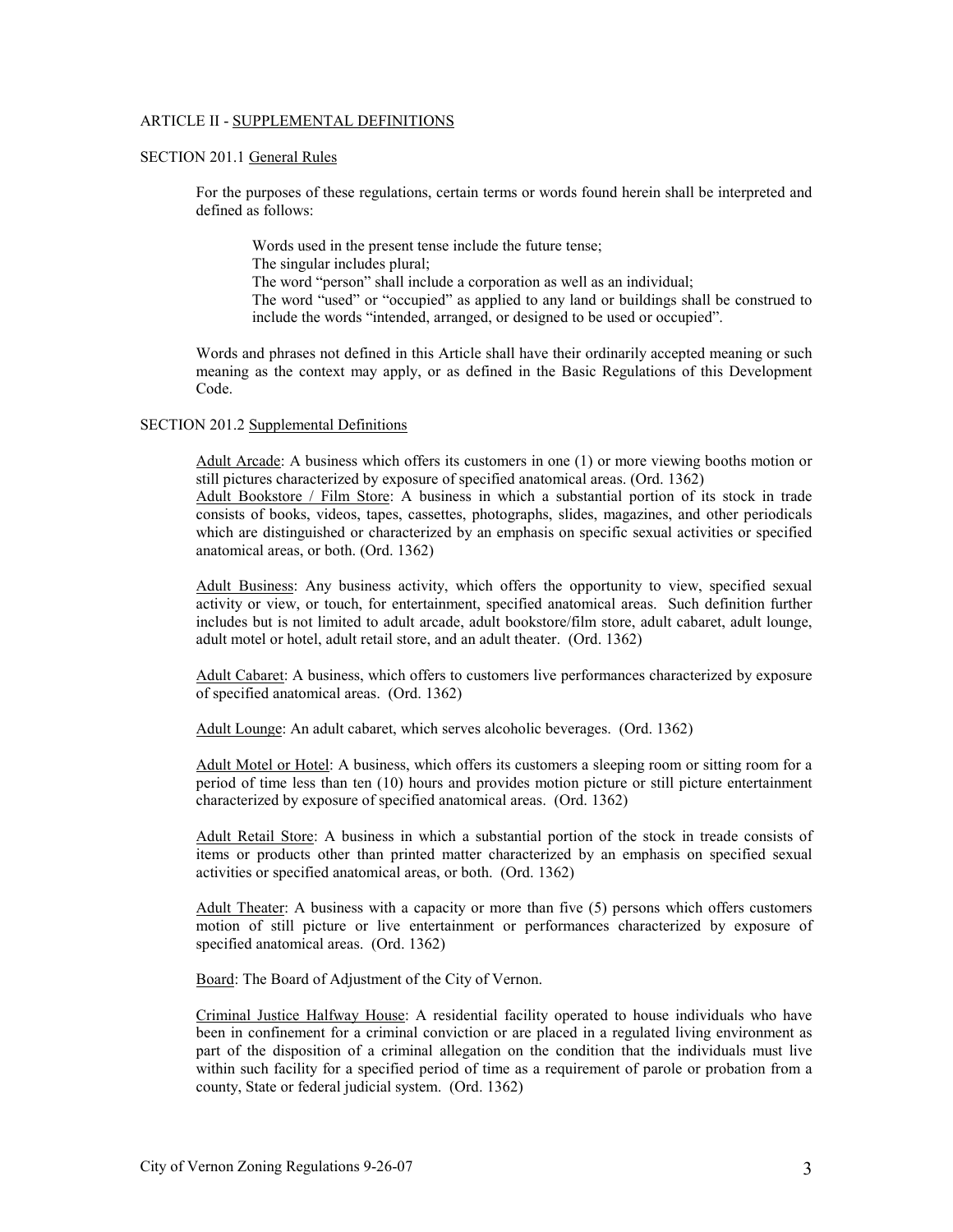ARTICLE II - SUPPLEMENTAL DEFINITIONS

SECTION 201.1 General Rules

For the purposes of these regulations, certain terms or words found herein shall be interpreted and defined as follows:

Words used in the present tense include the future tense;
The singular includes plural;
The word "person" shall include a corporation as well as an individual;
The word "used" or "occupied" as applied to any land or buildings shall be construed to include the words "intended, arranged, or designed to be used or occupied".

Words and phrases not defined in this Article shall have their ordinarily accepted meaning or such meaning as the context may apply, or as defined in the Basic Regulations of this Development Code.

SECTION 201.2 Supplemental Definitions

Adult Arcade: A business which offers its customers in one (1) or more viewing booths motion or still pictures characterized by exposure of specified anatomical areas. (Ord. 1362)
Adult Bookstore / Film Store: A business in which a substantial portion of its stock in trade consists of books, videos, tapes, cassettes, photographs, slides, magazines, and other periodicals which are distinguished or characterized by an emphasis on specific sexual activities or specified anatomical areas, or both. (Ord. 1362)

Adult Business: Any business activity, which offers the opportunity to view, specified sexual activity or view, or touch, for entertainment, specified anatomical areas. Such definition further includes but is not limited to adult arcade, adult bookstore/film store, adult cabaret, adult lounge, adult motel or hotel, adult retail store, and an adult theater. (Ord. 1362)

Adult Cabaret: A business, which offers to customers live performances characterized by exposure of specified anatomical areas. (Ord. 1362)

Adult Lounge: An adult cabaret, which serves alcoholic beverages. (Ord. 1362)

Adult Motel or Hotel: A business, which offers its customers a sleeping room or sitting room for a period of time less than ten (10) hours and provides motion picture or still picture entertainment characterized by exposure of specified anatomical areas. (Ord. 1362)

Adult Retail Store: A business in which a substantial portion of the stock in treade consists of items or products other than printed matter characterized by an emphasis on specified sexual activities or specified anatomical areas, or both. (Ord. 1362)

Adult Theater: A business with a capacity or more than five (5) persons which offers customers motion of still picture or live entertainment or performances characterized by exposure of specified anatomical areas. (Ord. 1362)

Board: The Board of Adjustment of the City of Vernon.

Criminal Justice Halfway House: A residential facility operated to house individuals who have been in confinement for a criminal conviction or are placed in a regulated living environment as part of the disposition of a criminal allegation on the condition that the individuals must live within such facility for a specified period of time as a requirement of parole or probation from a county, State or federal judicial system. (Ord. 1362)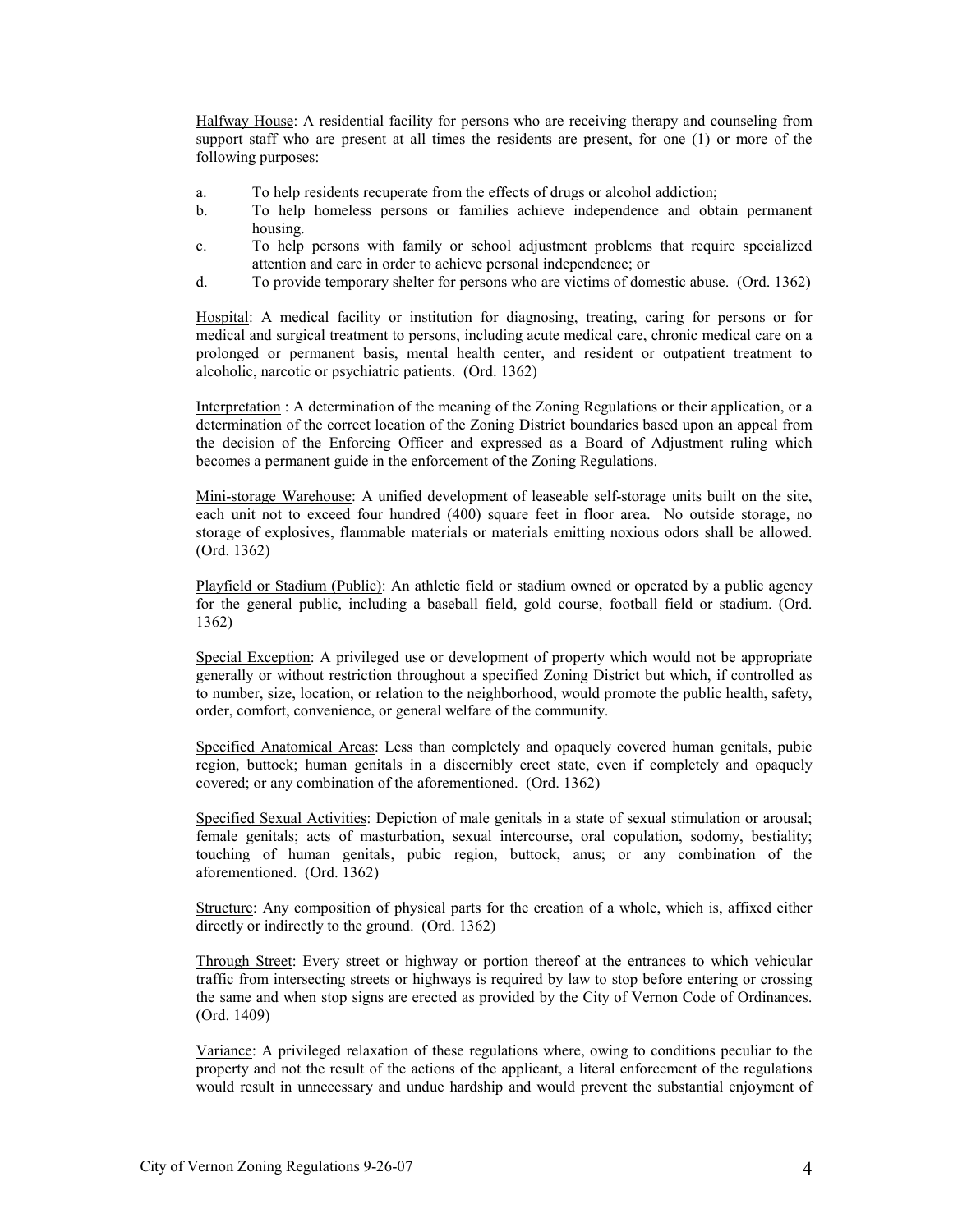Halfway House: A residential facility for persons who are receiving therapy and counseling from support staff who are present at all times the residents are present, for one (1) or more of the following purposes:

a. To help residents recuperate from the effects of drugs or alcohol addiction;
b. To help homeless persons or families achieve independence and obtain permanent housing.
c. To help persons with family or school adjustment problems that require specialized attention and care in order to achieve personal independence; or
d. To provide temporary shelter for persons who are victims of domestic abuse. (Ord. 1362)

Hospital: A medical facility or institution for diagnosing, treating, caring for persons or for medical and surgical treatment to persons, including acute medical care, chronic medical care on a prolonged or permanent basis, mental health center, and resident or outpatient treatment to alcoholic, narcotic or psychiatric patients. (Ord. 1362)

Interpretation : A determination of the meaning of the Zoning Regulations or their application, or a determination of the correct location of the Zoning District boundaries based upon an appeal from the decision of the Enforcing Officer and expressed as a Board of Adjustment ruling which becomes a permanent guide in the enforcement of the Zoning Regulations.

Mini-storage Warehouse: A unified development of leaseable self-storage units built on the site, each unit not to exceed four hundred (400) square feet in floor area. No outside storage, no storage of explosives, flammable materials or materials emitting noxious odors shall be allowed. (Ord. 1362)

Playfield or Stadium (Public): An athletic field or stadium owned or operated by a public agency for the general public, including a baseball field, gold course, football field or stadium. (Ord. 1362)

Special Exception: A privileged use or development of property which would not be appropriate generally or without restriction throughout a specified Zoning District but which, if controlled as to number, size, location, or relation to the neighborhood, would promote the public health, safety, order, comfort, convenience, or general welfare of the community.

Specified Anatomical Areas: Less than completely and opaquely covered human genitals, pubic region, buttock; human genitals in a discernibly erect state, even if completely and opaquely covered; or any combination of the aforementioned. (Ord. 1362)

Specified Sexual Activities: Depiction of male genitals in a state of sexual stimulation or arousal; female genitals; acts of masturbation, sexual intercourse, oral copulation, sodomy, bestiality; touching of human genitals, pubic region, buttock, anus; or any combination of the aforementioned. (Ord. 1362)

Structure: Any composition of physical parts for the creation of a whole, which is, affixed either directly or indirectly to the ground. (Ord. 1362)

Through Street: Every street or highway or portion thereof at the entrances to which vehicular traffic from intersecting streets or highways is required by law to stop before entering or crossing the same and when stop signs are erected as provided by the City of Vernon Code of Ordinances. (Ord. 1409)

Variance: A privileged relaxation of these regulations where, owing to conditions peculiar to the property and not the result of the actions of the applicant, a literal enforcement of the regulations would result in unnecessary and undue hardship and would prevent the substantial enjoyment of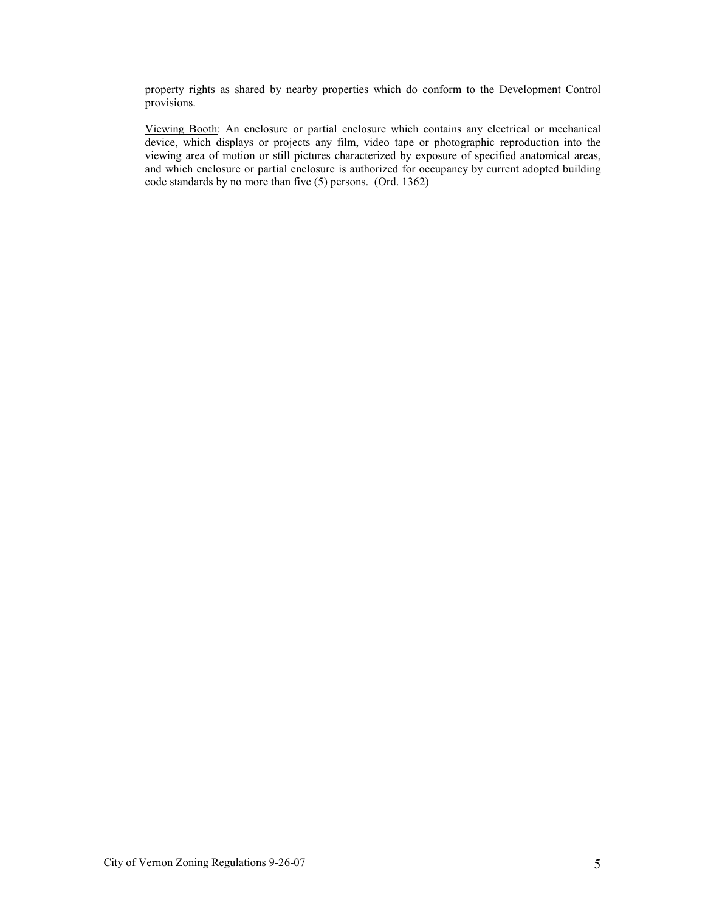property rights as shared by nearby properties which do conform to the Development Control provisions.

<u>Viewing Booth</u>: An enclosure or partial enclosure which contains any electrical or mechanical device, which displays or projects any film, video tape or photographic reproduction into the viewing area of motion or still pictures characterized by exposure of specified anatomical areas, and which enclosure or partial enclosure is authorized for occupancy by current adopted building code standards by no more than five (5) persons. (Ord. 1362)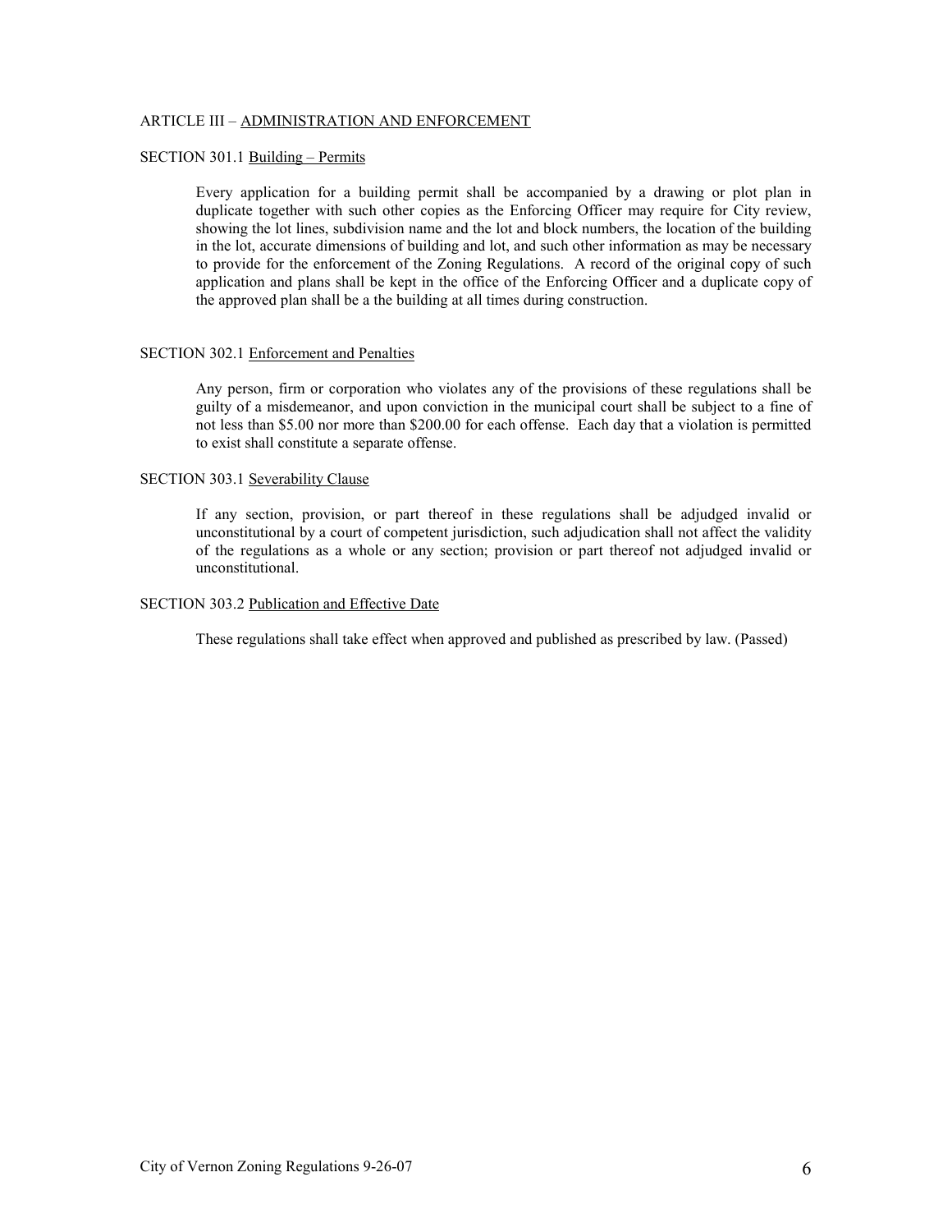## ARTICLE III – ADMINISTRATION AND ENFORCEMENT

### SECTION 301.1 Building – Permits

Every application for a building permit shall be accompanied by a drawing or plot plan in duplicate together with such other copies as the Enforcing Officer may require for City review, showing the lot lines, subdivision name and the lot and block numbers, the location of the building in the lot, accurate dimensions of building and lot, and such other information as may be necessary to provide for the enforcement of the Zoning Regulations. A record of the original copy of such application and plans shall be kept in the office of the Enforcing Officer and a duplicate copy of the approved plan shall be a the building at all times during construction.

### SECTION 302.1 Enforcement and Penalties

Any person, firm or corporation who violates any of the provisions of these regulations shall be guilty of a misdemeanor, and upon conviction in the municipal court shall be subject to a fine of not less than $5.00 nor more than $200.00 for each offense. Each day that a violation is permitted to exist shall constitute a separate offense.

### SECTION 303.1 Severability Clause

If any section, provision, or part thereof in these regulations shall be adjudged invalid or unconstitutional by a court of competent jurisdiction, such adjudication shall not affect the validity of the regulations as a whole or any section; provision or part thereof not adjudged invalid or unconstitutional.

### SECTION 303.2 Publication and Effective Date

These regulations shall take effect when approved and published as prescribed by law. (Passed)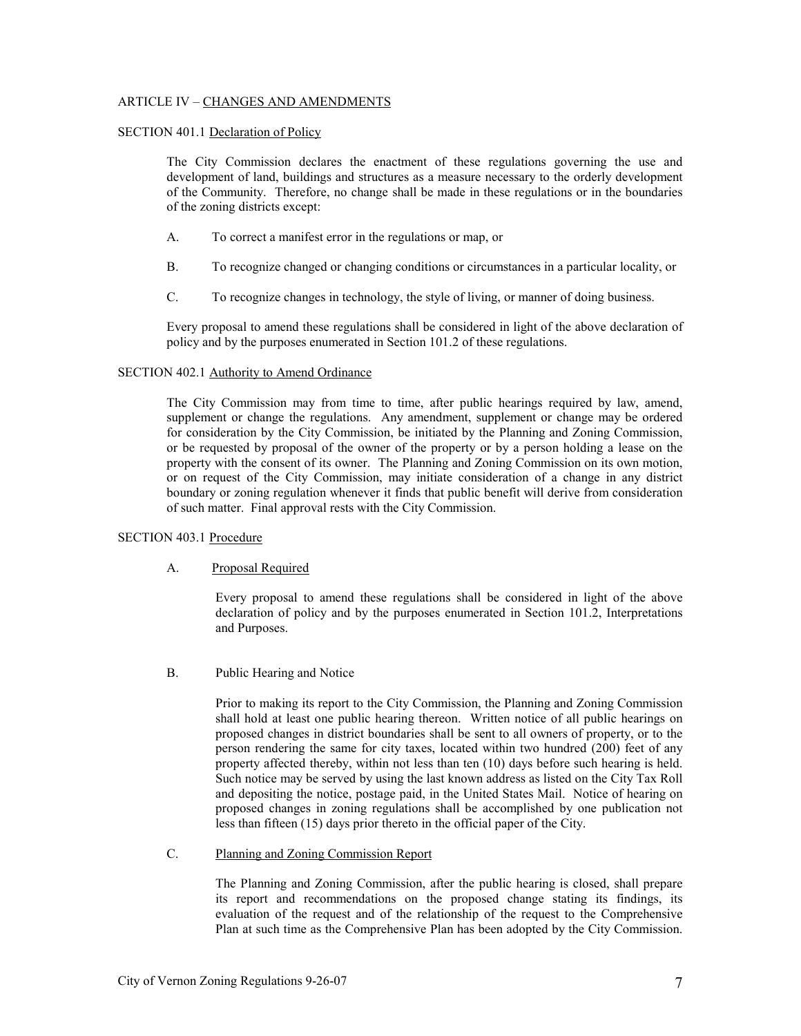## ARTICLE IV – CHANGES AND AMENDMENTS

### SECTION 401.1 Declaration of Policy

The City Commission declares the enactment of these regulations governing the use and development of land, buildings and structures as a measure necessary to the orderly development of the Community. Therefore, no change shall be made in these regulations or in the boundaries of the zoning districts except:

A. To correct a manifest error in the regulations or map, or

B. To recognize changed or changing conditions or circumstances in a particular locality, or

C. To recognize changes in technology, the style of living, or manner of doing business.

Every proposal to amend these regulations shall be considered in light of the above declaration of policy and by the purposes enumerated in Section 101.2 of these regulations.

### SECTION 402.1 Authority to Amend Ordinance

The City Commission may from time to time, after public hearings required by law, amend, supplement or change the regulations. Any amendment, supplement or change may be ordered for consideration by the City Commission, be initiated by the Planning and Zoning Commission, or be requested by proposal of the owner of the property or by a person holding a lease on the property with the consent of its owner. The Planning and Zoning Commission on its own motion, or on request of the City Commission, may initiate consideration of a change in any district boundary or zoning regulation whenever it finds that public benefit will derive from consideration of such matter. Final approval rests with the City Commission.

### SECTION 403.1 Procedure

A. Proposal Required

Every proposal to amend these regulations shall be considered in light of the above declaration of policy and by the purposes enumerated in Section 101.2, Interpretations and Purposes.

B. Public Hearing and Notice

Prior to making its report to the City Commission, the Planning and Zoning Commission shall hold at least one public hearing thereon. Written notice of all public hearings on proposed changes in district boundaries shall be sent to all owners of property, or to the person rendering the same for city taxes, located within two hundred (200) feet of any property affected thereby, within not less than ten (10) days before such hearing is held. Such notice may be served by using the last known address as listed on the City Tax Roll and depositing the notice, postage paid, in the United States Mail. Notice of hearing on proposed changes in zoning regulations shall be accomplished by one publication not less than fifteen (15) days prior thereto in the official paper of the City.

C. Planning and Zoning Commission Report

The Planning and Zoning Commission, after the public hearing is closed, shall prepare its report and recommendations on the proposed change stating its findings, its evaluation of the request and of the relationship of the request to the Comprehensive Plan at such time as the Comprehensive Plan has been adopted by the City Commission.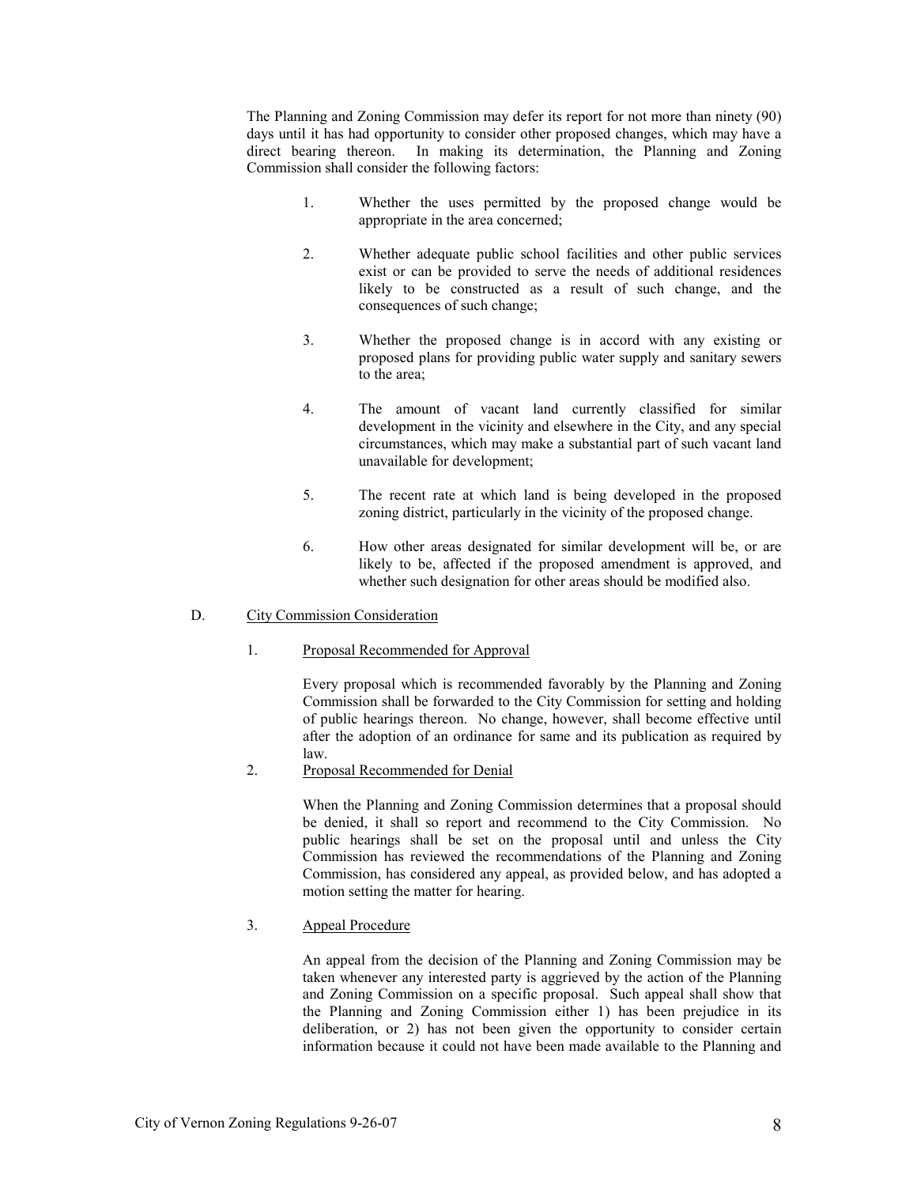The Planning and Zoning Commission may defer its report for not more than ninety (90) days until it has had opportunity to consider other proposed changes, which may have a direct bearing thereon. In making its determination, the Planning and Zoning Commission shall consider the following factors:

1. Whether the uses permitted by the proposed change would be appropriate in the area concerned;
2. Whether adequate public school facilities and other public services exist or can be provided to serve the needs of additional residences likely to be constructed as a result of such change, and the consequences of such change;
3. Whether the proposed change is in accord with any existing or proposed plans for providing public water supply and sanitary sewers to the area;
4. The amount of vacant land currently classified for similar development in the vicinity and elsewhere in the City, and any special circumstances, which may make a substantial part of such vacant land unavailable for development;
5. The recent rate at which land is being developed in the proposed zoning district, particularly in the vicinity of the proposed change.
6. How other areas designated for similar development will be, or are likely to be, affected if the proposed amendment is approved, and whether such designation for other areas should be modified also.

D. City Commission Consideration

1. Proposal Recommended for Approval

Every proposal which is recommended favorably by the Planning and Zoning Commission shall be forwarded to the City Commission for setting and holding of public hearings thereon. No change, however, shall become effective until after the adoption of an ordinance for same and its publication as required by law.

2. Proposal Recommended for Denial

When the Planning and Zoning Commission determines that a proposal should be denied, it shall so report and recommend to the City Commission. No public hearings shall be set on the proposal until and unless the City Commission has reviewed the recommendations of the Planning and Zoning Commission, has considered any appeal, as provided below, and has adopted a motion setting the matter for hearing.

3. Appeal Procedure

An appeal from the decision of the Planning and Zoning Commission may be taken whenever any interested party is aggrieved by the action of the Planning and Zoning Commission on a specific proposal. Such appeal shall show that the Planning and Zoning Commission either 1) has been prejudice in its deliberation, or 2) has not been given the opportunity to consider certain information because it could not have been made available to the Planning and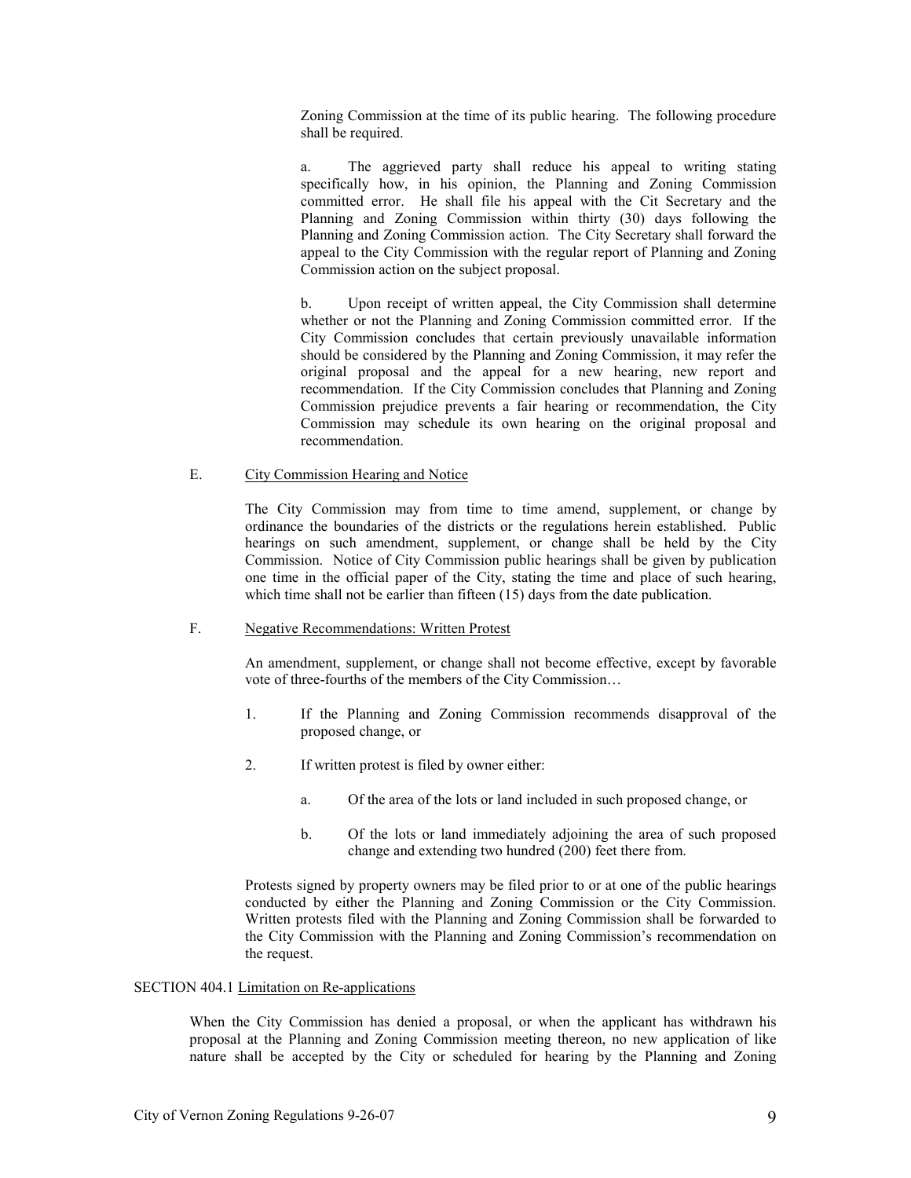Zoning Commission at the time of its public hearing. The following procedure shall be required.

a. The aggrieved party shall reduce his appeal to writing stating specifically how, in his opinion, the Planning and Zoning Commission committed error. He shall file his appeal with the Cit Secretary and the Planning and Zoning Commission within thirty (30) days following the Planning and Zoning Commission action. The City Secretary shall forward the appeal to the City Commission with the regular report of Planning and Zoning Commission action on the subject proposal.

b. Upon receipt of written appeal, the City Commission shall determine whether or not the Planning and Zoning Commission committed error. If the City Commission concludes that certain previously unavailable information should be considered by the Planning and Zoning Commission, it may refer the original proposal and the appeal for a new hearing, new report and recommendation. If the City Commission concludes that Planning and Zoning Commission prejudice prevents a fair hearing or recommendation, the City Commission may schedule its own hearing on the original proposal and recommendation.

E. City Commission Hearing and Notice

The City Commission may from time to time amend, supplement, or change by ordinance the boundaries of the districts or the regulations herein established. Public hearings on such amendment, supplement, or change shall be held by the City Commission. Notice of City Commission public hearings shall be given by publication one time in the official paper of the City, stating the time and place of such hearing, which time shall not be earlier than fifteen (15) days from the date publication.

F. Negative Recommendations: Written Protest

An amendment, supplement, or change shall not become effective, except by favorable vote of three-fourths of the members of the City Commission…

1. If the Planning and Zoning Commission recommends disapproval of the proposed change, or

2. If written protest is filed by owner either:

   a. Of the area of the lots or land included in such proposed change, or

   b. Of the lots or land immediately adjoining the area of such proposed change and extending two hundred (200) feet there from.

Protests signed by property owners may be filed prior to or at one of the public hearings conducted by either the Planning and Zoning Commission or the City Commission. Written protests filed with the Planning and Zoning Commission shall be forwarded to the City Commission with the Planning and Zoning Commission's recommendation on the request.

SECTION 404.1 Limitation on Re-applications

When the City Commission has denied a proposal, or when the applicant has withdrawn his proposal at the Planning and Zoning Commission meeting thereon, no new application of like nature shall be accepted by the City or scheduled for hearing by the Planning and Zoning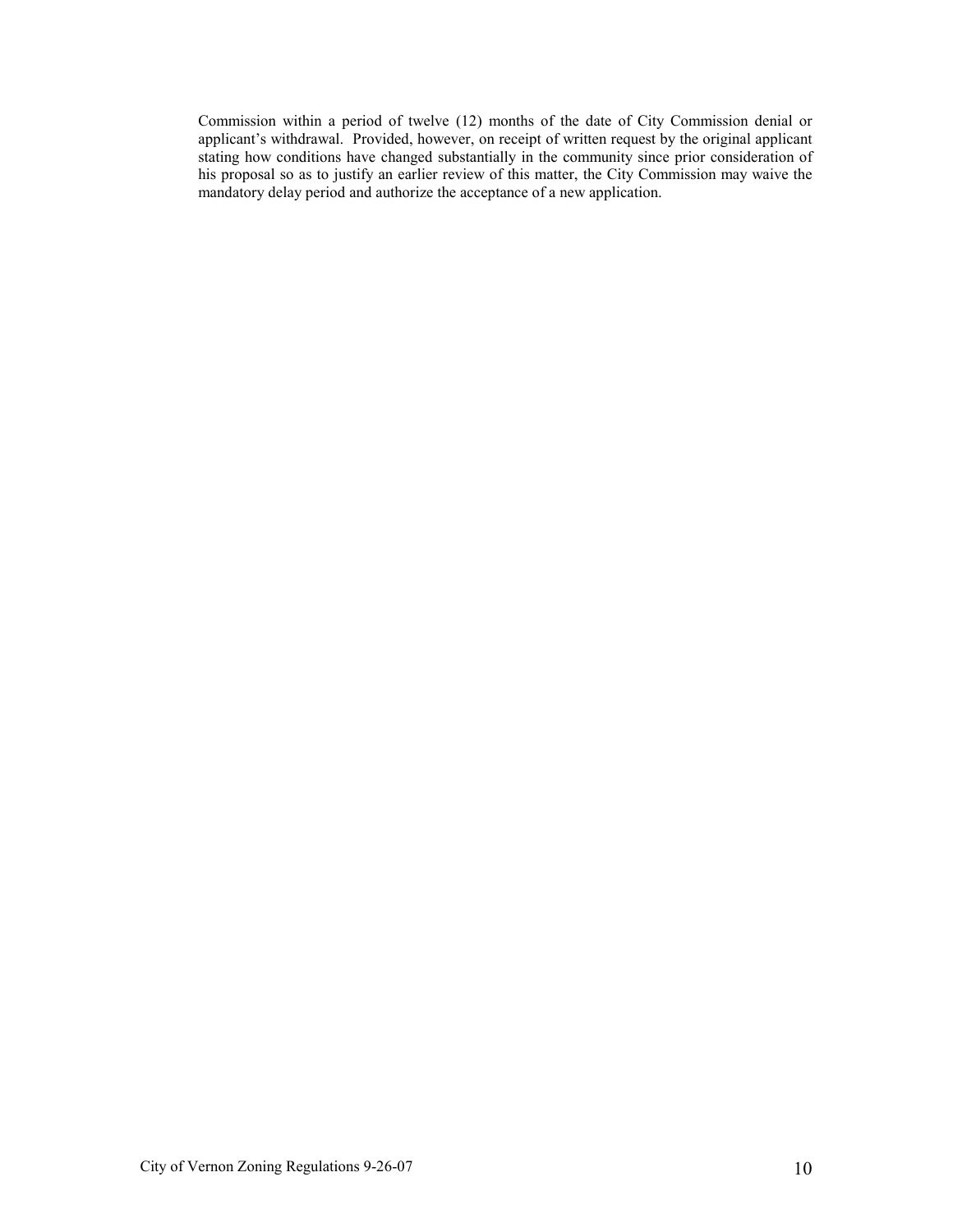Commission within a period of twelve (12) months of the date of City Commission denial or applicant's withdrawal. Provided, however, on receipt of written request by the original applicant stating how conditions have changed substantially in the community since prior consideration of his proposal so as to justify an earlier review of this matter, the City Commission may waive the mandatory delay period and authorize the acceptance of a new application.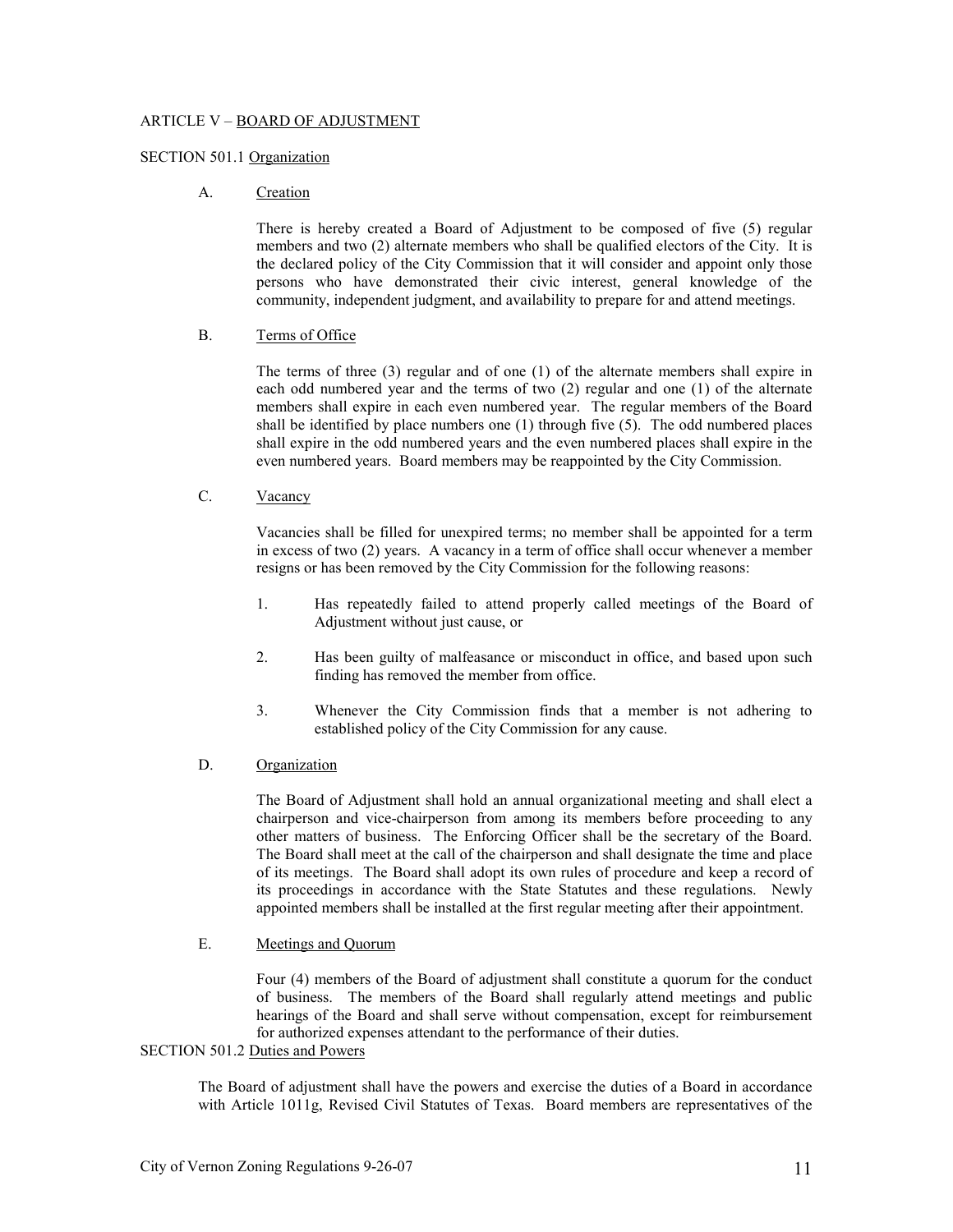## ARTICLE V – BOARD OF ADJUSTMENT

### SECTION 501.1 Organization

A. Creation

There is hereby created a Board of Adjustment to be composed of five (5) regular members and two (2) alternate members who shall be qualified electors of the City. It is the declared policy of the City Commission that it will consider and appoint only those persons who have demonstrated their civic interest, general knowledge of the community, independent judgment, and availability to prepare for and attend meetings.

B. Terms of Office

The terms of three (3) regular and of one (1) of the alternate members shall expire in each odd numbered year and the terms of two (2) regular and one (1) of the alternate members shall expire in each even numbered year. The regular members of the Board shall be identified by place numbers one (1) through five (5). The odd numbered places shall expire in the odd numbered years and the even numbered places shall expire in the even numbered years. Board members may be reappointed by the City Commission.

C. Vacancy

Vacancies shall be filled for unexpired terms; no member shall be appointed for a term in excess of two (2) years. A vacancy in a term of office shall occur whenever a member resigns or has been removed by the City Commission for the following reasons:

1. Has repeatedly failed to attend properly called meetings of the Board of Adjustment without just cause, or

2. Has been guilty of malfeasance or misconduct in office, and based upon such finding has removed the member from office.

3. Whenever the City Commission finds that a member is not adhering to established policy of the City Commission for any cause.

D. Organization

The Board of Adjustment shall hold an annual organizational meeting and shall elect a chairperson and vice-chairperson from among its members before proceeding to any other matters of business. The Enforcing Officer shall be the secretary of the Board. The Board shall meet at the call of the chairperson and shall designate the time and place of its meetings. The Board shall adopt its own rules of procedure and keep a record of its proceedings in accordance with the State Statutes and these regulations. Newly appointed members shall be installed at the first regular meeting after their appointment.

E. Meetings and Quorum

Four (4) members of the Board of adjustment shall constitute a quorum for the conduct of business. The members of the Board shall regularly attend meetings and public hearings of the Board and shall serve without compensation, except for reimbursement for authorized expenses attendant to the performance of their duties.

### SECTION 501.2 Duties and Powers

The Board of adjustment shall have the powers and exercise the duties of a Board in accordance with Article 1011g, Revised Civil Statutes of Texas. Board members are representatives of the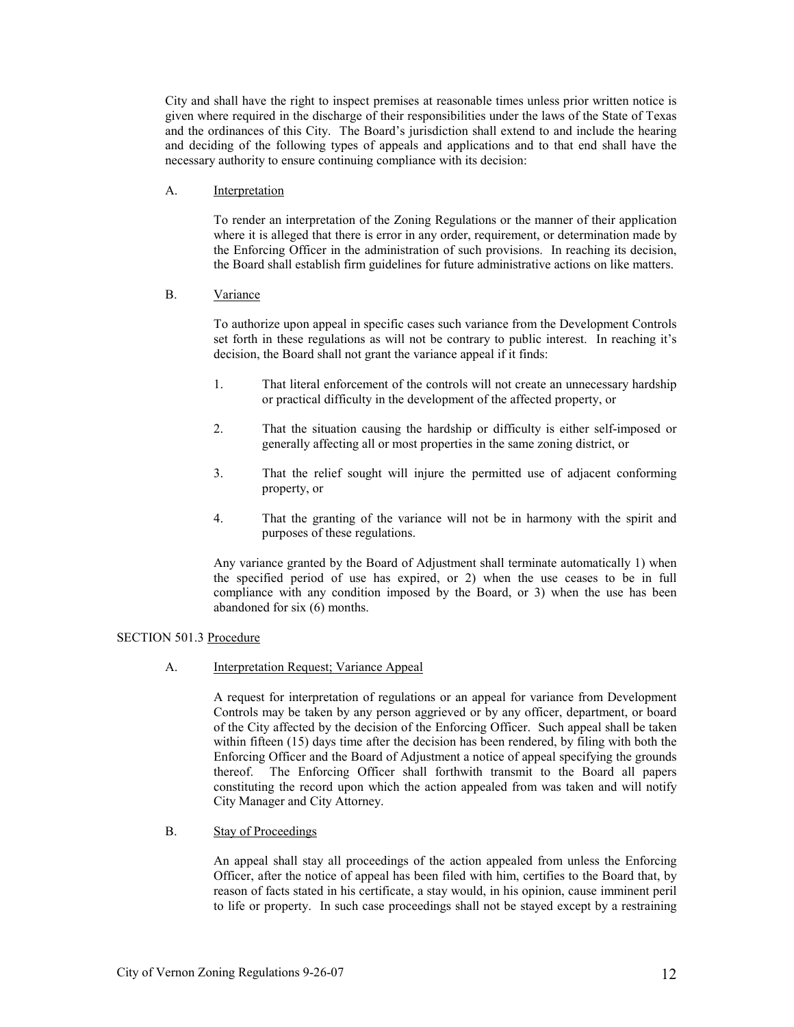City and shall have the right to inspect premises at reasonable times unless prior written notice is given where required in the discharge of their responsibilities under the laws of the State of Texas and the ordinances of this City. The Board's jurisdiction shall extend to and include the hearing and deciding of the following types of appeals and applications and to that end shall have the necessary authority to ensure continuing compliance with its decision:

A. Interpretation

To render an interpretation of the Zoning Regulations or the manner of their application where it is alleged that there is error in any order, requirement, or determination made by the Enforcing Officer in the administration of such provisions. In reaching its decision, the Board shall establish firm guidelines for future administrative actions on like matters.

B. Variance

To authorize upon appeal in specific cases such variance from the Development Controls set forth in these regulations as will not be contrary to public interest. In reaching it's decision, the Board shall not grant the variance appeal if it finds:

1. That literal enforcement of the controls will not create an unnecessary hardship or practical difficulty in the development of the affected property, or

2. That the situation causing the hardship or difficulty is either self-imposed or generally affecting all or most properties in the same zoning district, or

3. That the relief sought will injure the permitted use of adjacent conforming property, or

4. That the granting of the variance will not be in harmony with the spirit and purposes of these regulations.

Any variance granted by the Board of Adjustment shall terminate automatically 1) when the specified period of use has expired, or 2) when the use ceases to be in full compliance with any condition imposed by the Board, or 3) when the use has been abandoned for six (6) months.

SECTION 501.3 Procedure

A. Interpretation Request; Variance Appeal

A request for interpretation of regulations or an appeal for variance from Development Controls may be taken by any person aggrieved or by any officer, department, or board of the City affected by the decision of the Enforcing Officer. Such appeal shall be taken within fifteen (15) days time after the decision has been rendered, by filing with both the Enforcing Officer and the Board of Adjustment a notice of appeal specifying the grounds thereof. The Enforcing Officer shall forthwith transmit to the Board all papers constituting the record upon which the action appealed from was taken and will notify City Manager and City Attorney.

B. Stay of Proceedings

An appeal shall stay all proceedings of the action appealed from unless the Enforcing Officer, after the notice of appeal has been filed with him, certifies to the Board that, by reason of facts stated in his certificate, a stay would, in his opinion, cause imminent peril to life or property. In such case proceedings shall not be stayed except by a restraining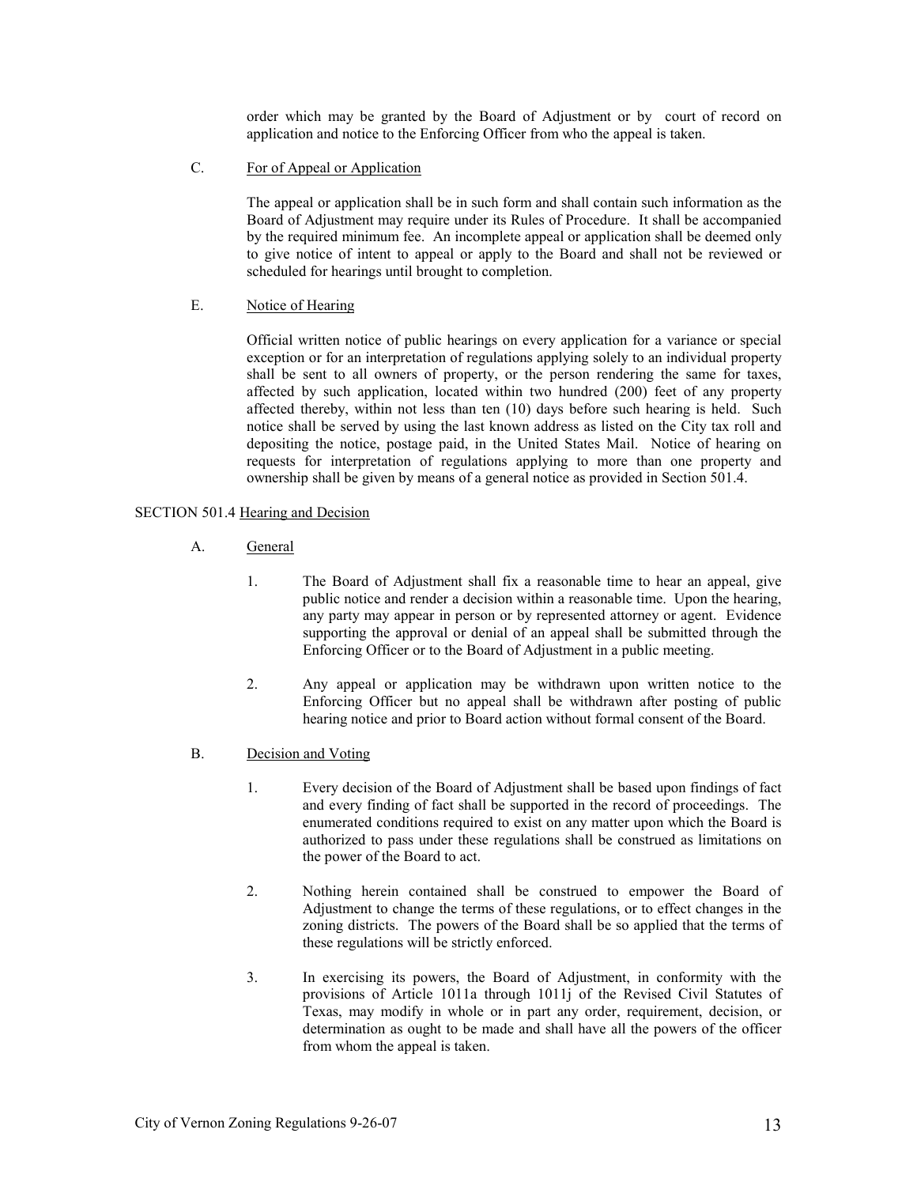order which may be granted by the Board of Adjustment or by court of record on application and notice to the Enforcing Officer from who the appeal is taken.

C. For of Appeal or Application

The appeal or application shall be in such form and shall contain such information as the Board of Adjustment may require under its Rules of Procedure. It shall be accompanied by the required minimum fee. An incomplete appeal or application shall be deemed only to give notice of intent to appeal or apply to the Board and shall not be reviewed or scheduled for hearings until brought to completion.

E. Notice of Hearing

Official written notice of public hearings on every application for a variance or special exception or for an interpretation of regulations applying solely to an individual property shall be sent to all owners of property, or the person rendering the same for taxes, affected by such application, located within two hundred (200) feet of any property affected thereby, within not less than ten (10) days before such hearing is held. Such notice shall be served by using the last known address as listed on the City tax roll and depositing the notice, postage paid, in the United States Mail. Notice of hearing on requests for interpretation of regulations applying to more than one property and ownership shall be given by means of a general notice as provided in Section 501.4.

SECTION 501.4 Hearing and Decision

A. General

1. The Board of Adjustment shall fix a reasonable time to hear an appeal, give public notice and render a decision within a reasonable time. Upon the hearing, any party may appear in person or by represented attorney or agent. Evidence supporting the approval or denial of an appeal shall be submitted through the Enforcing Officer or to the Board of Adjustment in a public meeting.

2. Any appeal or application may be withdrawn upon written notice to the Enforcing Officer but no appeal shall be withdrawn after posting of public hearing notice and prior to Board action without formal consent of the Board.

B. Decision and Voting

1. Every decision of the Board of Adjustment shall be based upon findings of fact and every finding of fact shall be supported in the record of proceedings. The enumerated conditions required to exist on any matter upon which the Board is authorized to pass under these regulations shall be construed as limitations on the power of the Board to act.

2. Nothing herein contained shall be construed to empower the Board of Adjustment to change the terms of these regulations, or to effect changes in the zoning districts. The powers of the Board shall be so applied that the terms of these regulations will be strictly enforced.

3. In exercising its powers, the Board of Adjustment, in conformity with the provisions of Article 1011a through 1011j of the Revised Civil Statutes of Texas, may modify in whole or in part any order, requirement, decision, or determination as ought to be made and shall have all the powers of the officer from whom the appeal is taken.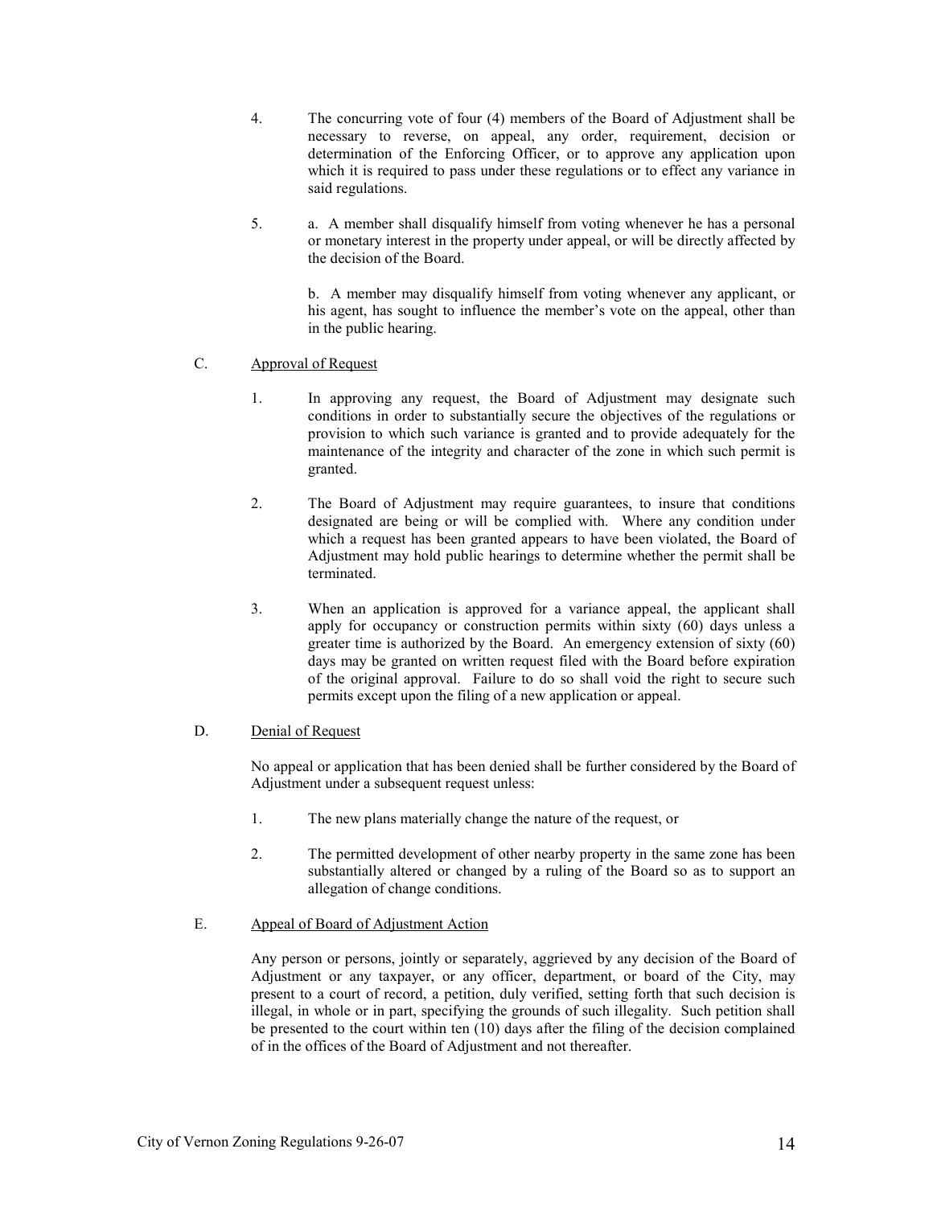4. The concurring vote of four (4) members of the Board of Adjustment shall be necessary to reverse, on appeal, any order, requirement, decision or determination of the Enforcing Officer, or to approve any application upon which it is required to pass under these regulations or to effect any variance in said regulations.

5. a. A member shall disqualify himself from voting whenever he has a personal or monetary interest in the property under appeal, or will be directly affected by the decision of the Board.

   b. A member may disqualify himself from voting whenever any applicant, or his agent, has sought to influence the member's vote on the appeal, other than in the public hearing.

C. Approval of Request

1. In approving any request, the Board of Adjustment may designate such conditions in order to substantially secure the objectives of the regulations or provision to which such variance is granted and to provide adequately for the maintenance of the integrity and character of the zone in which such permit is granted.

2. The Board of Adjustment may require guarantees, to insure that conditions designated are being or will be complied with. Where any condition under which a request has been granted appears to have been violated, the Board of Adjustment may hold public hearings to determine whether the permit shall be terminated.

3. When an application is approved for a variance appeal, the applicant shall apply for occupancy or construction permits within sixty (60) days unless a greater time is authorized by the Board. An emergency extension of sixty (60) days may be granted on written request filed with the Board before expiration of the original approval. Failure to do so shall void the right to secure such permits except upon the filing of a new application or appeal.

D. Denial of Request

No appeal or application that has been denied shall be further considered by the Board of Adjustment under a subsequent request unless:

1. The new plans materially change the nature of the request, or

2. The permitted development of other nearby property in the same zone has been substantially altered or changed by a ruling of the Board so as to support an allegation of change conditions.

E. Appeal of Board of Adjustment Action

Any person or persons, jointly or separately, aggrieved by any decision of the Board of Adjustment or any taxpayer, or any officer, department, or board of the City, may present to a court of record, a petition, duly verified, setting forth that such decision is illegal, in whole or in part, specifying the grounds of such illegality. Such petition shall be presented to the court within ten (10) days after the filing of the decision complained of in the offices of the Board of Adjustment and not thereafter.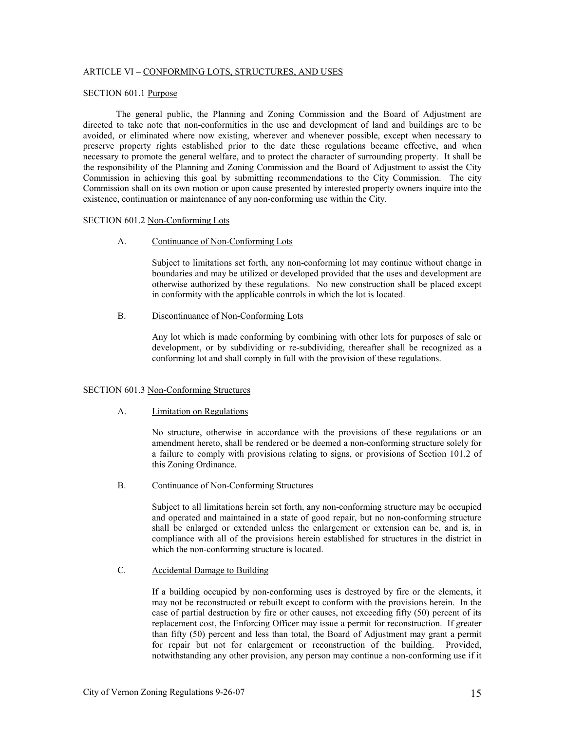## ARTICLE VI – CONFORMING LOTS, STRUCTURES, AND USES

### SECTION 601.1 Purpose

The general public, the Planning and Zoning Commission and the Board of Adjustment are directed to take note that non-conformities in the use and development of land and buildings are to be avoided, or eliminated where now existing, wherever and whenever possible, except when necessary to preserve property rights established prior to the date these regulations became effective, and when necessary to promote the general welfare, and to protect the character of surrounding property. It shall be the responsibility of the Planning and Zoning Commission and the Board of Adjustment to assist the City Commission in achieving this goal by submitting recommendations to the City Commission. The city Commission shall on its own motion or upon cause presented by interested property owners inquire into the existence, continuation or maintenance of any non-conforming use within the City.

### SECTION 601.2 Non-Conforming Lots

A. Continuance of Non-Conforming Lots

Subject to limitations set forth, any non-conforming lot may continue without change in boundaries and may be utilized or developed provided that the uses and development are otherwise authorized by these regulations. No new construction shall be placed except in conformity with the applicable controls in which the lot is located.

B. Discontinuance of Non-Conforming Lots

Any lot which is made conforming by combining with other lots for purposes of sale or development, or by subdividing or re-subdividing, thereafter shall be recognized as a conforming lot and shall comply in full with the provision of these regulations.

### SECTION 601.3 Non-Conforming Structures

A. Limitation on Regulations

No structure, otherwise in accordance with the provisions of these regulations or an amendment hereto, shall be rendered or be deemed a non-conforming structure solely for a failure to comply with provisions relating to signs, or provisions of Section 101.2 of this Zoning Ordinance.

B. Continuance of Non-Conforming Structures

Subject to all limitations herein set forth, any non-conforming structure may be occupied and operated and maintained in a state of good repair, but no non-conforming structure shall be enlarged or extended unless the enlargement or extension can be, and is, in compliance with all of the provisions herein established for structures in the district in which the non-conforming structure is located.

C. Accidental Damage to Building

If a building occupied by non-conforming uses is destroyed by fire or the elements, it may not be reconstructed or rebuilt except to conform with the provisions herein. In the case of partial destruction by fire or other causes, not exceeding fifty (50) percent of its replacement cost, the Enforcing Officer may issue a permit for reconstruction. If greater than fifty (50) percent and less than total, the Board of Adjustment may grant a permit for repair but not for enlargement or reconstruction of the building. Provided, notwithstanding any other provision, any person may continue a non-conforming use if it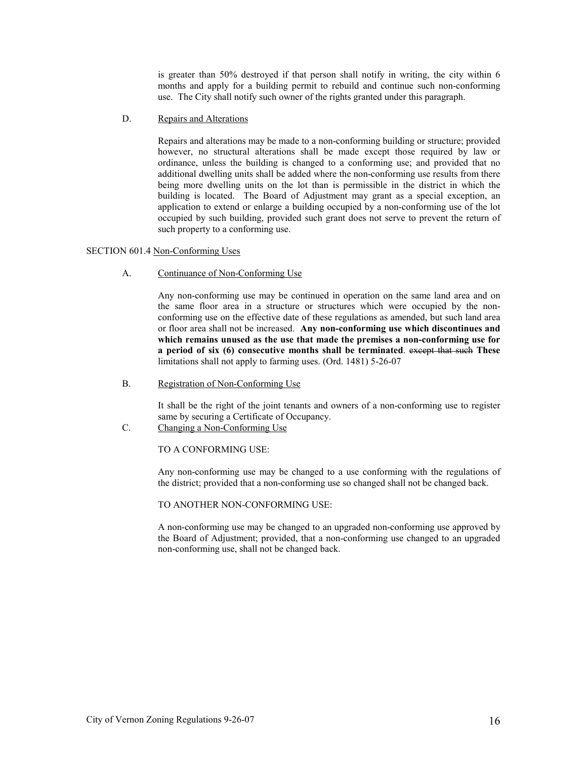is greater than 50% destroyed if that person shall notify in writing, the city within 6 months and apply for a building permit to rebuild and continue such non-conforming use. The City shall notify such owner of the rights granted under this paragraph.

D. Repairs and Alterations

Repairs and alterations may be made to a non-conforming building or structure; provided however, no structural alterations shall be made except those required by law or ordinance, unless the building is changed to a conforming use; and provided that no additional dwelling units shall be added where the non-conforming use results from there being more dwelling units on the lot than is permissible in the district in which the building is located. The Board of Adjustment may grant as a special exception, an application to extend or enlarge a building occupied by a non-conforming use of the lot occupied by such building, provided such grant does not serve to prevent the return of such property to a conforming use.

SECTION 601.4 Non-Conforming Uses

A. Continuance of Non-Conforming Use

Any non-conforming use may be continued in operation on the same land area and on the same floor area in a structure or structures which were occupied by the non-conforming use on the effective date of these regulations as amended, but such land area or floor area shall not be increased. **Any non-conforming use which discontinues and which remains unused as the use that made the premises a non-conforming use for a period of six (6) consecutive months shall be terminated**. ~~except that such~~ **These** limitations shall not apply to farming uses. (Ord. 1481) 5-26-07

B. Registration of Non-Conforming Use

It shall be the right of the joint tenants and owners of a non-conforming use to register same by securing a Certificate of Occupancy.

C. Changing a Non-Conforming Use

TO A CONFORMING USE:

Any non-conforming use may be changed to a use conforming with the regulations of the district; provided that a non-conforming use so changed shall not be changed back.

TO ANOTHER NON-CONFORMING USE:

A non-conforming use may be changed to an upgraded non-conforming use approved by the Board of Adjustment; provided, that a non-conforming use changed to an upgraded non-conforming use, shall not be changed back.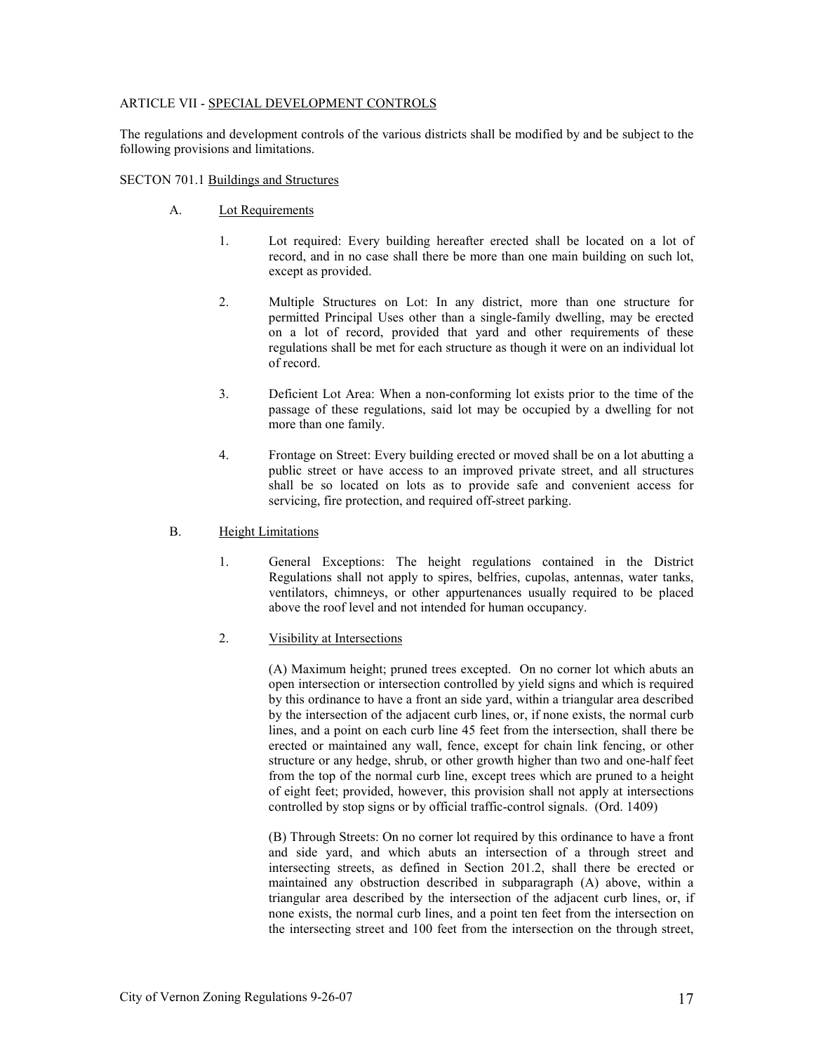## ARTICLE VII - SPECIAL DEVELOPMENT CONTROLS

The regulations and development controls of the various districts shall be modified by and be subject to the following provisions and limitations.

### SECTON 701.1 Buildings and Structures

A. Lot Requirements

1. Lot required: Every building hereafter erected shall be located on a lot of record, and in no case shall there be more than one main building on such lot, except as provided.

2. Multiple Structures on Lot: In any district, more than one structure for permitted Principal Uses other than a single-family dwelling, may be erected on a lot of record, provided that yard and other requirements of these regulations shall be met for each structure as though it were on an individual lot of record.

3. Deficient Lot Area: When a non-conforming lot exists prior to the time of the passage of these regulations, said lot may be occupied by a dwelling for not more than one family.

4. Frontage on Street: Every building erected or moved shall be on a lot abutting a public street or have access to an improved private street, and all structures shall be so located on lots as to provide safe and convenient access for servicing, fire protection, and required off-street parking.

B. Height Limitations

1. General Exceptions: The height regulations contained in the District Regulations shall not apply to spires, belfries, cupolas, antennas, water tanks, ventilators, chimneys, or other appurtenances usually required to be placed above the roof level and not intended for human occupancy.

2. Visibility at Intersections

(A) Maximum height; pruned trees excepted. On no corner lot which abuts an open intersection or intersection controlled by yield signs and which is required by this ordinance to have a front an side yard, within a triangular area described by the intersection of the adjacent curb lines, or, if none exists, the normal curb lines, and a point on each curb line 45 feet from the intersection, shall there be erected or maintained any wall, fence, except for chain link fencing, or other structure or any hedge, shrub, or other growth higher than two and one-half feet from the top of the normal curb line, except trees which are pruned to a height of eight feet; provided, however, this provision shall not apply at intersections controlled by stop signs or by official traffic-control signals. (Ord. 1409)

(B) Through Streets: On no corner lot required by this ordinance to have a front and side yard, and which abuts an intersection of a through street and intersecting streets, as defined in Section 201.2, shall there be erected or maintained any obstruction described in subparagraph (A) above, within a triangular area described by the intersection of the adjacent curb lines, or, if none exists, the normal curb lines, and a point ten feet from the intersection on the intersecting street and 100 feet from the intersection on the through street,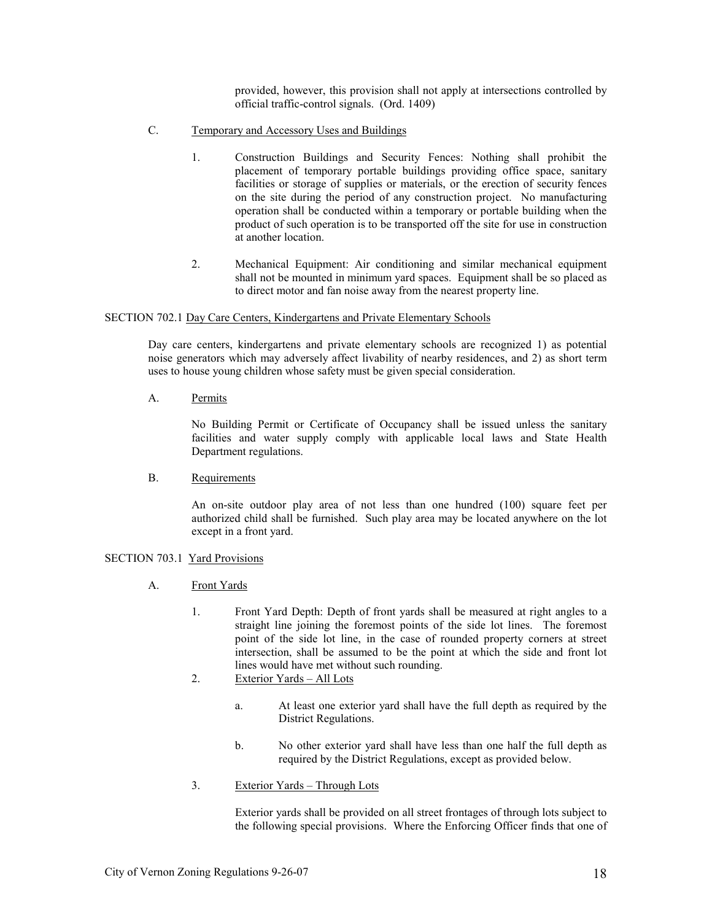provided, however, this provision shall not apply at intersections controlled by official traffic-control signals. (Ord. 1409)

C. Temporary and Accessory Uses and Buildings

1. Construction Buildings and Security Fences: Nothing shall prohibit the placement of temporary portable buildings providing office space, sanitary facilities or storage of supplies or materials, or the erection of security fences on the site during the period of any construction project. No manufacturing operation shall be conducted within a temporary or portable building when the product of such operation is to be transported off the site for use in construction at another location.

2. Mechanical Equipment: Air conditioning and similar mechanical equipment shall not be mounted in minimum yard spaces. Equipment shall be so placed as to direct motor and fan noise away from the nearest property line.

## SECTION 702.1 Day Care Centers, Kindergartens and Private Elementary Schools

Day care centers, kindergartens and private elementary schools are recognized 1) as potential noise generators which may adversely affect livability of nearby residences, and 2) as short term uses to house young children whose safety must be given special consideration.

A. Permits

No Building Permit or Certificate of Occupancy shall be issued unless the sanitary facilities and water supply comply with applicable local laws and State Health Department regulations.

B. Requirements

An on-site outdoor play area of not less than one hundred (100) square feet per authorized child shall be furnished. Such play area may be located anywhere on the lot except in a front yard.

## SECTION 703.1 Yard Provisions

A. Front Yards

1. Front Yard Depth: Depth of front yards shall be measured at right angles to a straight line joining the foremost points of the side lot lines. The foremost point of the side lot line, in the case of rounded property corners at street intersection, shall be assumed to be the point at which the side and front lot lines would have met without such rounding.

2. Exterior Yards – All Lots

   a. At least one exterior yard shall have the full depth as required by the District Regulations.

   b. No other exterior yard shall have less than one half the full depth as required by the District Regulations, except as provided below.

3. Exterior Yards – Through Lots

Exterior yards shall be provided on all street frontages of through lots subject to the following special provisions. Where the Enforcing Officer finds that one of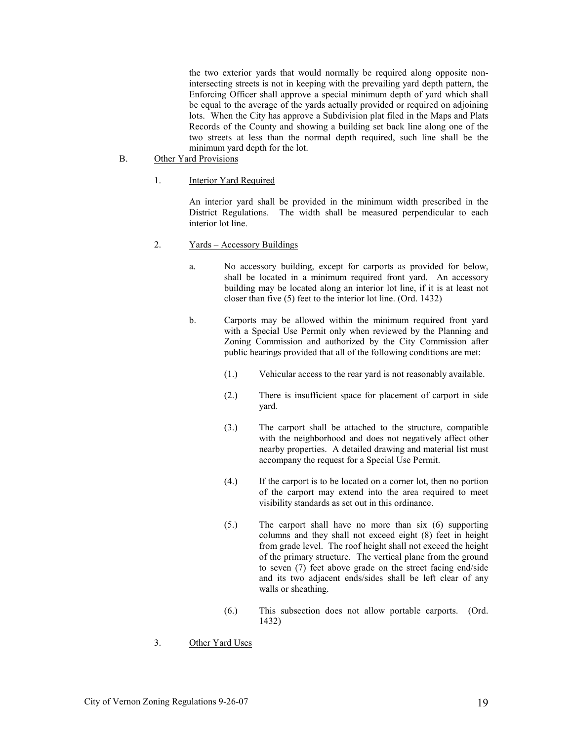the two exterior yards that would normally be required along opposite non-intersecting streets is not in keeping with the prevailing yard depth pattern, the Enforcing Officer shall approve a special minimum depth of yard which shall be equal to the average of the yards actually provided or required on adjoining lots. When the City has approve a Subdivision plat filed in the Maps and Plats Records of the County and showing a building set back line along one of the two streets at less than the normal depth required, such line shall be the minimum yard depth for the lot.

B. <u>Other Yard Provisions</u>

1. <u>Interior Yard Required</u>

   An interior yard shall be provided in the minimum width prescribed in the District Regulations. The width shall be measured perpendicular to each interior lot line.

2. <u>Yards – Accessory Buildings</u>

   a. No accessory building, except for carports as provided for below, shall be located in a minimum required front yard. An accessory building may be located along an interior lot line, if it is at least not closer than five (5) feet to the interior lot line. (Ord. 1432)

   b. Carports may be allowed within the minimum required front yard with a Special Use Permit only when reviewed by the Planning and Zoning Commission and authorized by the City Commission after public hearings provided that all of the following conditions are met:

      (1.) Vehicular access to the rear yard is not reasonably available.

      (2.) There is insufficient space for placement of carport in side yard.

      (3.) The carport shall be attached to the structure, compatible with the neighborhood and does not negatively affect other nearby properties. A detailed drawing and material list must accompany the request for a Special Use Permit.

      (4.) If the carport is to be located on a corner lot, then no portion of the carport may extend into the area required to meet visibility standards as set out in this ordinance.

      (5.) The carport shall have no more than six (6) supporting columns and they shall not exceed eight (8) feet in height from grade level. The roof height shall not exceed the height of the primary structure. The vertical plane from the ground to seven (7) feet above grade on the street facing end/side and its two adjacent ends/sides shall be left clear of any walls or sheathing.

      (6.) This subsection does not allow portable carports. (Ord. 1432)

3. <u>Other Yard Uses</u>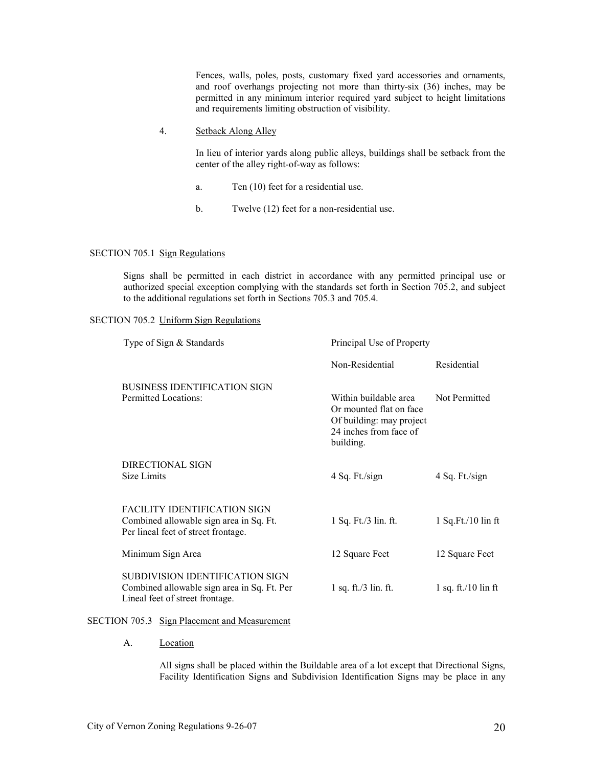Fences, walls, poles, posts, customary fixed yard accessories and ornaments, and roof overhangs projecting not more than thirty-six (36) inches, may be permitted in any minimum interior required yard subject to height limitations and requirements limiting obstruction of visibility.

4. Setback Along Alley

In lieu of interior yards along public alleys, buildings shall be setback from the center of the alley right-of-way as follows:

a. Ten (10) feet for a residential use.

b. Twelve (12) feet for a non-residential use.

## SECTION 705.1 Sign Regulations

Signs shall be permitted in each district in accordance with any permitted principal use or authorized special exception complying with the standards set forth in Section 705.2, and subject to the additional regulations set forth in Sections 705.3 and 705.4.

## SECTION 705.2 Uniform Sign Regulations

| Type of Sign & Standards | Principal Use of Property | |
|---|---|---|
| | Non-Residential | Residential |
| BUSINESS IDENTIFICATION SIGN<br>Permitted Locations: | Within buildable area Or mounted flat on face Of building: may project 24 inches from face of building. | Not Permitted |
| DIRECTIONAL SIGN<br>Size Limits | 4 Sq. Ft./sign | 4 Sq. Ft./sign |
| FACILITY IDENTIFICATION SIGN<br>Combined allowable sign area in Sq. Ft. Per lineal feet of street frontage. | 1 Sq. Ft./3 lin. ft. | 1 Sq.Ft./10 lin ft |
| Minimum Sign Area | 12 Square Feet | 12 Square Feet |
| SUBDIVISION IDENTIFICATION SIGN<br>Combined allowable sign area in Sq. Ft. Per Lineal feet of street frontage. | 1 sq. ft./3 lin. ft. | 1 sq. ft./10 lin ft |

## SECTION 705.3 Sign Placement and Measurement

A. Location

All signs shall be placed within the Buildable area of a lot except that Directional Signs, Facility Identification Signs and Subdivision Identification Signs may be place in any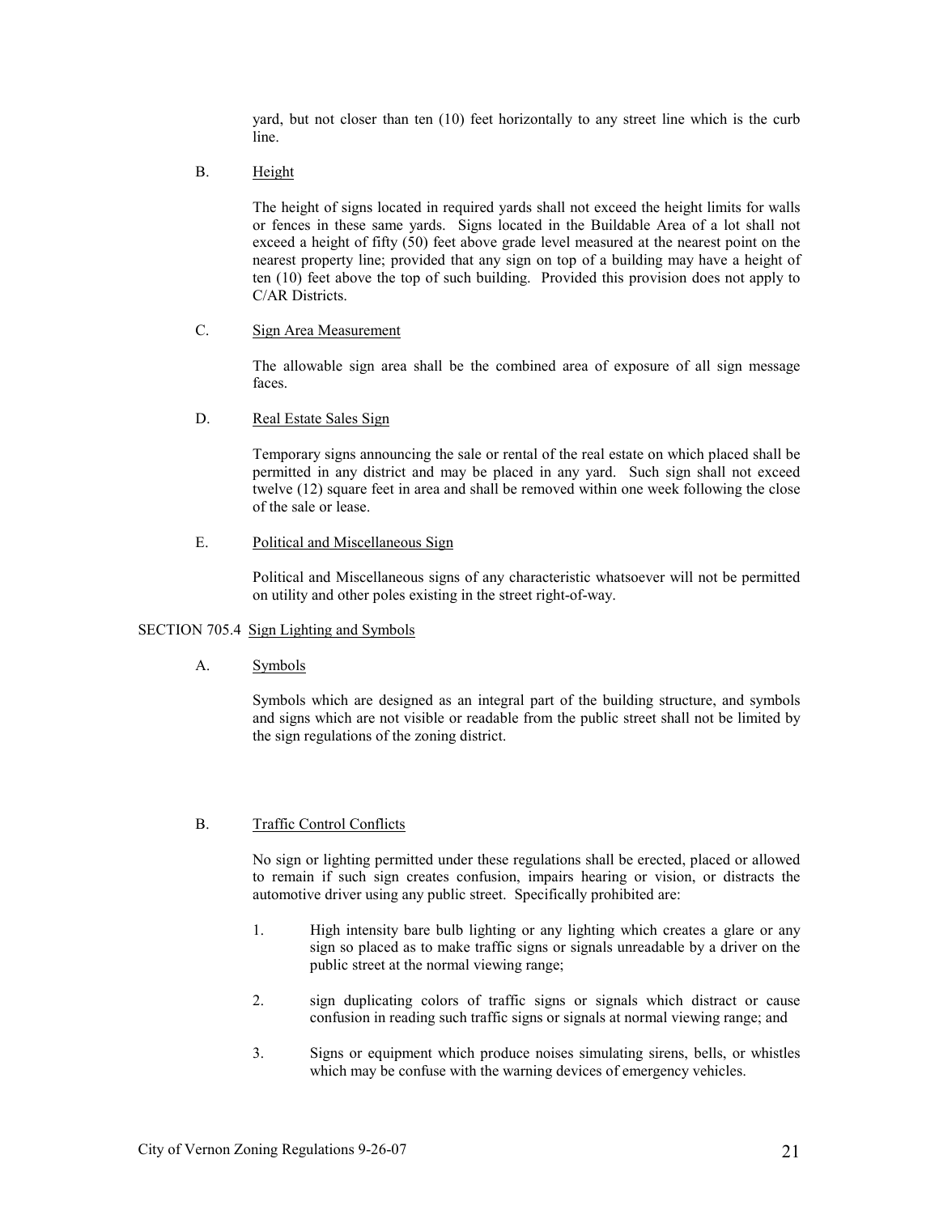yard, but not closer than ten (10) feet horizontally to any street line which is the curb line.

B. Height

The height of signs located in required yards shall not exceed the height limits for walls or fences in these same yards. Signs located in the Buildable Area of a lot shall not exceed a height of fifty (50) feet above grade level measured at the nearest point on the nearest property line; provided that any sign on top of a building may have a height of ten (10) feet above the top of such building. Provided this provision does not apply to C/AR Districts.

C. Sign Area Measurement

The allowable sign area shall be the combined area of exposure of all sign message faces.

D. Real Estate Sales Sign

Temporary signs announcing the sale or rental of the real estate on which placed shall be permitted in any district and may be placed in any yard. Such sign shall not exceed twelve (12) square feet in area and shall be removed within one week following the close of the sale or lease.

E. Political and Miscellaneous Sign

Political and Miscellaneous signs of any characteristic whatsoever will not be permitted on utility and other poles existing in the street right-of-way.

SECTION 705.4 Sign Lighting and Symbols

A. Symbols

Symbols which are designed as an integral part of the building structure, and symbols and signs which are not visible or readable from the public street shall not be limited by the sign regulations of the zoning district.

B. Traffic Control Conflicts

No sign or lighting permitted under these regulations shall be erected, placed or allowed to remain if such sign creates confusion, impairs hearing or vision, or distracts the automotive driver using any public street. Specifically prohibited are:

1. High intensity bare bulb lighting or any lighting which creates a glare or any sign so placed as to make traffic signs or signals unreadable by a driver on the public street at the normal viewing range;

2. sign duplicating colors of traffic signs or signals which distract or cause confusion in reading such traffic signs or signals at normal viewing range; and

3. Signs or equipment which produce noises simulating sirens, bells, or whistles which may be confuse with the warning devices of emergency vehicles.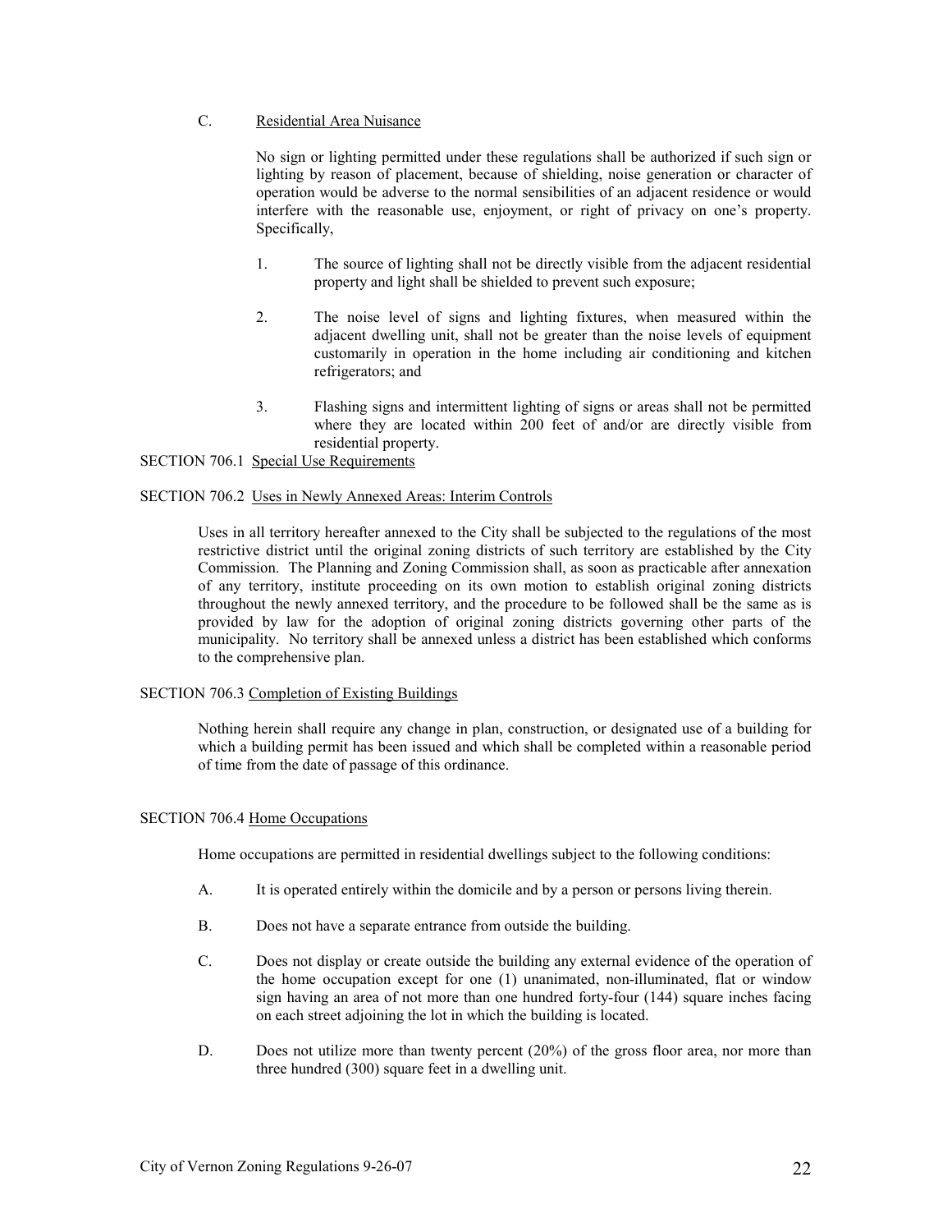C. Residential Area Nuisance

No sign or lighting permitted under these regulations shall be authorized if such sign or lighting by reason of placement, because of shielding, noise generation or character of operation would be adverse to the normal sensibilities of an adjacent residence or would interfere with the reasonable use, enjoyment, or right of privacy on one's property. Specifically,

1. The source of lighting shall not be directly visible from the adjacent residential property and light shall be shielded to prevent such exposure;

2. The noise level of signs and lighting fixtures, when measured within the adjacent dwelling unit, shall not be greater than the noise levels of equipment customarily in operation in the home including air conditioning and kitchen refrigerators; and

3. Flashing signs and intermittent lighting of signs or areas shall not be permitted where they are located within 200 feet of and/or are directly visible from residential property.

SECTION 706.1 Special Use Requirements

SECTION 706.2 Uses in Newly Annexed Areas: Interim Controls

Uses in all territory hereafter annexed to the City shall be subjected to the regulations of the most restrictive district until the original zoning districts of such territory are established by the City Commission. The Planning and Zoning Commission shall, as soon as practicable after annexation of any territory, institute proceeding on its own motion to establish original zoning districts throughout the newly annexed territory, and the procedure to be followed shall be the same as is provided by law for the adoption of original zoning districts governing other parts of the municipality. No territory shall be annexed unless a district has been established which conforms to the comprehensive plan.

SECTION 706.3 Completion of Existing Buildings

Nothing herein shall require any change in plan, construction, or designated use of a building for which a building permit has been issued and which shall be completed within a reasonable period of time from the date of passage of this ordinance.

SECTION 706.4 Home Occupations

Home occupations are permitted in residential dwellings subject to the following conditions:

A. It is operated entirely within the domicile and by a person or persons living therein.

B. Does not have a separate entrance from outside the building.

C. Does not display or create outside the building any external evidence of the operation of the home occupation except for one (1) unanimated, non-illuminated, flat or window sign having an area of not more than one hundred forty-four (144) square inches facing on each street adjoining the lot in which the building is located.

D. Does not utilize more than twenty percent (20%) of the gross floor area, nor more than three hundred (300) square feet in a dwelling unit.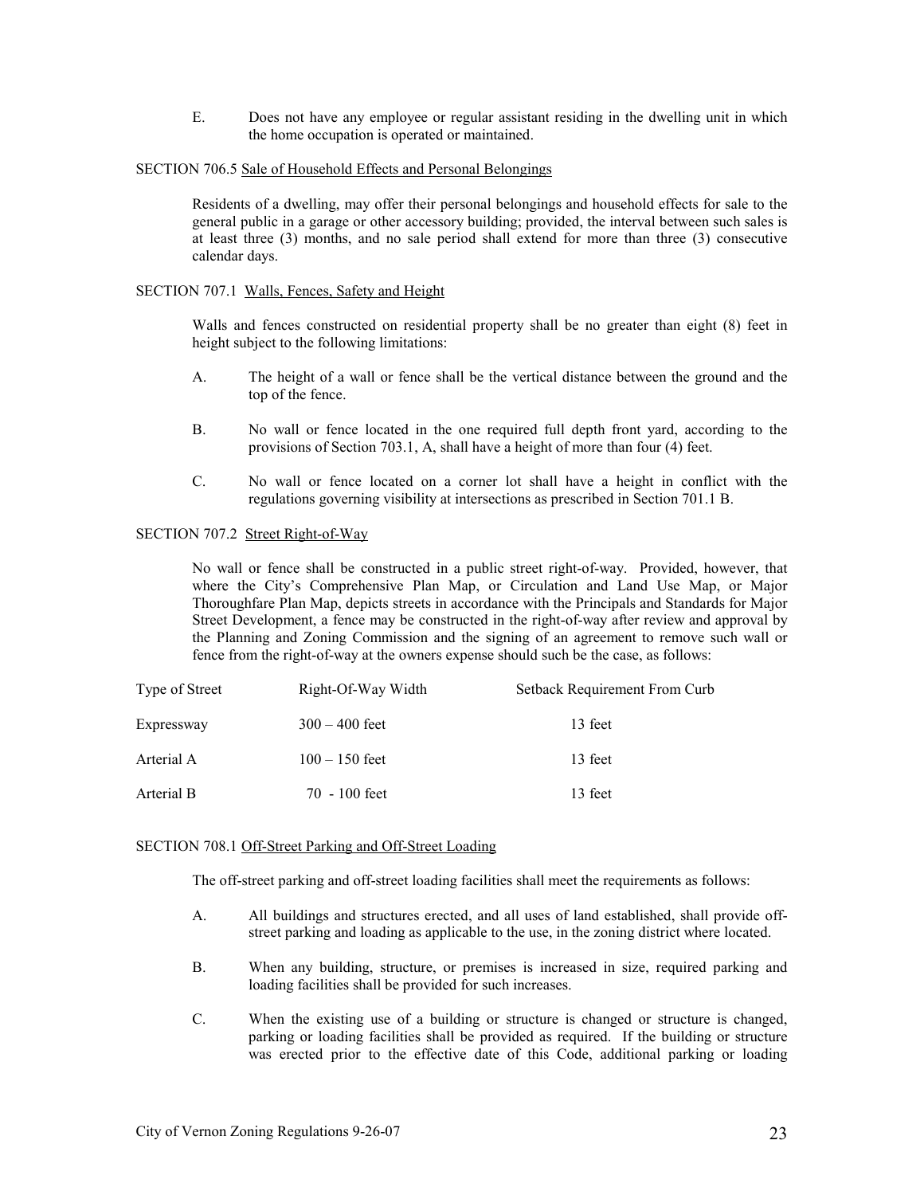E. Does not have any employee or regular assistant residing in the dwelling unit in which the home occupation is operated or maintained.

SECTION 706.5 Sale of Household Effects and Personal Belongings

Residents of a dwelling, may offer their personal belongings and household effects for sale to the general public in a garage or other accessory building; provided, the interval between such sales is at least three (3) months, and no sale period shall extend for more than three (3) consecutive calendar days.

SECTION 707.1 Walls, Fences, Safety and Height

Walls and fences constructed on residential property shall be no greater than eight (8) feet in height subject to the following limitations:

A. The height of a wall or fence shall be the vertical distance between the ground and the top of the fence.

B. No wall or fence located in the one required full depth front yard, according to the provisions of Section 703.1, A, shall have a height of more than four (4) feet.

C. No wall or fence located on a corner lot shall have a height in conflict with the regulations governing visibility at intersections as prescribed in Section 701.1 B.

SECTION 707.2 Street Right-of-Way

No wall or fence shall be constructed in a public street right-of-way. Provided, however, that where the City's Comprehensive Plan Map, or Circulation and Land Use Map, or Major Thoroughfare Plan Map, depicts streets in accordance with the Principals and Standards for Major Street Development, a fence may be constructed in the right-of-way after review and approval by the Planning and Zoning Commission and the signing of an agreement to remove such wall or fence from the right-of-way at the owners expense should such be the case, as follows:

| Type of Street | Right-Of-Way Width | Setback Requirement From Curb |
|---|---|---|
| Expressway | 300 – 400 feet | 13 feet |
| Arterial A | 100 – 150 feet | 13 feet |
| Arterial B | 70 - 100 feet | 13 feet |

SECTION 708.1 Off-Street Parking and Off-Street Loading

The off-street parking and off-street loading facilities shall meet the requirements as follows:

A. All buildings and structures erected, and all uses of land established, shall provide off-street parking and loading as applicable to the use, in the zoning district where located.

B. When any building, structure, or premises is increased in size, required parking and loading facilities shall be provided for such increases.

C. When the existing use of a building or structure is changed or structure is changed, parking or loading facilities shall be provided as required. If the building or structure was erected prior to the effective date of this Code, additional parking or loading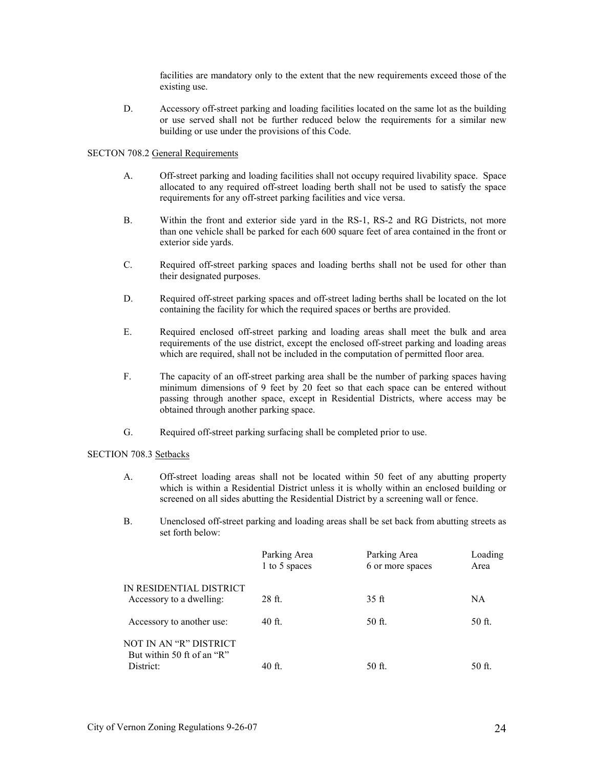facilities are mandatory only to the extent that the new requirements exceed those of the existing use.

D. Accessory off-street parking and loading facilities located on the same lot as the building or use served shall not be further reduced below the requirements for a similar new building or use under the provisions of this Code.

SECTON 708.2 General Requirements

A. Off-street parking and loading facilities shall not occupy required livability space. Space allocated to any required off-street loading berth shall not be used to satisfy the space requirements for any off-street parking facilities and vice versa.

B. Within the front and exterior side yard in the RS-1, RS-2 and RG Districts, not more than one vehicle shall be parked for each 600 square feet of area contained in the front or exterior side yards.

C. Required off-street parking spaces and loading berths shall not be used for other than their designated purposes.

D. Required off-street parking spaces and off-street lading berths shall be located on the lot containing the facility for which the required spaces or berths are provided.

E. Required enclosed off-street parking and loading areas shall meet the bulk and area requirements of the use district, except the enclosed off-street parking and loading areas which are required, shall not be included in the computation of permitted floor area.

F. The capacity of an off-street parking area shall be the number of parking spaces having minimum dimensions of 9 feet by 20 feet so that each space can be entered without passing through another space, except in Residential Districts, where access may be obtained through another parking space.

G. Required off-street parking surfacing shall be completed prior to use.

SECTION 708.3 Setbacks

A. Off-street loading areas shall not be located within 50 feet of any abutting property which is within a Residential District unless it is wholly within an enclosed building or screened on all sides abutting the Residential District by a screening wall or fence.

B. Unenclosed off-street parking and loading areas shall be set back from abutting streets as set forth below:

| | Parking Area 1 to 5 spaces | Parking Area 6 or more spaces | Loading Area |
|---|---|---|---|
| IN RESIDENTIAL DISTRICT | | | |
| Accessory to a dwelling: | 28 ft. | 35 ft | NA |
| Accessory to another use: | 40 ft. | 50 ft. | 50 ft. |
| NOT IN AN "R" DISTRICT But within 50 ft of an "R" District: | 40 ft. | 50 ft. | 50 ft. |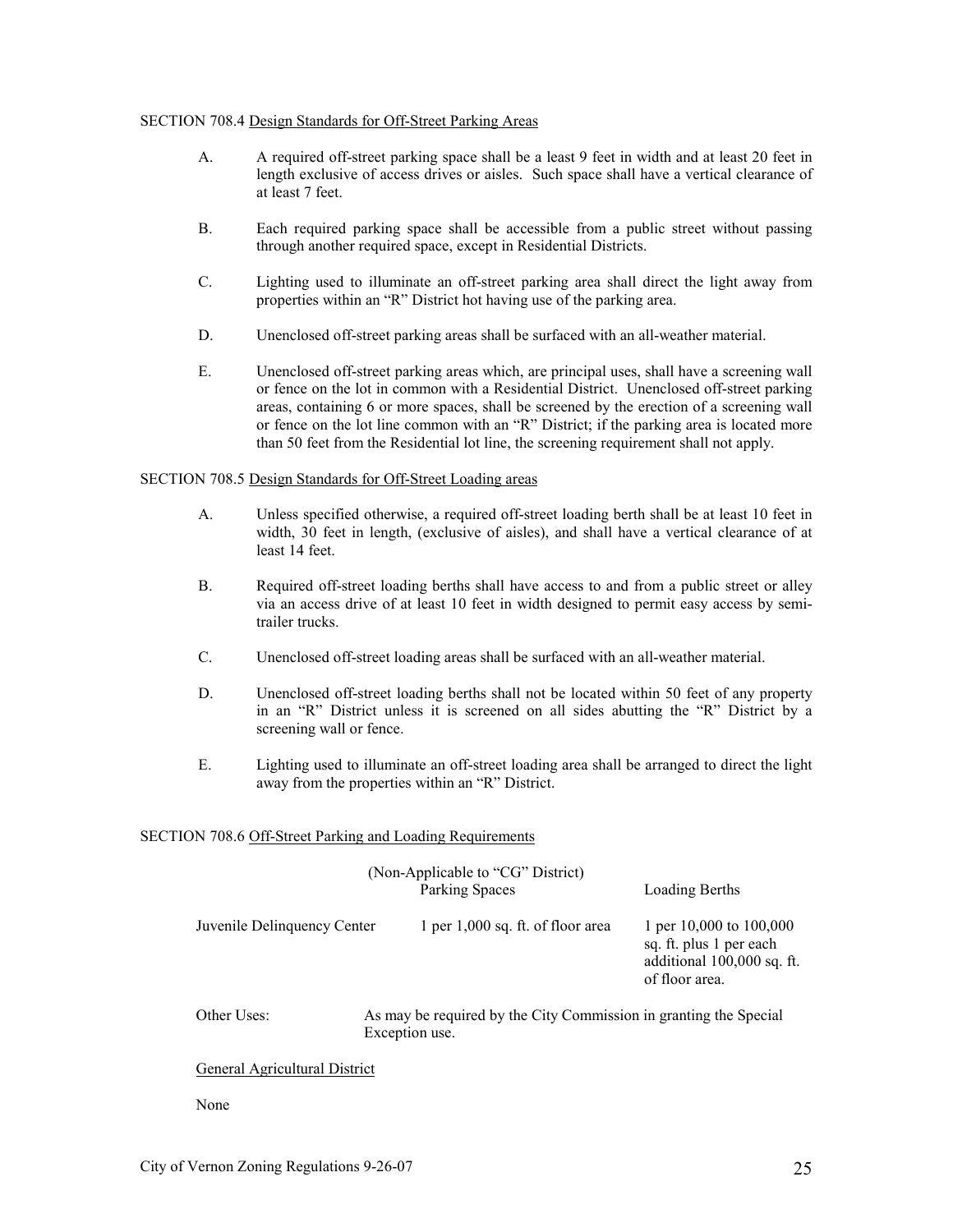SECTION 708.4 Design Standards for Off-Street Parking Areas

A. A required off-street parking space shall be a least 9 feet in width and at least 20 feet in length exclusive of access drives or aisles. Such space shall have a vertical clearance of at least 7 feet.

B. Each required parking space shall be accessible from a public street without passing through another required space, except in Residential Districts.

C. Lighting used to illuminate an off-street parking area shall direct the light away from properties within an "R" District hot having use of the parking area.

D. Unenclosed off-street parking areas shall be surfaced with an all-weather material.

E. Unenclosed off-street parking areas which, are principal uses, shall have a screening wall or fence on the lot in common with a Residential District. Unenclosed off-street parking areas, containing 6 or more spaces, shall be screened by the erection of a screening wall or fence on the lot line common with an "R" District; if the parking area is located more than 50 feet from the Residential lot line, the screening requirement shall not apply.

SECTION 708.5 Design Standards for Off-Street Loading areas

A. Unless specified otherwise, a required off-street loading berth shall be at least 10 feet in width, 30 feet in length, (exclusive of aisles), and shall have a vertical clearance of at least 14 feet.

B. Required off-street loading berths shall have access to and from a public street or alley via an access drive of at least 10 feet in width designed to permit easy access by semi-trailer trucks.

C. Unenclosed off-street loading areas shall be surfaced with an all-weather material.

D. Unenclosed off-street loading berths shall not be located within 50 feet of any property in an "R" District unless it is screened on all sides abutting the "R" District by a screening wall or fence.

E. Lighting used to illuminate an off-street loading area shall be arranged to direct the light away from the properties within an "R" District.

SECTION 708.6 Off-Street Parking and Loading Requirements

| | (Non-Applicable to "CG" District) Parking Spaces | Loading Berths |
|---|---|---|
| Juvenile Delinquency Center | 1 per 1,000 sq. ft. of floor area | 1 per 10,000 to 100,000 sq. ft. plus 1 per each additional 100,000 sq. ft. of floor area. |
| Other Uses: | As may be required by the City Commission in granting the Special Exception use. | |

General Agricultural District

None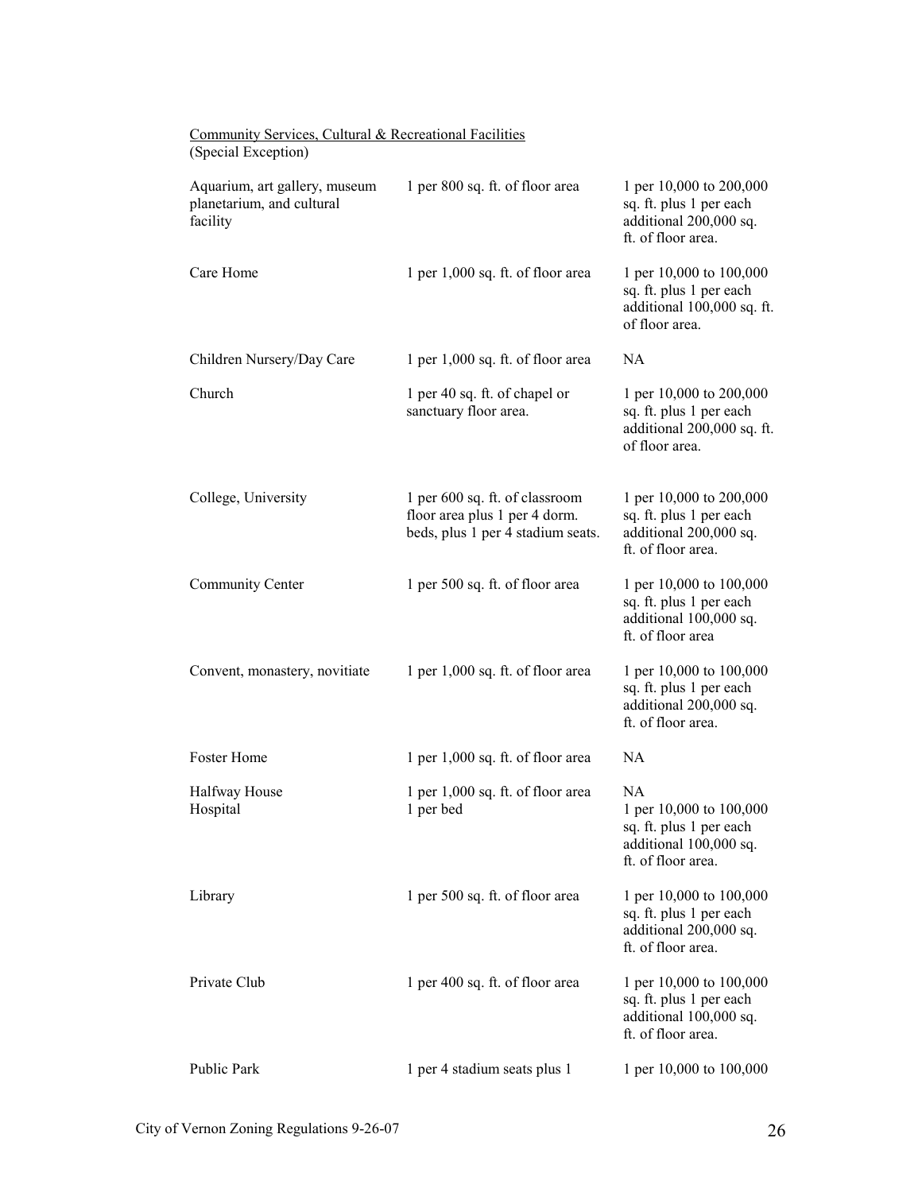<u>Community Services, Cultural & Recreational Facilities</u>
(Special Exception)

| | | |
|---|---|---|
| Aquarium, art gallery, museum planetarium, and cultural facility | 1 per 800 sq. ft. of floor area | 1 per 10,000 to 200,000 sq. ft. plus 1 per each additional 200,000 sq. ft. of floor area. |
| Care Home | 1 per 1,000 sq. ft. of floor area | 1 per 10,000 to 100,000 sq. ft. plus 1 per each additional 100,000 sq. ft. of floor area. |
| Children Nursery/Day Care | 1 per 1,000 sq. ft. of floor area | NA |
| Church | 1 per 40 sq. ft. of chapel or sanctuary floor area. | 1 per 10,000 to 200,000 sq. ft. plus 1 per each additional 200,000 sq. ft. of floor area. |
| College, University | 1 per 600 sq. ft. of classroom floor area plus 1 per 4 dorm. beds, plus 1 per 4 stadium seats. | 1 per 10,000 to 200,000 sq. ft. plus 1 per each additional 200,000 sq. ft. of floor area. |
| Community Center | 1 per 500 sq. ft. of floor area | 1 per 10,000 to 100,000 sq. ft. plus 1 per each additional 100,000 sq. ft. of floor area |
| Convent, monastery, novitiate | 1 per 1,000 sq. ft. of floor area | 1 per 10,000 to 100,000 sq. ft. plus 1 per each additional 200,000 sq. ft. of floor area. |
| Foster Home | 1 per 1,000 sq. ft. of floor area | NA |
| Halfway House | 1 per 1,000 sq. ft. of floor area | NA |
| Hospital | 1 per bed | 1 per 10,000 to 100,000 sq. ft. plus 1 per each additional 100,000 sq. ft. of floor area. |
| Library | 1 per 500 sq. ft. of floor area | 1 per 10,000 to 100,000 sq. ft. plus 1 per each additional 200,000 sq. ft. of floor area. |
| Private Club | 1 per 400 sq. ft. of floor area | 1 per 10,000 to 100,000 sq. ft. plus 1 per each additional 100,000 sq. ft. of floor area. |
| Public Park | 1 per 4 stadium seats plus 1 | 1 per 10,000 to 100,000 |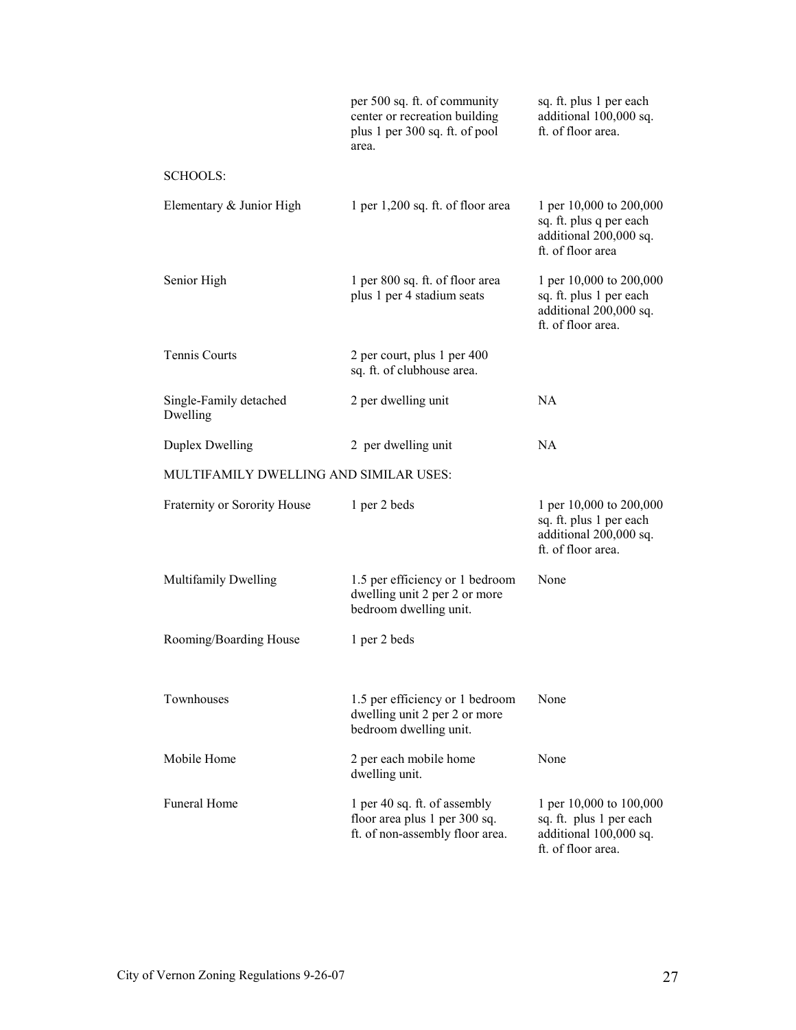| | | |
|---|---|---|
| | per 500 sq. ft. of community center or recreation building plus 1 per 300 sq. ft. of pool area. | sq. ft. plus 1 per each additional 100,000 sq. ft. of floor area. |
| SCHOOLS: | | |
| Elementary & Junior High | 1 per 1,200 sq. ft. of floor area | 1 per 10,000 to 200,000 sq. ft. plus q per each additional 200,000 sq. ft. of floor area |
| Senior High | 1 per 800 sq. ft. of floor area plus 1 per 4 stadium seats | 1 per 10,000 to 200,000 sq. ft. plus 1 per each additional 200,000 sq. ft. of floor area. |
| Tennis Courts | 2 per court, plus 1 per 400 sq. ft. of clubhouse area. | |
| Single-Family detached Dwelling | 2 per dwelling unit | NA |
| Duplex Dwelling | 2 per dwelling unit | NA |
| MULTIFAMILY DWELLING AND SIMILAR USES: | | |
| Fraternity or Sorority House | 1 per 2 beds | 1 per 10,000 to 200,000 sq. ft. plus 1 per each additional 200,000 sq. ft. of floor area. |
| Multifamily Dwelling | 1.5 per efficiency or 1 bedroom dwelling unit 2 per 2 or more bedroom dwelling unit. | None |
| Rooming/Boarding House | 1 per 2 beds | |
| Townhouses | 1.5 per efficiency or 1 bedroom dwelling unit 2 per 2 or more bedroom dwelling unit. | None |
| Mobile Home | 2 per each mobile home dwelling unit. | None |
| Funeral Home | 1 per 40 sq. ft. of assembly floor area plus 1 per 300 sq. ft. of non-assembly floor area. | 1 per 10,000 to 100,000 sq. ft. plus 1 per each additional 100,000 sq. ft. of floor area. |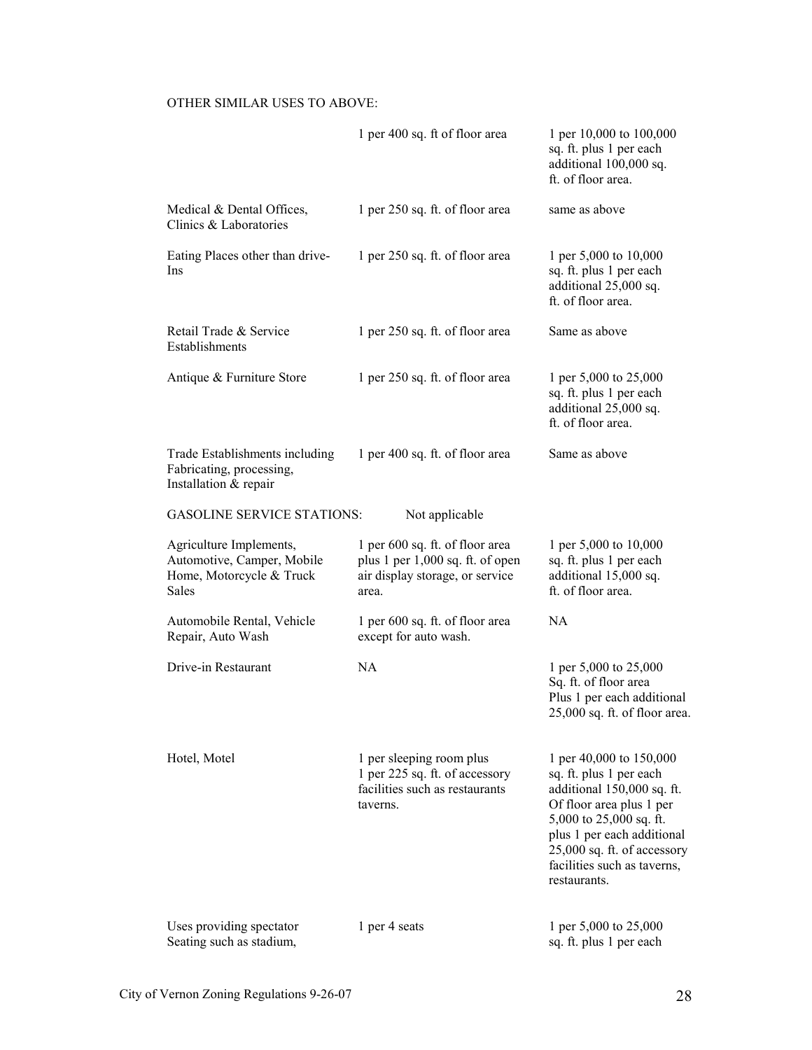OTHER SIMILAR USES TO ABOVE:

| | | |
|---|---|---|
| | 1 per 400 sq. ft of floor area | 1 per 10,000 to 100,000 sq. ft. plus 1 per each additional 100,000 sq. ft. of floor area. |
| Medical & Dental Offices, Clinics & Laboratories | 1 per 250 sq. ft. of floor area | same as above |
| Eating Places other than drive-Ins | 1 per 250 sq. ft. of floor area | 1 per 5,000 to 10,000 sq. ft. plus 1 per each additional 25,000 sq. ft. of floor area. |
| Retail Trade & Service Establishments | 1 per 250 sq. ft. of floor area | Same as above |
| Antique & Furniture Store | 1 per 250 sq. ft. of floor area | 1 per 5,000 to 25,000 sq. ft. plus 1 per each additional 25,000 sq. ft. of floor area. |
| Trade Establishments including Fabricating, processing, Installation & repair | 1 per 400 sq. ft. of floor area | Same as above |
| GASOLINE SERVICE STATIONS: | Not applicable | |
| Agriculture Implements, Automotive, Camper, Mobile Home, Motorcycle & Truck Sales | 1 per 600 sq. ft. of floor area plus 1 per 1,000 sq. ft. of open air display storage, or service area. | 1 per 5,000 to 10,000 sq. ft. plus 1 per each additional 15,000 sq. ft. of floor area. |
| Automobile Rental, Vehicle Repair, Auto Wash | 1 per 600 sq. ft. of floor area except for auto wash. | NA |
| Drive-in Restaurant | NA | 1 per 5,000 to 25,000 Sq. ft. of floor area Plus 1 per each additional 25,000 sq. ft. of floor area. |
| Hotel, Motel | 1 per sleeping room plus 1 per 225 sq. ft. of accessory facilities such as restaurants taverns. | 1 per 40,000 to 150,000 sq. ft. plus 1 per each additional 150,000 sq. ft. Of floor area plus 1 per 5,000 to 25,000 sq. ft. plus 1 per each additional 25,000 sq. ft. of accessory facilities such as taverns, restaurants. |
| Uses providing spectator Seating such as stadium, | 1 per 4 seats | 1 per 5,000 to 25,000 sq. ft. plus 1 per each |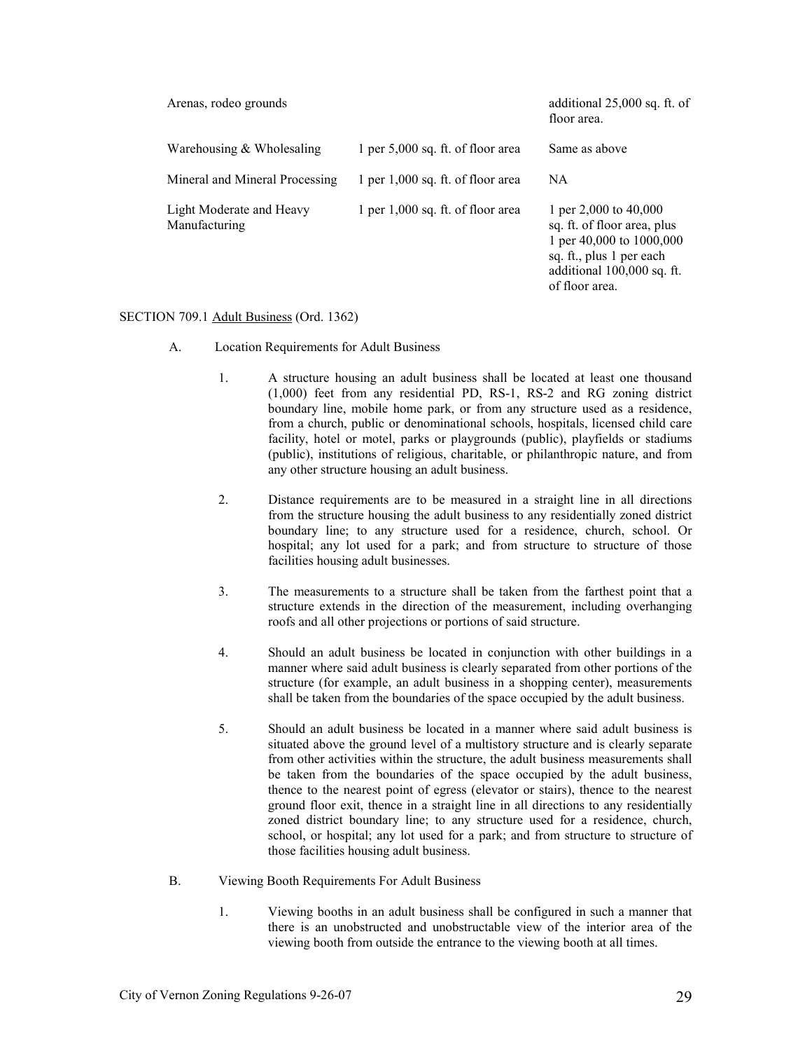| | | |
|---|---|---|
| Arenas, rodeo grounds | | additional 25,000 sq. ft. of floor area. |
| Warehousing & Wholesaling | 1 per 5,000 sq. ft. of floor area | Same as above |
| Mineral and Mineral Processing | 1 per 1,000 sq. ft. of floor area | NA |
| Light Moderate and Heavy Manufacturing | 1 per 1,000 sq. ft. of floor area | 1 per 2,000 to 40,000 sq. ft. of floor area, plus 1 per 40,000 to 1000,000 sq. ft., plus 1 per each additional 100,000 sq. ft. of floor area. |

SECTION 709.1 Adult Business (Ord. 1362)

A. Location Requirements for Adult Business

1. A structure housing an adult business shall be located at least one thousand (1,000) feet from any residential PD, RS-1, RS-2 and RG zoning district boundary line, mobile home park, or from any structure used as a residence, from a church, public or denominational schools, hospitals, licensed child care facility, hotel or motel, parks or playgrounds (public), playfields or stadiums (public), institutions of religious, charitable, or philanthropic nature, and from any other structure housing an adult business.

2. Distance requirements are to be measured in a straight line in all directions from the structure housing the adult business to any residentially zoned district boundary line; to any structure used for a residence, church, school. Or hospital; any lot used for a park; and from structure to structure of those facilities housing adult businesses.

3. The measurements to a structure shall be taken from the farthest point that a structure extends in the direction of the measurement, including overhanging roofs and all other projections or portions of said structure.

4. Should an adult business be located in conjunction with other buildings in a manner where said adult business is clearly separated from other portions of the structure (for example, an adult business in a shopping center), measurements shall be taken from the boundaries of the space occupied by the adult business.

5. Should an adult business be located in a manner where said adult business is situated above the ground level of a multistory structure and is clearly separate from other activities within the structure, the adult business measurements shall be taken from the boundaries of the space occupied by the adult business, thence to the nearest point of egress (elevator or stairs), thence to the nearest ground floor exit, thence in a straight line in all directions to any residentially zoned district boundary line; to any structure used for a residence, church, school, or hospital; any lot used for a park; and from structure to structure of those facilities housing adult business.

B. Viewing Booth Requirements For Adult Business

1. Viewing booths in an adult business shall be configured in such a manner that there is an unobstructed and unobstructable view of the interior area of the viewing booth from outside the entrance to the viewing booth at all times.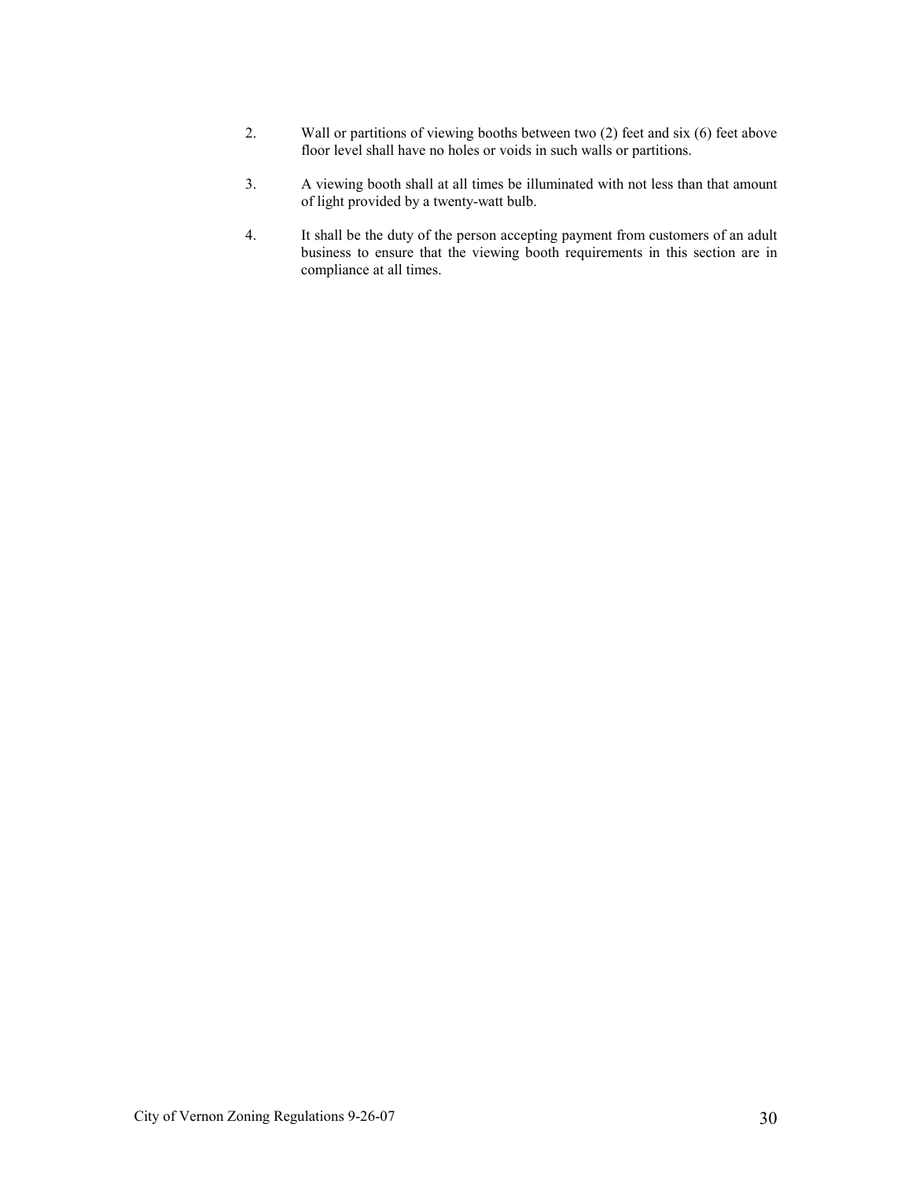2. Wall or partitions of viewing booths between two (2) feet and six (6) feet above floor level shall have no holes or voids in such walls or partitions.

3. A viewing booth shall at all times be illuminated with not less than that amount of light provided by a twenty-watt bulb.

4. It shall be the duty of the person accepting payment from customers of an adult business to ensure that the viewing booth requirements in this section are in compliance at all times.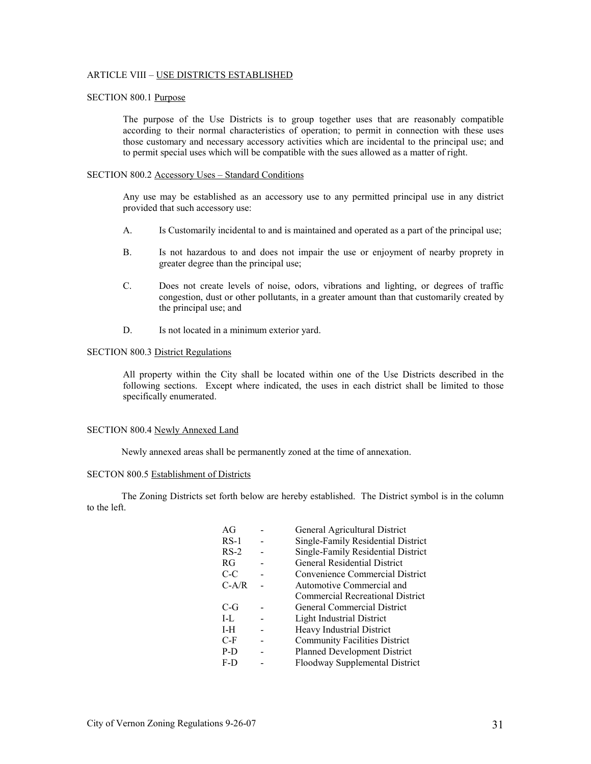## ARTICLE VIII – USE DISTRICTS ESTABLISHED

### SECTION 800.1 Purpose

The purpose of the Use Districts is to group together uses that are reasonably compatible according to their normal characteristics of operation; to permit in connection with these uses those customary and necessary accessory activities which are incidental to the principal use; and to permit special uses which will be compatible with the sues allowed as a matter of right.

### SECTION 800.2 Accessory Uses – Standard Conditions

Any use may be established as an accessory use to any permitted principal use in any district provided that such accessory use:

A. Is Customarily incidental to and is maintained and operated as a part of the principal use;

B. Is not hazardous to and does not impair the use or enjoyment of nearby proprety in greater degree than the principal use;

C. Does not create levels of noise, odors, vibrations and lighting, or degrees of traffic congestion, dust or other pollutants, in a greater amount than that customarily created by the principal use; and

D. Is not located in a minimum exterior yard.

### SECTION 800.3 District Regulations

All property within the City shall be located within one of the Use Districts described in the following sections. Except where indicated, the uses in each district shall be limited to those specifically enumerated.

### SECTION 800.4 Newly Annexed Land

Newly annexed areas shall be permanently zoned at the time of annexation.

### SECTON 800.5 Establishment of Districts

The Zoning Districts set forth below are hereby established. The District symbol is in the column to the left.

| Symbol | | District |
|---|---|---|
| AG | - | General Agricultural District |
| RS-1 | - | Single-Family Residential District |
| RS-2 | - | Single-Family Residential District |
| RG | - | General Residential District |
| C-C | - | Convenience Commercial District |
| C-A/R | - | Automotive Commercial and Commercial Recreational District |
| C-G | - | General Commercial District |
| I-L | - | Light Industrial District |
| I-H | - | Heavy Industrial District |
| C-F | - | Community Facilities District |
| P-D | - | Planned Development District |
| F-D | - | Floodway Supplemental District |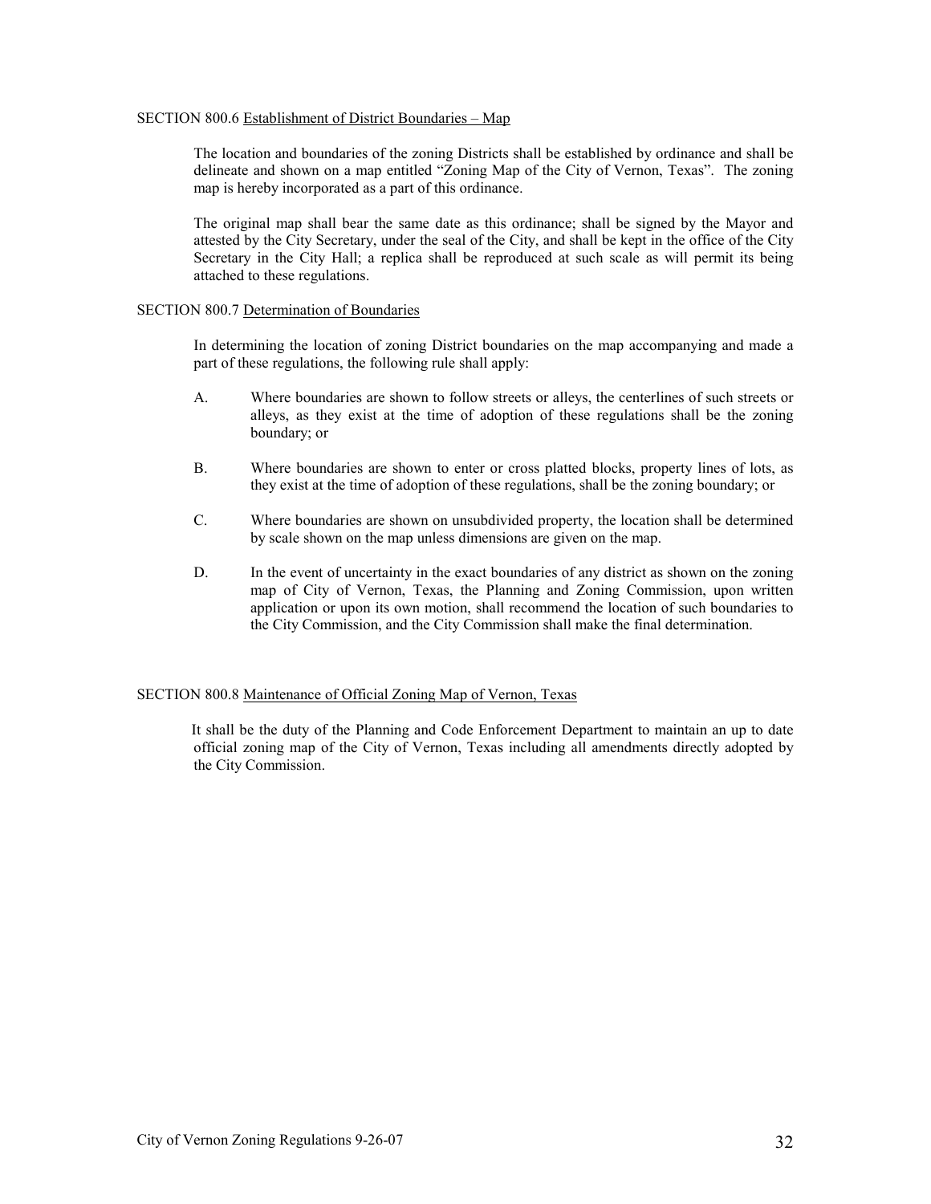SECTION 800.6 Establishment of District Boundaries – Map

The location and boundaries of the zoning Districts shall be established by ordinance and shall be delineate and shown on a map entitled "Zoning Map of the City of Vernon, Texas". The zoning map is hereby incorporated as a part of this ordinance.

The original map shall bear the same date as this ordinance; shall be signed by the Mayor and attested by the City Secretary, under the seal of the City, and shall be kept in the office of the City Secretary in the City Hall; a replica shall be reproduced at such scale as will permit its being attached to these regulations.

SECTION 800.7 Determination of Boundaries

In determining the location of zoning District boundaries on the map accompanying and made a part of these regulations, the following rule shall apply:

A. Where boundaries are shown to follow streets or alleys, the centerlines of such streets or alleys, as they exist at the time of adoption of these regulations shall be the zoning boundary; or

B. Where boundaries are shown to enter or cross platted blocks, property lines of lots, as they exist at the time of adoption of these regulations, shall be the zoning boundary; or

C. Where boundaries are shown on unsubdivided property, the location shall be determined by scale shown on the map unless dimensions are given on the map.

D. In the event of uncertainty in the exact boundaries of any district as shown on the zoning map of City of Vernon, Texas, the Planning and Zoning Commission, upon written application or upon its own motion, shall recommend the location of such boundaries to the City Commission, and the City Commission shall make the final determination.

SECTION 800.8 Maintenance of Official Zoning Map of Vernon, Texas

It shall be the duty of the Planning and Code Enforcement Department to maintain an up to date official zoning map of the City of Vernon, Texas including all amendments directly adopted by the City Commission.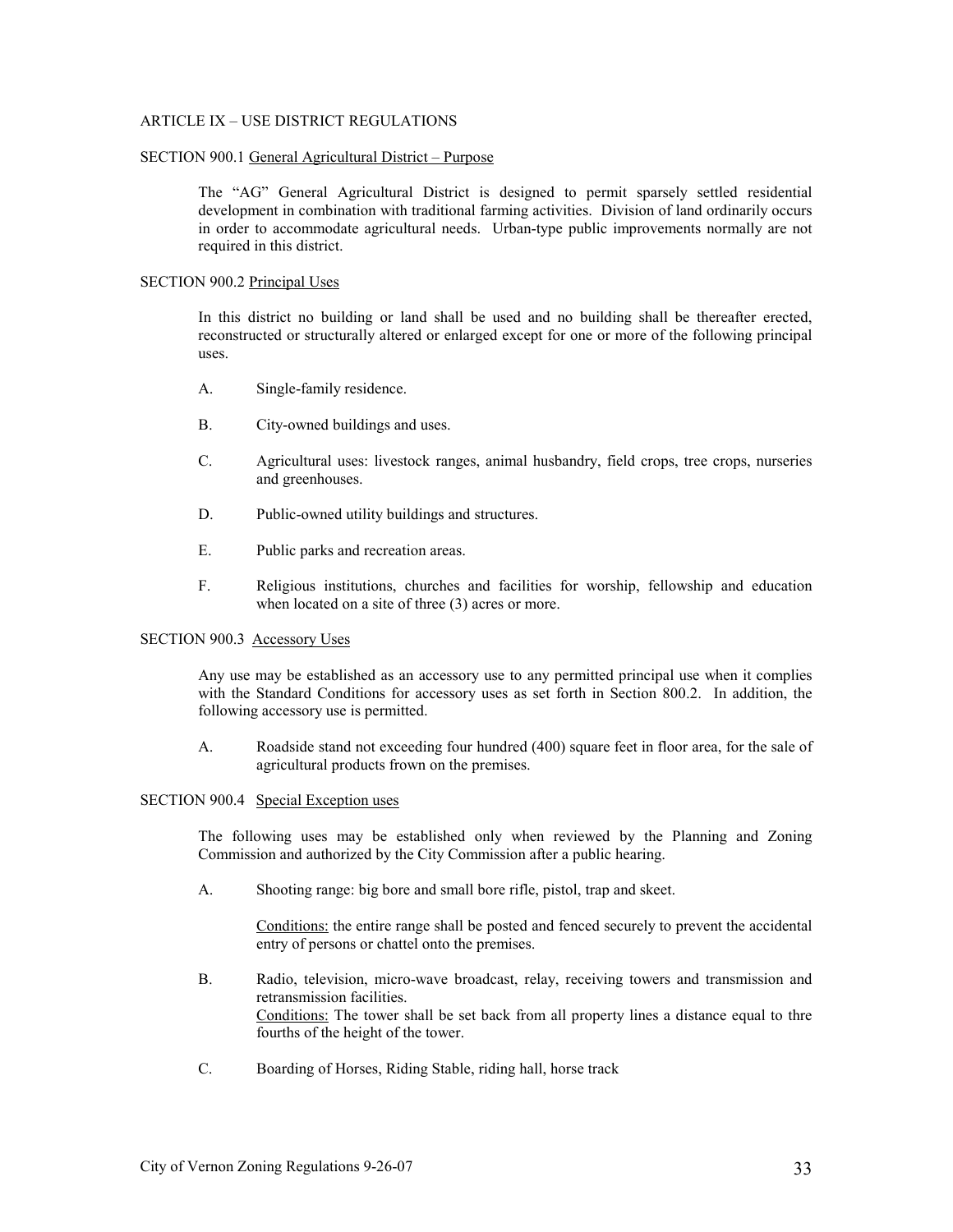# ARTICLE IX – USE DISTRICT REGULATIONS

## SECTION 900.1 General Agricultural District – Purpose

The "AG" General Agricultural District is designed to permit sparsely settled residential development in combination with traditional farming activities. Division of land ordinarily occurs in order to accommodate agricultural needs. Urban-type public improvements normally are not required in this district.

## SECTION 900.2 Principal Uses

In this district no building or land shall be used and no building shall be thereafter erected, reconstructed or structurally altered or enlarged except for one or more of the following principal uses.

A. Single-family residence.

B. City-owned buildings and uses.

C. Agricultural uses: livestock ranges, animal husbandry, field crops, tree crops, nurseries and greenhouses.

D. Public-owned utility buildings and structures.

E. Public parks and recreation areas.

F. Religious institutions, churches and facilities for worship, fellowship and education when located on a site of three (3) acres or more.

## SECTION 900.3 Accessory Uses

Any use may be established as an accessory use to any permitted principal use when it complies with the Standard Conditions for accessory uses as set forth in Section 800.2. In addition, the following accessory use is permitted.

A. Roadside stand not exceeding four hundred (400) square feet in floor area, for the sale of agricultural products frown on the premises.

## SECTION 900.4 Special Exception uses

The following uses may be established only when reviewed by the Planning and Zoning Commission and authorized by the City Commission after a public hearing.

A. Shooting range: big bore and small bore rifle, pistol, trap and skeet.

Conditions: the entire range shall be posted and fenced securely to prevent the accidental entry of persons or chattel onto the premises.

B. Radio, television, micro-wave broadcast, relay, receiving towers and transmission and retransmission facilities.
Conditions: The tower shall be set back from all property lines a distance equal to thre fourths of the height of the tower.

C. Boarding of Horses, Riding Stable, riding hall, horse track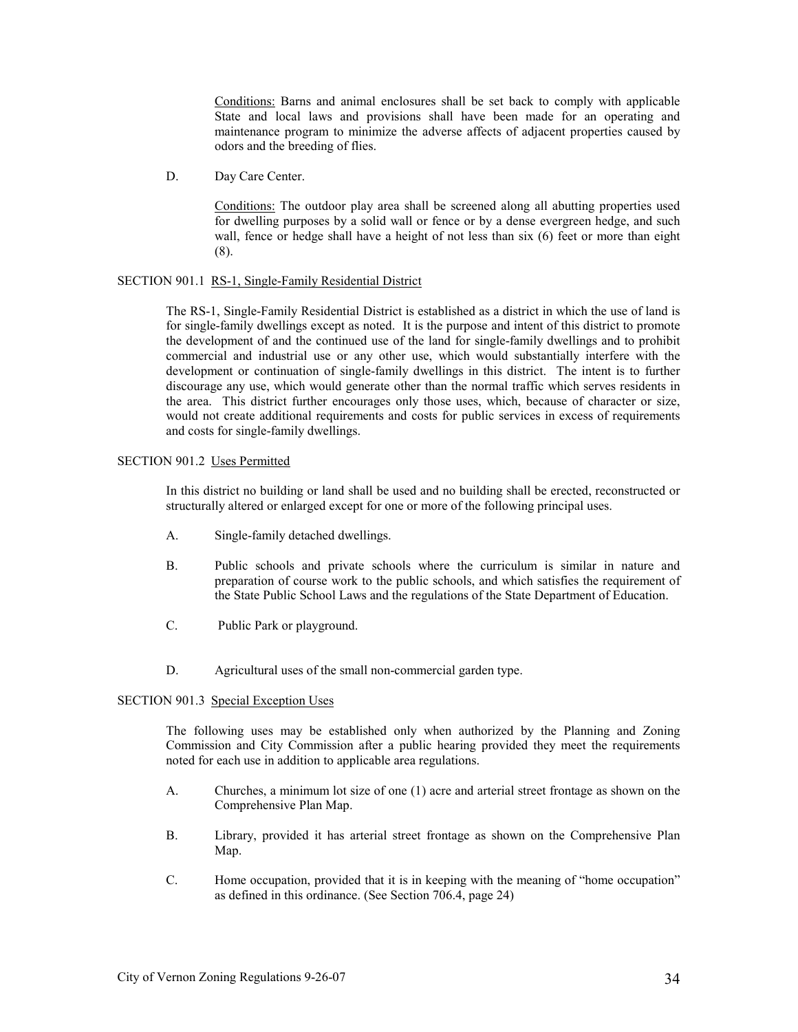Conditions: Barns and animal enclosures shall be set back to comply with applicable State and local laws and provisions shall have been made for an operating and maintenance program to minimize the adverse affects of adjacent properties caused by odors and the breeding of flies.

D. Day Care Center.

Conditions: The outdoor play area shall be screened along all abutting properties used for dwelling purposes by a solid wall or fence or by a dense evergreen hedge, and such wall, fence or hedge shall have a height of not less than six (6) feet or more than eight (8).

SECTION 901.1 RS-1, Single-Family Residential District

The RS-1, Single-Family Residential District is established as a district in which the use of land is for single-family dwellings except as noted. It is the purpose and intent of this district to promote the development of and the continued use of the land for single-family dwellings and to prohibit commercial and industrial use or any other use, which would substantially interfere with the development or continuation of single-family dwellings in this district. The intent is to further discourage any use, which would generate other than the normal traffic which serves residents in the area. This district further encourages only those uses, which, because of character or size, would not create additional requirements and costs for public services in excess of requirements and costs for single-family dwellings.

SECTION 901.2 Uses Permitted

In this district no building or land shall be used and no building shall be erected, reconstructed or structurally altered or enlarged except for one or more of the following principal uses.

A. Single-family detached dwellings.

B. Public schools and private schools where the curriculum is similar in nature and preparation of course work to the public schools, and which satisfies the requirement of the State Public School Laws and the regulations of the State Department of Education.

C. Public Park or playground.

D. Agricultural uses of the small non-commercial garden type.

SECTION 901.3 Special Exception Uses

The following uses may be established only when authorized by the Planning and Zoning Commission and City Commission after a public hearing provided they meet the requirements noted for each use in addition to applicable area regulations.

A. Churches, a minimum lot size of one (1) acre and arterial street frontage as shown on the Comprehensive Plan Map.

B. Library, provided it has arterial street frontage as shown on the Comprehensive Plan Map.

C. Home occupation, provided that it is in keeping with the meaning of "home occupation" as defined in this ordinance. (See Section 706.4, page 24)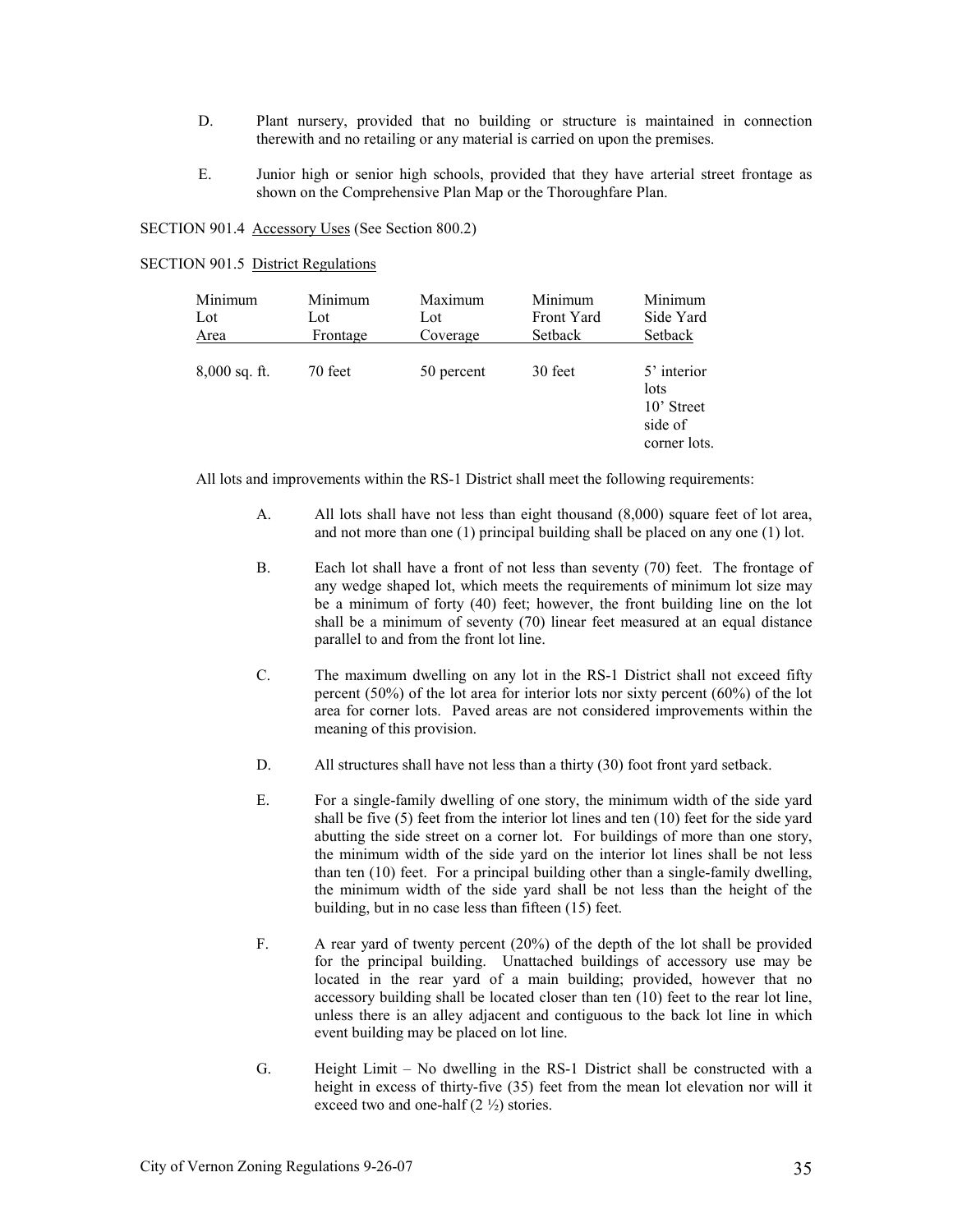D. Plant nursery, provided that no building or structure is maintained in connection therewith and no retailing or any material is carried on upon the premises.

E. Junior high or senior high schools, provided that they have arterial street frontage as shown on the Comprehensive Plan Map or the Thoroughfare Plan.

SECTION 901.4 Accessory Uses (See Section 800.2)

SECTION 901.5 District Regulations

| Minimum Lot Area | Minimum Lot Frontage | Maximum Lot Coverage | Minimum Front Yard Setback | Minimum Side Yard Setback |
|---|---|---|---|---|
| 8,000 sq. ft. | 70 feet | 50 percent | 30 feet | 5' interior lots 10' Street side of corner lots. |

All lots and improvements within the RS-1 District shall meet the following requirements:

A. All lots shall have not less than eight thousand (8,000) square feet of lot area, and not more than one (1) principal building shall be placed on any one (1) lot.

B. Each lot shall have a front of not less than seventy (70) feet. The frontage of any wedge shaped lot, which meets the requirements of minimum lot size may be a minimum of forty (40) feet; however, the front building line on the lot shall be a minimum of seventy (70) linear feet measured at an equal distance parallel to and from the front lot line.

C. The maximum dwelling on any lot in the RS-1 District shall not exceed fifty percent (50%) of the lot area for interior lots nor sixty percent (60%) of the lot area for corner lots. Paved areas are not considered improvements within the meaning of this provision.

D. All structures shall have not less than a thirty (30) foot front yard setback.

E. For a single-family dwelling of one story, the minimum width of the side yard shall be five (5) feet from the interior lot lines and ten (10) feet for the side yard abutting the side street on a corner lot. For buildings of more than one story, the minimum width of the side yard on the interior lot lines shall be not less than ten (10) feet. For a principal building other than a single-family dwelling, the minimum width of the side yard shall be not less than the height of the building, but in no case less than fifteen (15) feet.

F. A rear yard of twenty percent (20%) of the depth of the lot shall be provided for the principal building. Unattached buildings of accessory use may be located in the rear yard of a main building; provided, however that no accessory building shall be located closer than ten (10) feet to the rear lot line, unless there is an alley adjacent and contiguous to the back lot line in which event building may be placed on lot line.

G. Height Limit – No dwelling in the RS-1 District shall be constructed with a height in excess of thirty-five (35) feet from the mean lot elevation nor will it exceed two and one-half (2 ½) stories.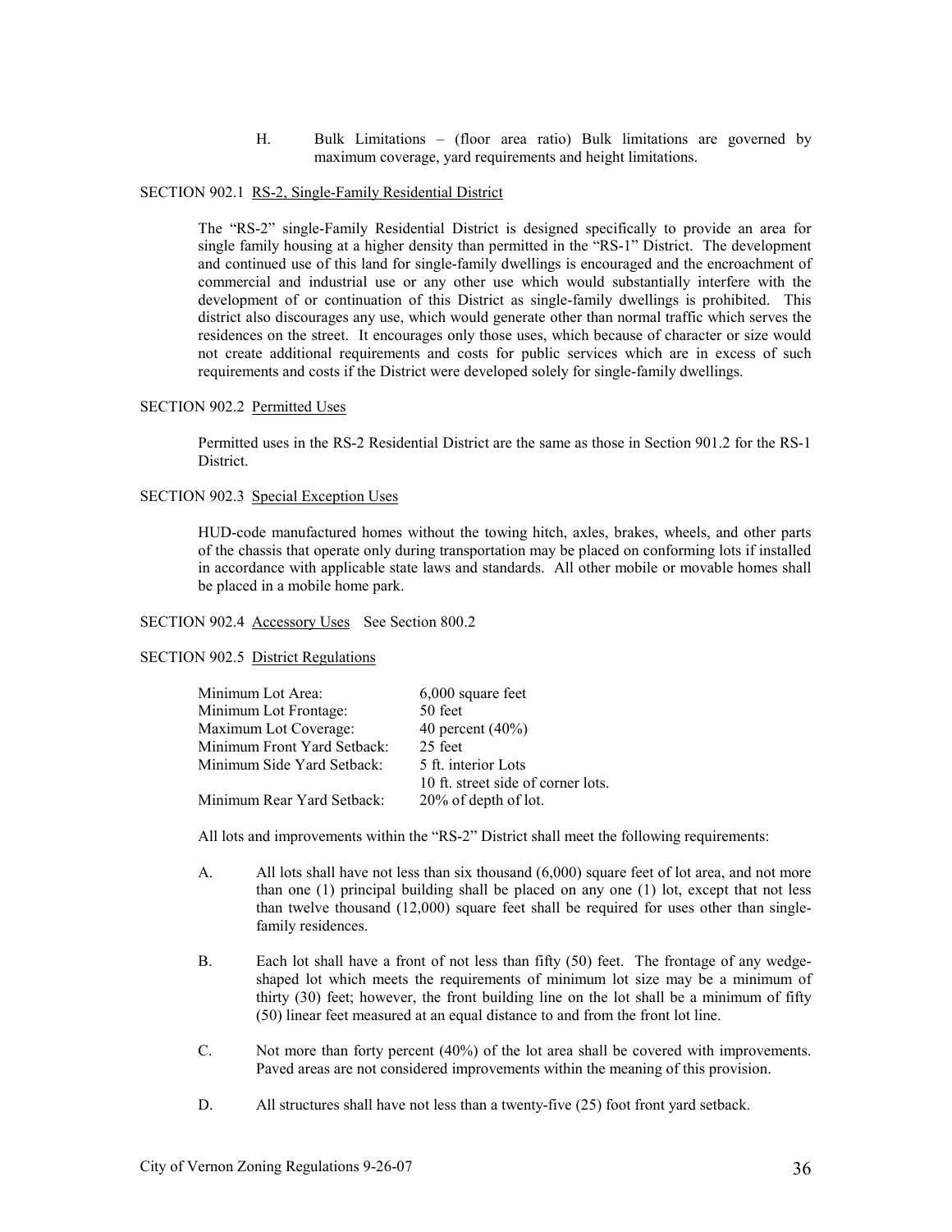H. Bulk Limitations – (floor area ratio) Bulk limitations are governed by maximum coverage, yard requirements and height limitations.

SECTION 902.1 RS-2, Single-Family Residential District

The "RS-2" single-Family Residential District is designed specifically to provide an area for single family housing at a higher density than permitted in the "RS-1" District. The development and continued use of this land for single-family dwellings is encouraged and the encroachment of commercial and industrial use or any other use which would substantially interfere with the development of or continuation of this District as single-family dwellings is prohibited. This district also discourages any use, which would generate other than normal traffic which serves the residences on the street. It encourages only those uses, which because of character or size would not create additional requirements and costs for public services which are in excess of such requirements and costs if the District were developed solely for single-family dwellings.

SECTION 902.2 Permitted Uses

Permitted uses in the RS-2 Residential District are the same as those in Section 901.2 for the RS-1 District.

SECTION 902.3 Special Exception Uses

HUD-code manufactured homes without the towing hitch, axles, brakes, wheels, and other parts of the chassis that operate only during transportation may be placed on conforming lots if installed in accordance with applicable state laws and standards. All other mobile or movable homes shall be placed in a mobile home park.

SECTION 902.4 Accessory Uses See Section 800.2

SECTION 902.5 District Regulations

| | |
|---|---|
| Minimum Lot Area: | 6,000 square feet |
| Minimum Lot Frontage: | 50 feet |
| Maximum Lot Coverage: | 40 percent (40%) |
| Minimum Front Yard Setback: | 25 feet |
| Minimum Side Yard Setback: | 5 ft. interior Lots<br>10 ft. street side of corner lots. |
| Minimum Rear Yard Setback: | 20% of depth of lot. |

All lots and improvements within the "RS-2" District shall meet the following requirements:

A. All lots shall have not less than six thousand (6,000) square feet of lot area, and not more than one (1) principal building shall be placed on any one (1) lot, except that not less than twelve thousand (12,000) square feet shall be required for uses other than single-family residences.

B. Each lot shall have a front of not less than fifty (50) feet. The frontage of any wedge-shaped lot which meets the requirements of minimum lot size may be a minimum of thirty (30) feet; however, the front building line on the lot shall be a minimum of fifty (50) linear feet measured at an equal distance to and from the front lot line.

C. Not more than forty percent (40%) of the lot area shall be covered with improvements. Paved areas are not considered improvements within the meaning of this provision.

D. All structures shall have not less than a twenty-five (25) foot front yard setback.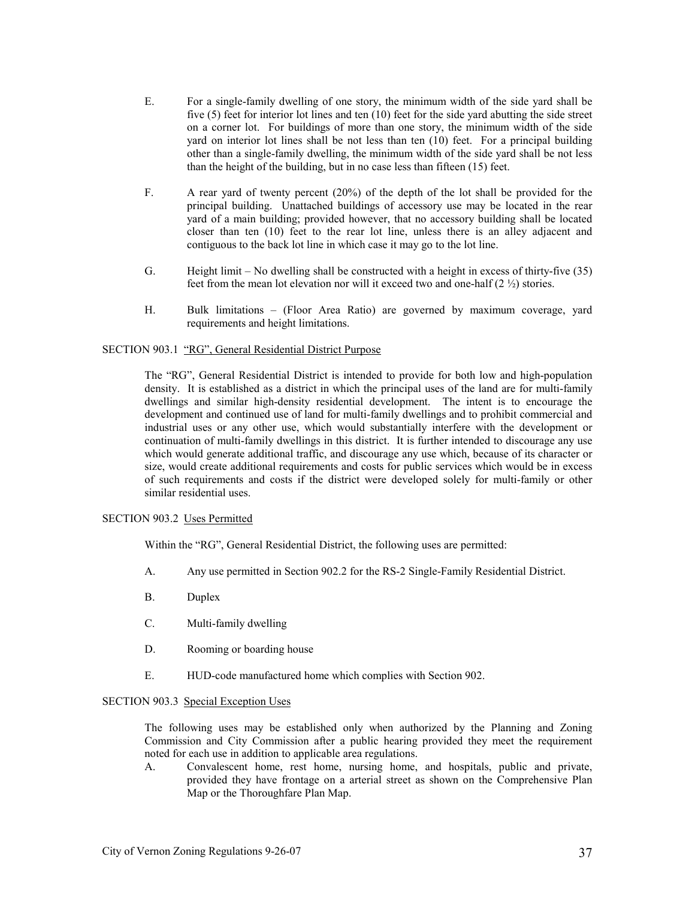E. For a single-family dwelling of one story, the minimum width of the side yard shall be five (5) feet for interior lot lines and ten (10) feet for the side yard abutting the side street on a corner lot. For buildings of more than one story, the minimum width of the side yard on interior lot lines shall be not less than ten (10) feet. For a principal building other than a single-family dwelling, the minimum width of the side yard shall be not less than the height of the building, but in no case less than fifteen (15) feet.

F. A rear yard of twenty percent (20%) of the depth of the lot shall be provided for the principal building. Unattached buildings of accessory use may be located in the rear yard of a main building; provided however, that no accessory building shall be located closer than ten (10) feet to the rear lot line, unless there is an alley adjacent and contiguous to the back lot line in which case it may go to the lot line.

G. Height limit – No dwelling shall be constructed with a height in excess of thirty-five (35) feet from the mean lot elevation nor will it exceed two and one-half (2 ½) stories.

H. Bulk limitations – (Floor Area Ratio) are governed by maximum coverage, yard requirements and height limitations.

SECTION 903.1 "RG", General Residential District Purpose

The "RG", General Residential District is intended to provide for both low and high-population density. It is established as a district in which the principal uses of the land are for multi-family dwellings and similar high-density residential development. The intent is to encourage the development and continued use of land for multi-family dwellings and to prohibit commercial and industrial uses or any other use, which would substantially interfere with the development or continuation of multi-family dwellings in this district. It is further intended to discourage any use which would generate additional traffic, and discourage any use which, because of its character or size, would create additional requirements and costs for public services which would be in excess of such requirements and costs if the district were developed solely for multi-family or other similar residential uses.

SECTION 903.2 Uses Permitted

Within the "RG", General Residential District, the following uses are permitted:

A. Any use permitted in Section 902.2 for the RS-2 Single-Family Residential District.

B. Duplex

C. Multi-family dwelling

D. Rooming or boarding house

E. HUD-code manufactured home which complies with Section 902.

SECTION 903.3 Special Exception Uses

The following uses may be established only when authorized by the Planning and Zoning Commission and City Commission after a public hearing provided they meet the requirement noted for each use in addition to applicable area regulations.

A. Convalescent home, rest home, nursing home, and hospitals, public and private, provided they have frontage on a arterial street as shown on the Comprehensive Plan Map or the Thoroughfare Plan Map.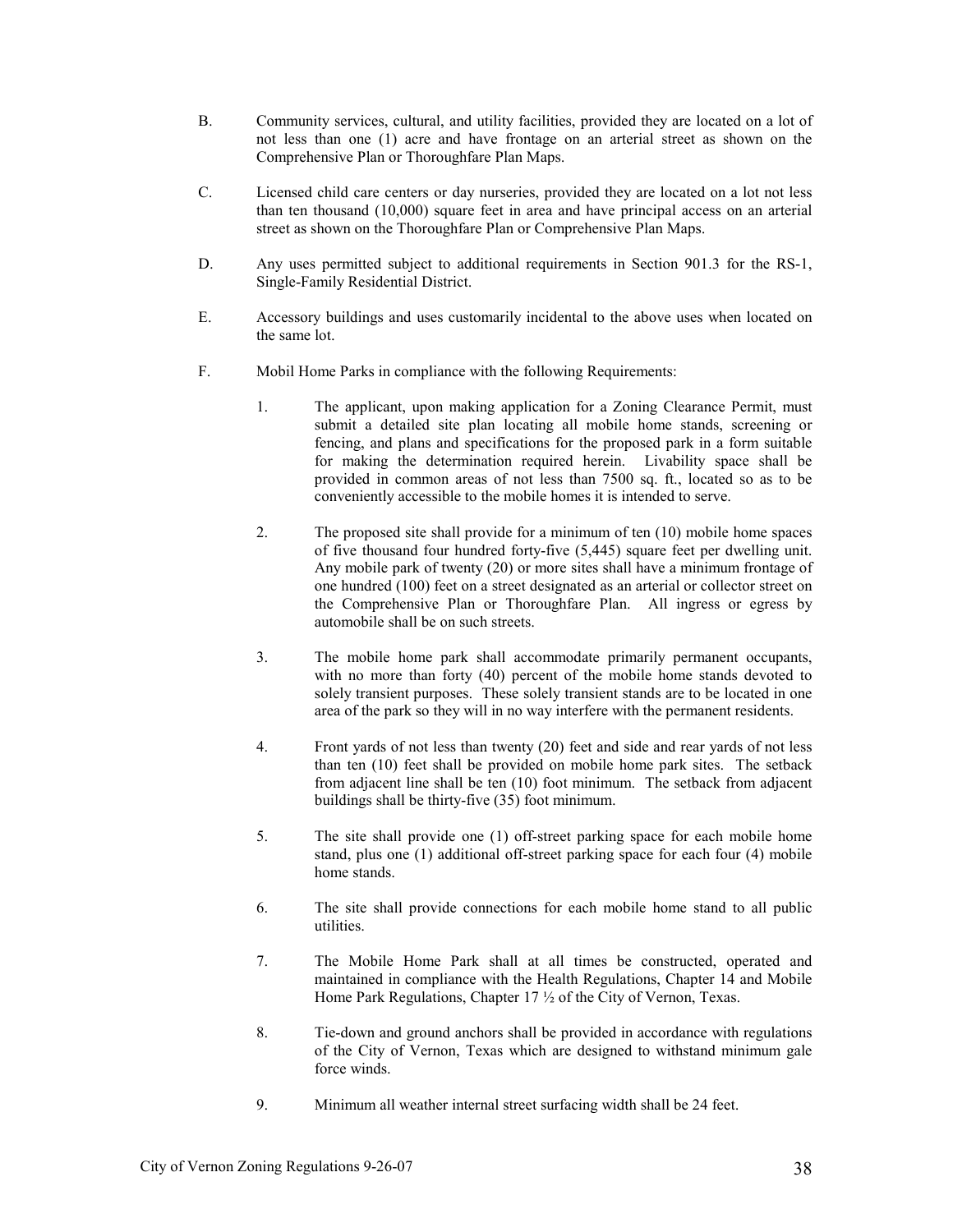B. Community services, cultural, and utility facilities, provided they are located on a lot of not less than one (1) acre and have frontage on an arterial street as shown on the Comprehensive Plan or Thoroughfare Plan Maps.

C. Licensed child care centers or day nurseries, provided they are located on a lot not less than ten thousand (10,000) square feet in area and have principal access on an arterial street as shown on the Thoroughfare Plan or Comprehensive Plan Maps.

D. Any uses permitted subject to additional requirements in Section 901.3 for the RS-1, Single-Family Residential District.

E. Accessory buildings and uses customarily incidental to the above uses when located on the same lot.

F. Mobil Home Parks in compliance with the following Requirements:

1. The applicant, upon making application for a Zoning Clearance Permit, must submit a detailed site plan locating all mobile home stands, screening or fencing, and plans and specifications for the proposed park in a form suitable for making the determination required herein. Livability space shall be provided in common areas of not less than 7500 sq. ft., located so as to be conveniently accessible to the mobile homes it is intended to serve.

2. The proposed site shall provide for a minimum of ten (10) mobile home spaces of five thousand four hundred forty-five (5,445) square feet per dwelling unit. Any mobile park of twenty (20) or more sites shall have a minimum frontage of one hundred (100) feet on a street designated as an arterial or collector street on the Comprehensive Plan or Thoroughfare Plan. All ingress or egress by automobile shall be on such streets.

3. The mobile home park shall accommodate primarily permanent occupants, with no more than forty (40) percent of the mobile home stands devoted to solely transient purposes. These solely transient stands are to be located in one area of the park so they will in no way interfere with the permanent residents.

4. Front yards of not less than twenty (20) feet and side and rear yards of not less than ten (10) feet shall be provided on mobile home park sites. The setback from adjacent line shall be ten (10) foot minimum. The setback from adjacent buildings shall be thirty-five (35) foot minimum.

5. The site shall provide one (1) off-street parking space for each mobile home stand, plus one (1) additional off-street parking space for each four (4) mobile home stands.

6. The site shall provide connections for each mobile home stand to all public utilities.

7. The Mobile Home Park shall at all times be constructed, operated and maintained in compliance with the Health Regulations, Chapter 14 and Mobile Home Park Regulations, Chapter 17 ½ of the City of Vernon, Texas.

8. Tie-down and ground anchors shall be provided in accordance with regulations of the City of Vernon, Texas which are designed to withstand minimum gale force winds.

9. Minimum all weather internal street surfacing width shall be 24 feet.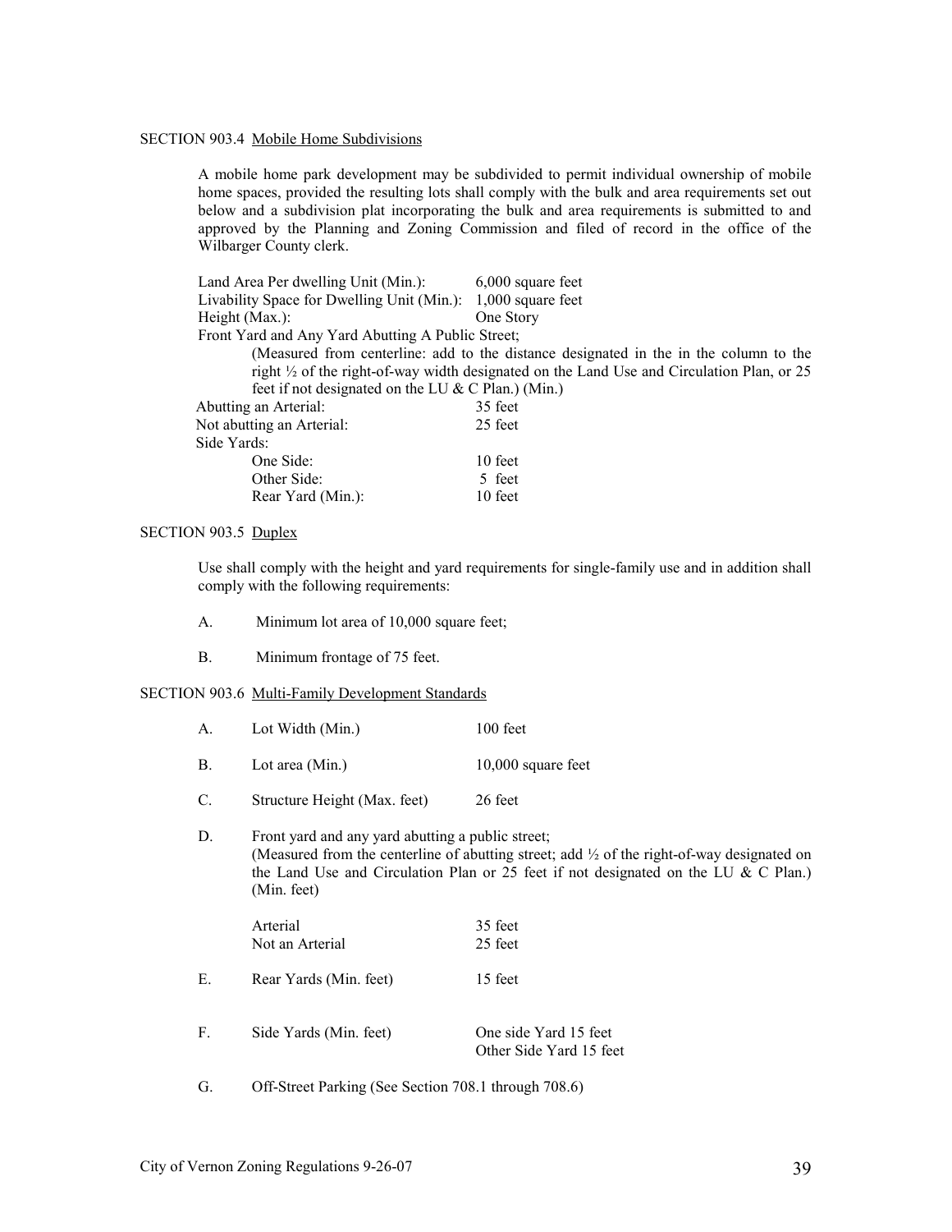SECTION 903.4 Mobile Home Subdivisions

A mobile home park development may be subdivided to permit individual ownership of mobile home spaces, provided the resulting lots shall comply with the bulk and area requirements set out below and a subdivision plat incorporating the bulk and area requirements is submitted to and approved by the Planning and Zoning Commission and filed of record in the office of the Wilbarger County clerk.

Land Area Per dwelling Unit (Min.): 6,000 square feet
Livability Space for Dwelling Unit (Min.): 1,000 square feet
Height (Max.): One Story
Front Yard and Any Yard Abutting A Public Street;

(Measured from centerline: add to the distance designated in the in the column to the right ½ of the right-of-way width designated on the Land Use and Circulation Plan, or 25 feet if not designated on the LU & C Plan.) (Min.)

Abutting an Arterial: 35 feet
Not abutting an Arterial: 25 feet
Side Yards:
One Side: 10 feet
Other Side: 5 feet
Rear Yard (Min.): 10 feet

SECTION 903.5 Duplex

Use shall comply with the height and yard requirements for single-family use and in addition shall comply with the following requirements:

A. Minimum lot area of 10,000 square feet;

B. Minimum frontage of 75 feet.

SECTION 903.6 Multi-Family Development Standards

A. Lot Width (Min.) 100 feet

B. Lot area (Min.) 10,000 square feet

C. Structure Height (Max. feet) 26 feet

D. Front yard and any yard abutting a public street;
(Measured from the centerline of abutting street; add ½ of the right-of-way designated on the Land Use and Circulation Plan or 25 feet if not designated on the LU & C Plan.) (Min. feet)

Arterial 35 feet
Not an Arterial 25 feet

E. Rear Yards (Min. feet) 15 feet

F. Side Yards (Min. feet) One side Yard 15 feet
Other Side Yard 15 feet

G. Off-Street Parking (See Section 708.1 through 708.6)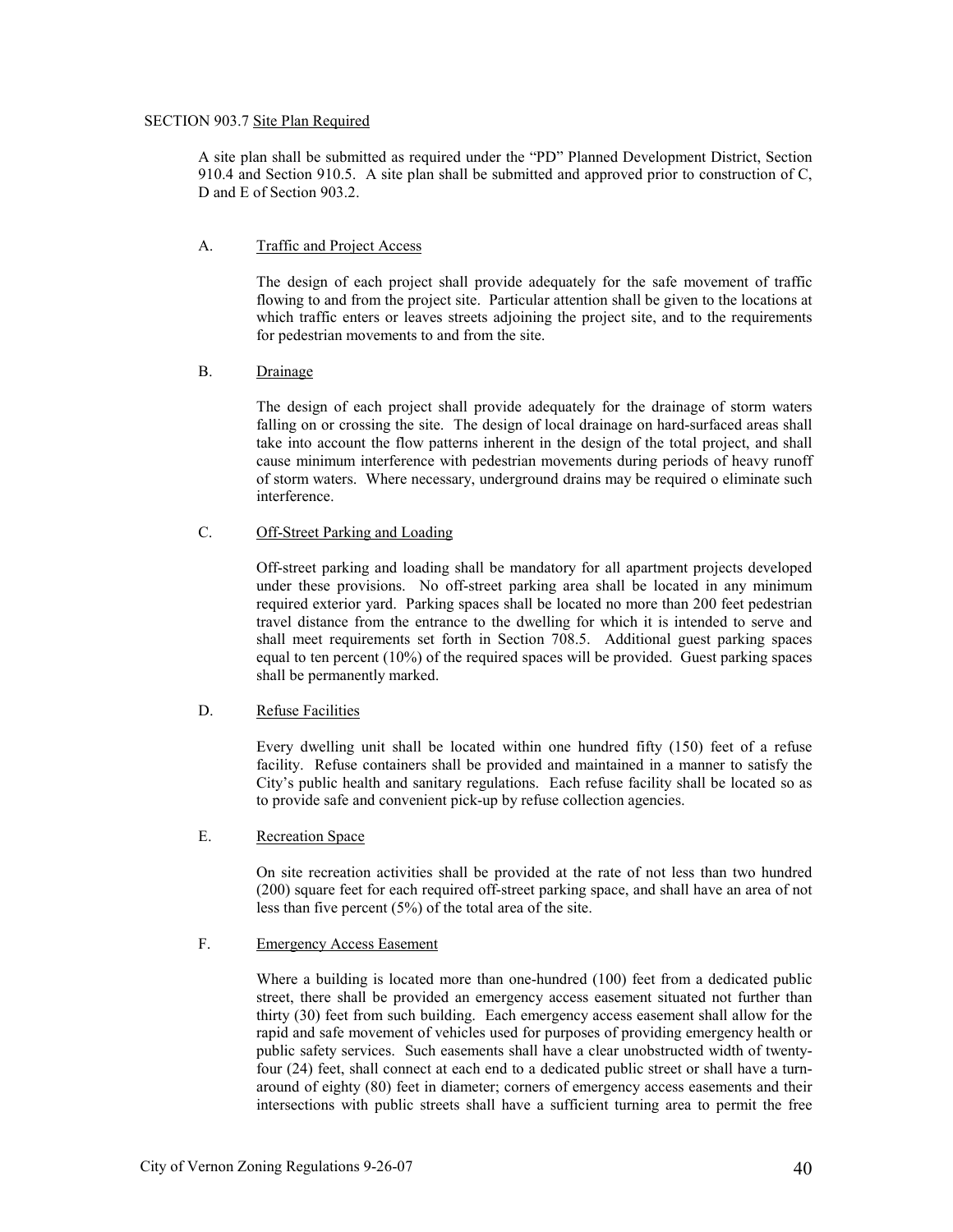SECTION 903.7 Site Plan Required

A site plan shall be submitted as required under the "PD" Planned Development District, Section 910.4 and Section 910.5. A site plan shall be submitted and approved prior to construction of C, D and E of Section 903.2.

A. Traffic and Project Access

The design of each project shall provide adequately for the safe movement of traffic flowing to and from the project site. Particular attention shall be given to the locations at which traffic enters or leaves streets adjoining the project site, and to the requirements for pedestrian movements to and from the site.

B. Drainage

The design of each project shall provide adequately for the drainage of storm waters falling on or crossing the site. The design of local drainage on hard-surfaced areas shall take into account the flow patterns inherent in the design of the total project, and shall cause minimum interference with pedestrian movements during periods of heavy runoff of storm waters. Where necessary, underground drains may be required o eliminate such interference.

C. Off-Street Parking and Loading

Off-street parking and loading shall be mandatory for all apartment projects developed under these provisions. No off-street parking area shall be located in any minimum required exterior yard. Parking spaces shall be located no more than 200 feet pedestrian travel distance from the entrance to the dwelling for which it is intended to serve and shall meet requirements set forth in Section 708.5. Additional guest parking spaces equal to ten percent (10%) of the required spaces will be provided. Guest parking spaces shall be permanently marked.

D. Refuse Facilities

Every dwelling unit shall be located within one hundred fifty (150) feet of a refuse facility. Refuse containers shall be provided and maintained in a manner to satisfy the City's public health and sanitary regulations. Each refuse facility shall be located so as to provide safe and convenient pick-up by refuse collection agencies.

E. Recreation Space

On site recreation activities shall be provided at the rate of not less than two hundred (200) square feet for each required off-street parking space, and shall have an area of not less than five percent (5%) of the total area of the site.

F. Emergency Access Easement

Where a building is located more than one-hundred (100) feet from a dedicated public street, there shall be provided an emergency access easement situated not further than thirty (30) feet from such building. Each emergency access easement shall allow for the rapid and safe movement of vehicles used for purposes of providing emergency health or public safety services. Such easements shall have a clear unobstructed width of twenty-four (24) feet, shall connect at each end to a dedicated public street or shall have a turn-around of eighty (80) feet in diameter; corners of emergency access easements and their intersections with public streets shall have a sufficient turning area to permit the free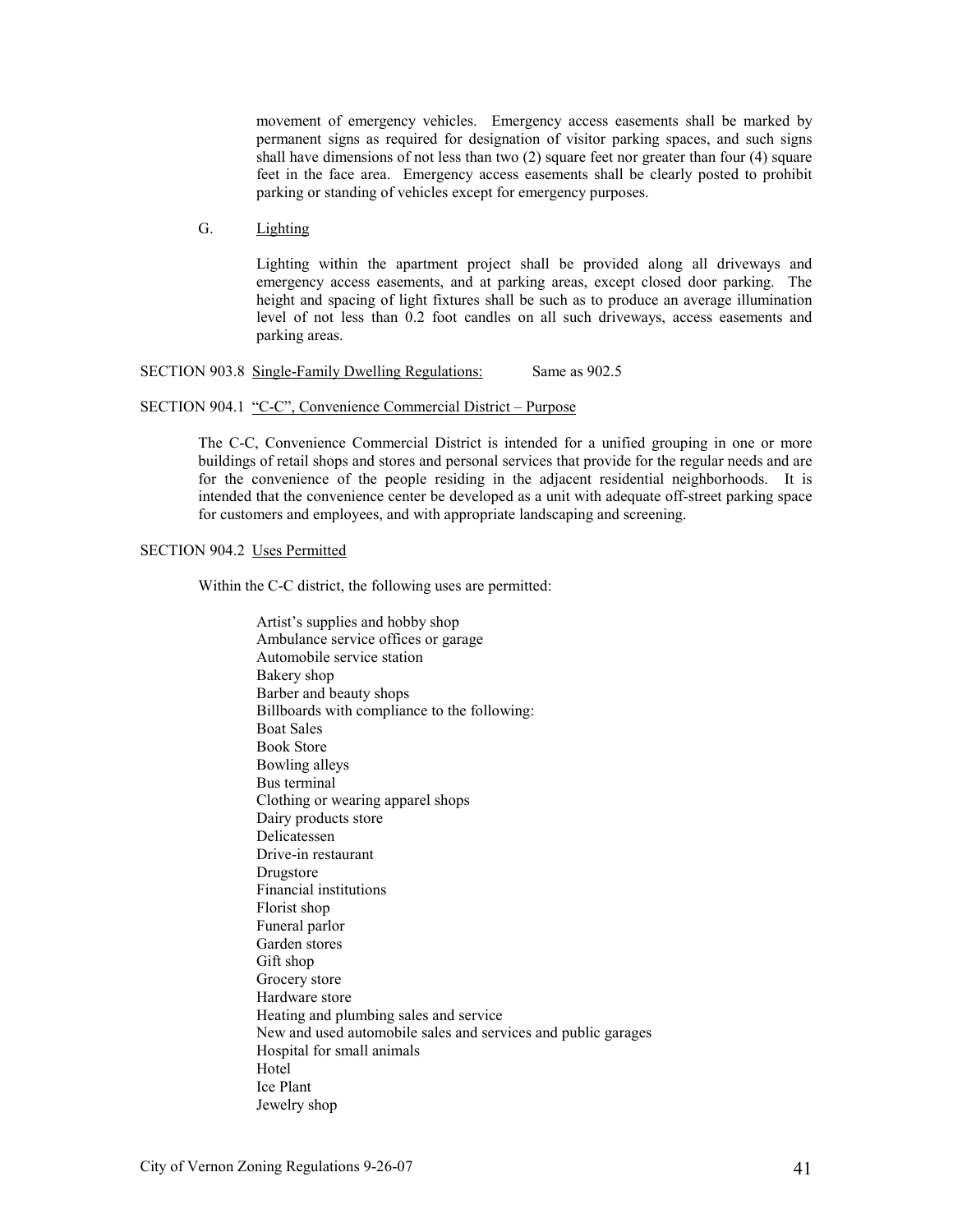movement of emergency vehicles. Emergency access easements shall be marked by permanent signs as required for designation of visitor parking spaces, and such signs shall have dimensions of not less than two (2) square feet nor greater than four (4) square feet in the face area. Emergency access easements shall be clearly posted to prohibit parking or standing of vehicles except for emergency purposes.

G. Lighting

Lighting within the apartment project shall be provided along all driveways and emergency access easements, and at parking areas, except closed door parking. The height and spacing of light fixtures shall be such as to produce an average illumination level of not less than 0.2 foot candles on all such driveways, access easements and parking areas.

SECTION 903.8 Single-Family Dwelling Regulations: Same as 902.5

SECTION 904.1 "C-C", Convenience Commercial District – Purpose

The C-C, Convenience Commercial District is intended for a unified grouping in one or more buildings of retail shops and stores and personal services that provide for the regular needs and are for the convenience of the people residing in the adjacent residential neighborhoods. It is intended that the convenience center be developed as a unit with adequate off-street parking space for customers and employees, and with appropriate landscaping and screening.

SECTION 904.2 Uses Permitted

Within the C-C district, the following uses are permitted:

Artist's supplies and hobby shop
Ambulance service offices or garage
Automobile service station
Bakery shop
Barber and beauty shops
Billboards with compliance to the following:
Boat Sales
Book Store
Bowling alleys
Bus terminal
Clothing or wearing apparel shops
Dairy products store
Delicatessen
Drive-in restaurant
Drugstore
Financial institutions
Florist shop
Funeral parlor
Garden stores
Gift shop
Grocery store
Hardware store
Heating and plumbing sales and service
New and used automobile sales and services and public garages
Hospital for small animals
Hotel
Ice Plant
Jewelry shop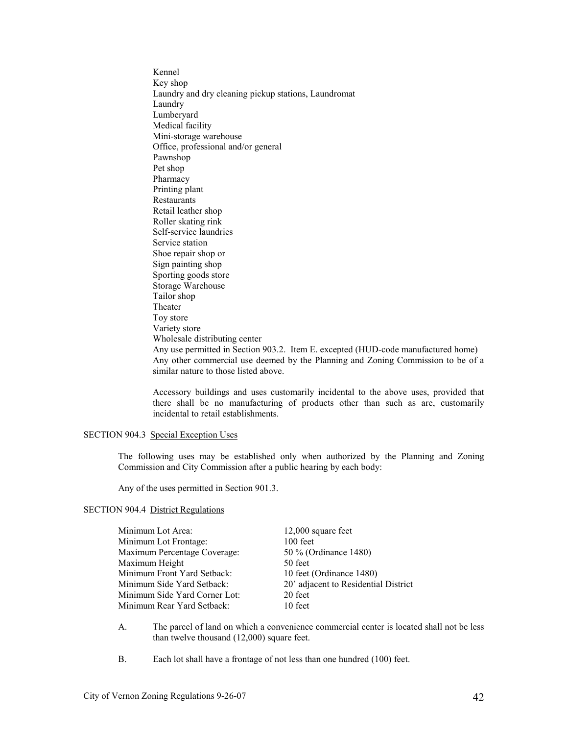Kennel
Key shop
Laundry and dry cleaning pickup stations, Laundromat
Laundry
Lumberyard
Medical facility
Mini-storage warehouse
Office, professional and/or general
Pawnshop
Pet shop
Pharmacy
Printing plant
Restaurants
Retail leather shop
Roller skating rink
Self-service laundries
Service station
Shoe repair shop or
Sign painting shop
Sporting goods store
Storage Warehouse
Tailor shop
Theater
Toy store
Variety store
Wholesale distributing center
Any use permitted in Section 903.2. Item E. excepted (HUD-code manufactured home)
Any other commercial use deemed by the Planning and Zoning Commission to be of a similar nature to those listed above.

Accessory buildings and uses customarily incidental to the above uses, provided that there shall be no manufacturing of products other than such as are, customarily incidental to retail establishments.

SECTION 904.3 Special Exception Uses

The following uses may be established only when authorized by the Planning and Zoning Commission and City Commission after a public hearing by each body:

Any of the uses permitted in Section 901.3.

SECTION 904.4 District Regulations

| | |
|---|---|
| Minimum Lot Area: | 12,000 square feet |
| Minimum Lot Frontage: | 100 feet |
| Maximum Percentage Coverage: | 50 % (Ordinance 1480) |
| Maximum Height | 50 feet |
| Minimum Front Yard Setback: | 10 feet (Ordinance 1480) |
| Minimum Side Yard Setback: | 20' adjacent to Residential District |
| Minimum Side Yard Corner Lot: | 20 feet |
| Minimum Rear Yard Setback: | 10 feet |

A. The parcel of land on which a convenience commercial center is located shall not be less than twelve thousand (12,000) square feet.

B. Each lot shall have a frontage of not less than one hundred (100) feet.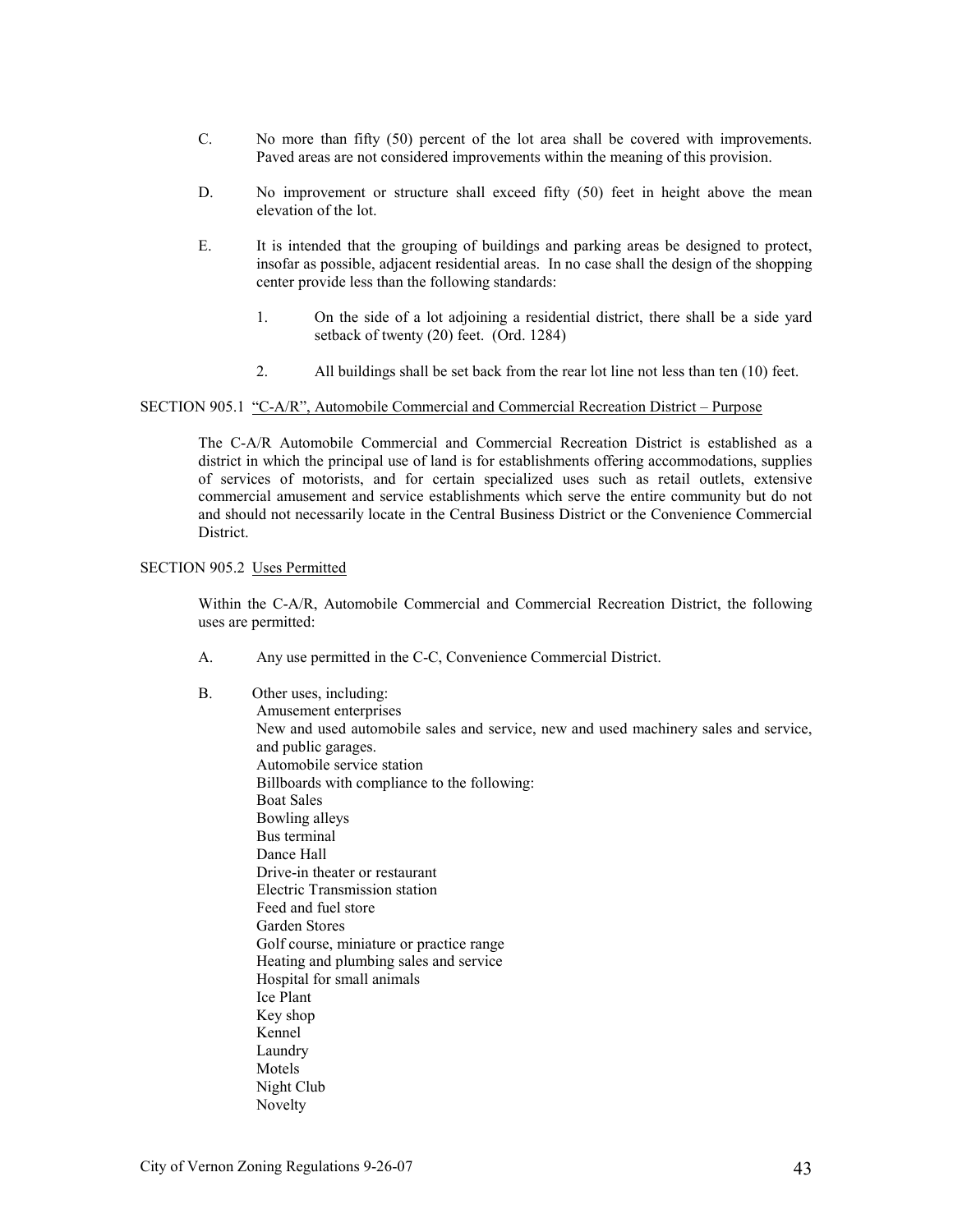C. No more than fifty (50) percent of the lot area shall be covered with improvements. Paved areas are not considered improvements within the meaning of this provision.

D. No improvement or structure shall exceed fifty (50) feet in height above the mean elevation of the lot.

E. It is intended that the grouping of buildings and parking areas be designed to protect, insofar as possible, adjacent residential areas. In no case shall the design of the shopping center provide less than the following standards:

1. On the side of a lot adjoining a residential district, there shall be a side yard setback of twenty (20) feet. (Ord. 1284)

2. All buildings shall be set back from the rear lot line not less than ten (10) feet.

SECTION 905.1 "C-A/R", Automobile Commercial and Commercial Recreation District – Purpose

The C-A/R Automobile Commercial and Commercial Recreation District is established as a district in which the principal use of land is for establishments offering accommodations, supplies of services of motorists, and for certain specialized uses such as retail outlets, extensive commercial amusement and service establishments which serve the entire community but do not and should not necessarily locate in the Central Business District or the Convenience Commercial District.

SECTION 905.2 Uses Permitted

Within the C-A/R, Automobile Commercial and Commercial Recreation District, the following uses are permitted:

A. Any use permitted in the C-C, Convenience Commercial District.

B. Other uses, including:
Amusement enterprises
New and used automobile sales and service, new and used machinery sales and service, and public garages.
Automobile service station
Billboards with compliance to the following:
Boat Sales
Bowling alleys
Bus terminal
Dance Hall
Drive-in theater or restaurant
Electric Transmission station
Feed and fuel store
Garden Stores
Golf course, miniature or practice range
Heating and plumbing sales and service
Hospital for small animals
Ice Plant
Key shop
Kennel
Laundry
Motels
Night Club
Novelty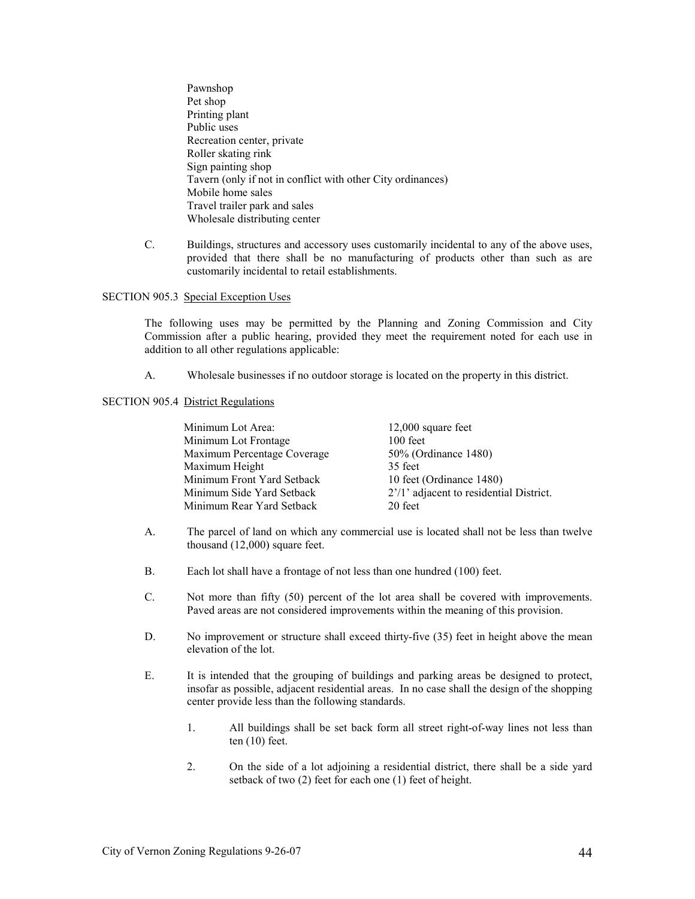Pawnshop
Pet shop
Printing plant
Public uses
Recreation center, private
Roller skating rink
Sign painting shop
Tavern (only if not in conflict with other City ordinances)
Mobile home sales
Travel trailer park and sales
Wholesale distributing center

C. Buildings, structures and accessory uses customarily incidental to any of the above uses, provided that there shall be no manufacturing of products other than such as are customarily incidental to retail establishments.

SECTION 905.3 Special Exception Uses

The following uses may be permitted by the Planning and Zoning Commission and City Commission after a public hearing, provided they meet the requirement noted for each use in addition to all other regulations applicable:

A. Wholesale businesses if no outdoor storage is located on the property in this district.

SECTION 905.4 District Regulations

| | |
|---|---|
| Minimum Lot Area: | 12,000 square feet |
| Minimum Lot Frontage | 100 feet |
| Maximum Percentage Coverage | 50% (Ordinance 1480) |
| Maximum Height | 35 feet |
| Minimum Front Yard Setback | 10 feet (Ordinance 1480) |
| Minimum Side Yard Setback | 2'/1' adjacent to residential District. |
| Minimum Rear Yard Setback | 20 feet |

A. The parcel of land on which any commercial use is located shall not be less than twelve thousand (12,000) square feet.

B. Each lot shall have a frontage of not less than one hundred (100) feet.

C. Not more than fifty (50) percent of the lot area shall be covered with improvements. Paved areas are not considered improvements within the meaning of this provision.

D. No improvement or structure shall exceed thirty-five (35) feet in height above the mean elevation of the lot.

E. It is intended that the grouping of buildings and parking areas be designed to protect, insofar as possible, adjacent residential areas. In no case shall the design of the shopping center provide less than the following standards.

1. All buildings shall be set back form all street right-of-way lines not less than ten (10) feet.

2. On the side of a lot adjoining a residential district, there shall be a side yard setback of two (2) feet for each one (1) feet of height.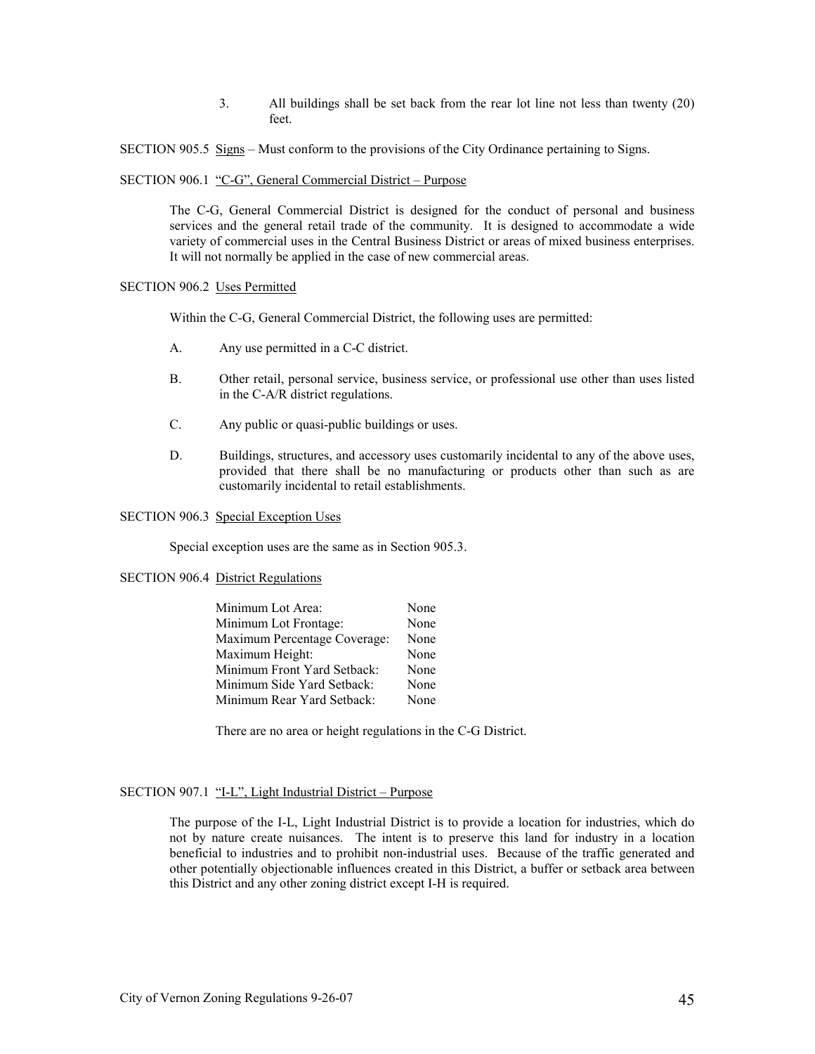3. All buildings shall be set back from the rear lot line not less than twenty (20) feet.

SECTION 905.5 Signs – Must conform to the provisions of the City Ordinance pertaining to Signs.

SECTION 906.1 "C-G", General Commercial District – Purpose

The C-G, General Commercial District is designed for the conduct of personal and business services and the general retail trade of the community. It is designed to accommodate a wide variety of commercial uses in the Central Business District or areas of mixed business enterprises. It will not normally be applied in the case of new commercial areas.

SECTION 906.2 Uses Permitted

Within the C-G, General Commercial District, the following uses are permitted:

A. Any use permitted in a C-C district.

B. Other retail, personal service, business service, or professional use other than uses listed in the C-A/R district regulations.

C. Any public or quasi-public buildings or uses.

D. Buildings, structures, and accessory uses customarily incidental to any of the above uses, provided that there shall be no manufacturing or products other than such as are customarily incidental to retail establishments.

SECTION 906.3 Special Exception Uses

Special exception uses are the same as in Section 905.3.

SECTION 906.4 District Regulations

| | |
|---|---|
| Minimum Lot Area: | None |
| Minimum Lot Frontage: | None |
| Maximum Percentage Coverage: | None |
| Maximum Height: | None |
| Minimum Front Yard Setback: | None |
| Minimum Side Yard Setback: | None |
| Minimum Rear Yard Setback: | None |

There are no area or height regulations in the C-G District.

SECTION 907.1 "I-L", Light Industrial District – Purpose

The purpose of the I-L, Light Industrial District is to provide a location for industries, which do not by nature create nuisances. The intent is to preserve this land for industry in a location beneficial to industries and to prohibit non-industrial uses. Because of the traffic generated and other potentially objectionable influences created in this District, a buffer or setback area between this District and any other zoning district except I-H is required.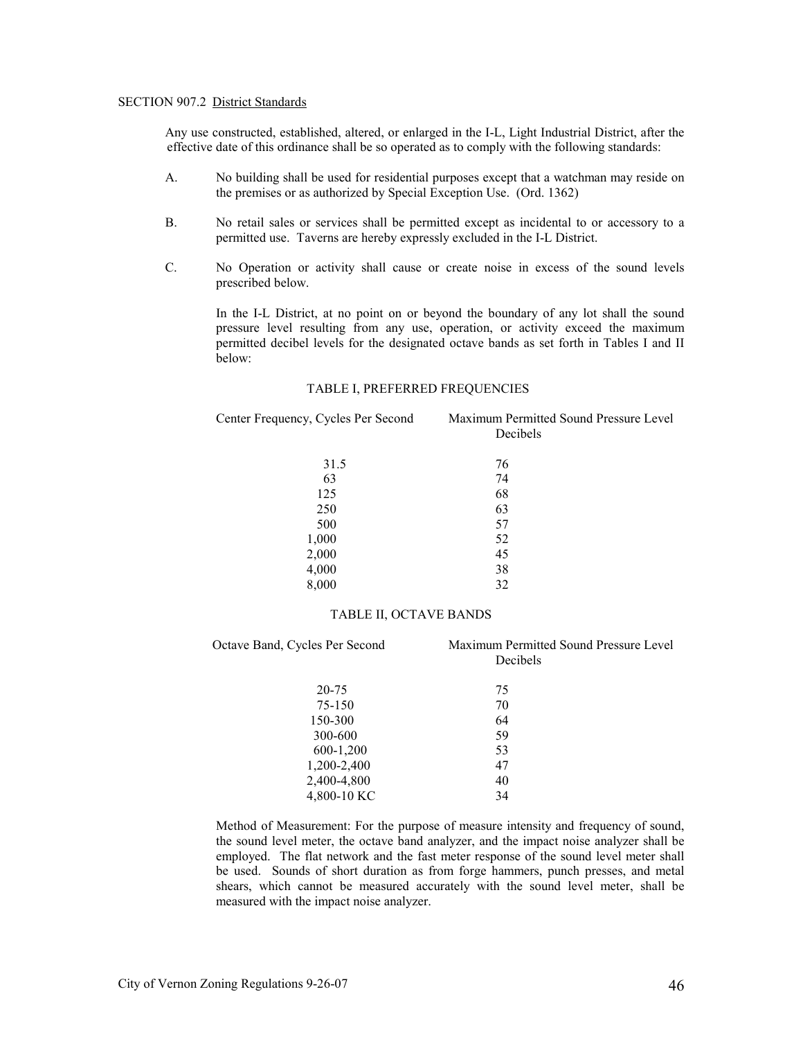SECTION 907.2 District Standards

Any use constructed, established, altered, or enlarged in the I-L, Light Industrial District, after the effective date of this ordinance shall be so operated as to comply with the following standards:

A. No building shall be used for residential purposes except that a watchman may reside on the premises or as authorized by Special Exception Use. (Ord. 1362)

B. No retail sales or services shall be permitted except as incidental to or accessory to a permitted use. Taverns are hereby expressly excluded in the I-L District.

C. No Operation or activity shall cause or create noise in excess of the sound levels prescribed below.

In the I-L District, at no point on or beyond the boundary of any lot shall the sound pressure level resulting from any use, operation, or activity exceed the maximum permitted decibel levels for the designated octave bands as set forth in Tables I and II below:

TABLE I, PREFERRED FREQUENCIES

| Center Frequency, Cycles Per Second | Maximum Permitted Sound Pressure Level Decibels |
|---|---|
| 31.5 | 76 |
| 63 | 74 |
| 125 | 68 |
| 250 | 63 |
| 500 | 57 |
| 1,000 | 52 |
| 2,000 | 45 |
| 4,000 | 38 |
| 8,000 | 32 |

TABLE II, OCTAVE BANDS

| Octave Band, Cycles Per Second | Maximum Permitted Sound Pressure Level Decibels |
|---|---|
| 20-75 | 75 |
| 75-150 | 70 |
| 150-300 | 64 |
| 300-600 | 59 |
| 600-1,200 | 53 |
| 1,200-2,400 | 47 |
| 2,400-4,800 | 40 |
| 4,800-10 KC | 34 |

Method of Measurement: For the purpose of measure intensity and frequency of sound, the sound level meter, the octave band analyzer, and the impact noise analyzer shall be employed. The flat network and the fast meter response of the sound level meter shall be used. Sounds of short duration as from forge hammers, punch presses, and metal shears, which cannot be measured accurately with the sound level meter, shall be measured with the impact noise analyzer.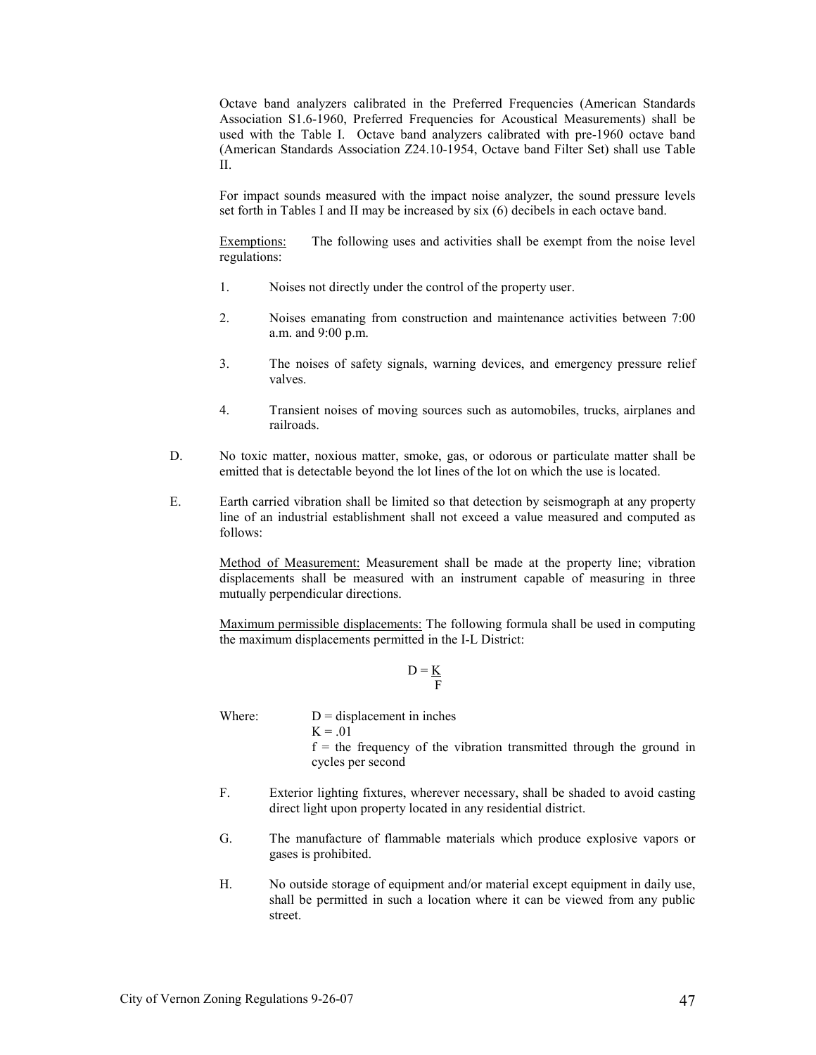Octave band analyzers calibrated in the Preferred Frequencies (American Standards Association S1.6-1960, Preferred Frequencies for Acoustical Measurements) shall be used with the Table I. Octave band analyzers calibrated with pre-1960 octave band (American Standards Association Z24.10-1954, Octave band Filter Set) shall use Table II.

For impact sounds measured with the impact noise analyzer, the sound pressure levels set forth in Tables I and II may be increased by six (6) decibels in each octave band.

Exemptions: The following uses and activities shall be exempt from the noise level regulations:

1. Noises not directly under the control of the property user.

2. Noises emanating from construction and maintenance activities between 7:00 a.m. and 9:00 p.m.

3. The noises of safety signals, warning devices, and emergency pressure relief valves.

4. Transient noises of moving sources such as automobiles, trucks, airplanes and railroads.

D. No toxic matter, noxious matter, smoke, gas, or odorous or particulate matter shall be emitted that is detectable beyond the lot lines of the lot on which the use is located.

E. Earth carried vibration shall be limited so that detection by seismograph at any property line of an industrial establishment shall not exceed a value measured and computed as follows:

Method of Measurement: Measurement shall be made at the property line; vibration displacements shall be measured with an instrument capable of measuring in three mutually perpendicular directions.

Maximum permissible displacements: The following formula shall be used in computing the maximum displacements permitted in the I-L District:

$$D = \frac{K}{F}$$

Where: D = displacement in inches
K = .01
f = the frequency of the vibration transmitted through the ground in cycles per second

F. Exterior lighting fixtures, wherever necessary, shall be shaded to avoid casting direct light upon property located in any residential district.

G. The manufacture of flammable materials which produce explosive vapors or gases is prohibited.

H. No outside storage of equipment and/or material except equipment in daily use, shall be permitted in such a location where it can be viewed from any public street.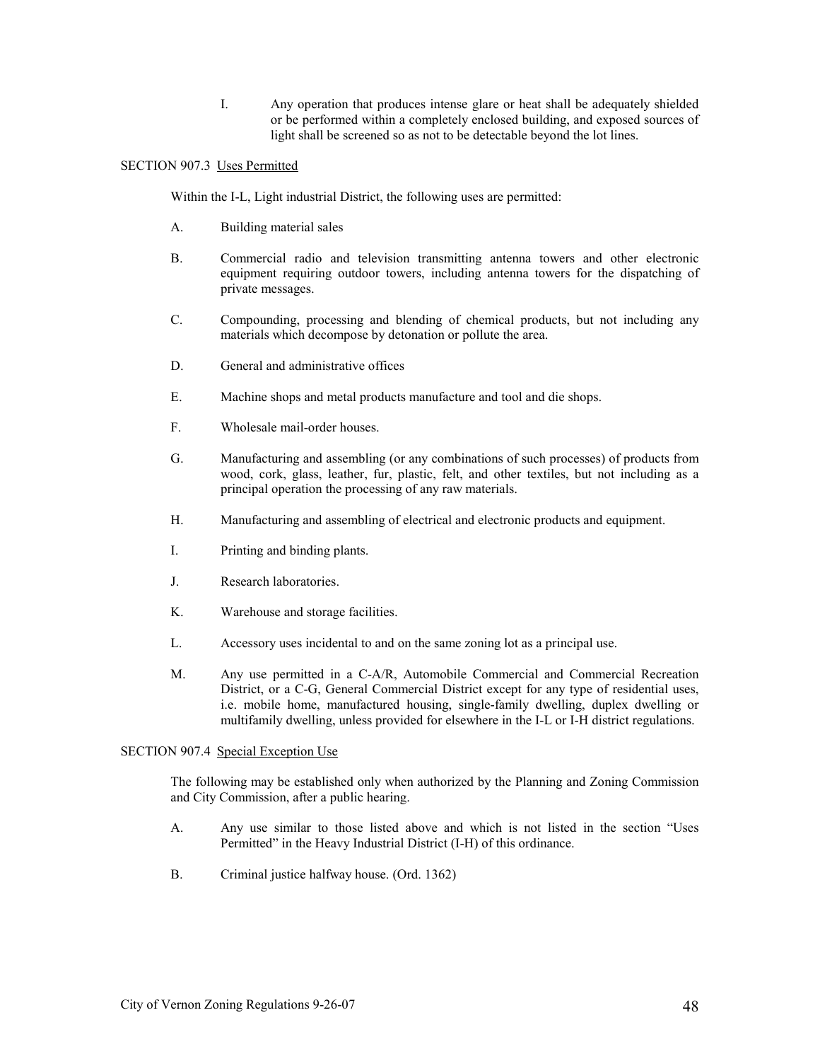I. Any operation that produces intense glare or heat shall be adequately shielded or be performed within a completely enclosed building, and exposed sources of light shall be screened so as not to be detectable beyond the lot lines.

SECTION 907.3 Uses Permitted

Within the I-L, Light industrial District, the following uses are permitted:

A. Building material sales

B. Commercial radio and television transmitting antenna towers and other electronic equipment requiring outdoor towers, including antenna towers for the dispatching of private messages.

C. Compounding, processing and blending of chemical products, but not including any materials which decompose by detonation or pollute the area.

D. General and administrative offices

E. Machine shops and metal products manufacture and tool and die shops.

F. Wholesale mail-order houses.

G. Manufacturing and assembling (or any combinations of such processes) of products from wood, cork, glass, leather, fur, plastic, felt, and other textiles, but not including as a principal operation the processing of any raw materials.

H. Manufacturing and assembling of electrical and electronic products and equipment.

I. Printing and binding plants.

J. Research laboratories.

K. Warehouse and storage facilities.

L. Accessory uses incidental to and on the same zoning lot as a principal use.

M. Any use permitted in a C-A/R, Automobile Commercial and Commercial Recreation District, or a C-G, General Commercial District except for any type of residential uses, i.e. mobile home, manufactured housing, single-family dwelling, duplex dwelling or multifamily dwelling, unless provided for elsewhere in the I-L or I-H district regulations.

SECTION 907.4 Special Exception Use

The following may be established only when authorized by the Planning and Zoning Commission and City Commission, after a public hearing.

A. Any use similar to those listed above and which is not listed in the section "Uses Permitted" in the Heavy Industrial District (I-H) of this ordinance.

B. Criminal justice halfway house. (Ord. 1362)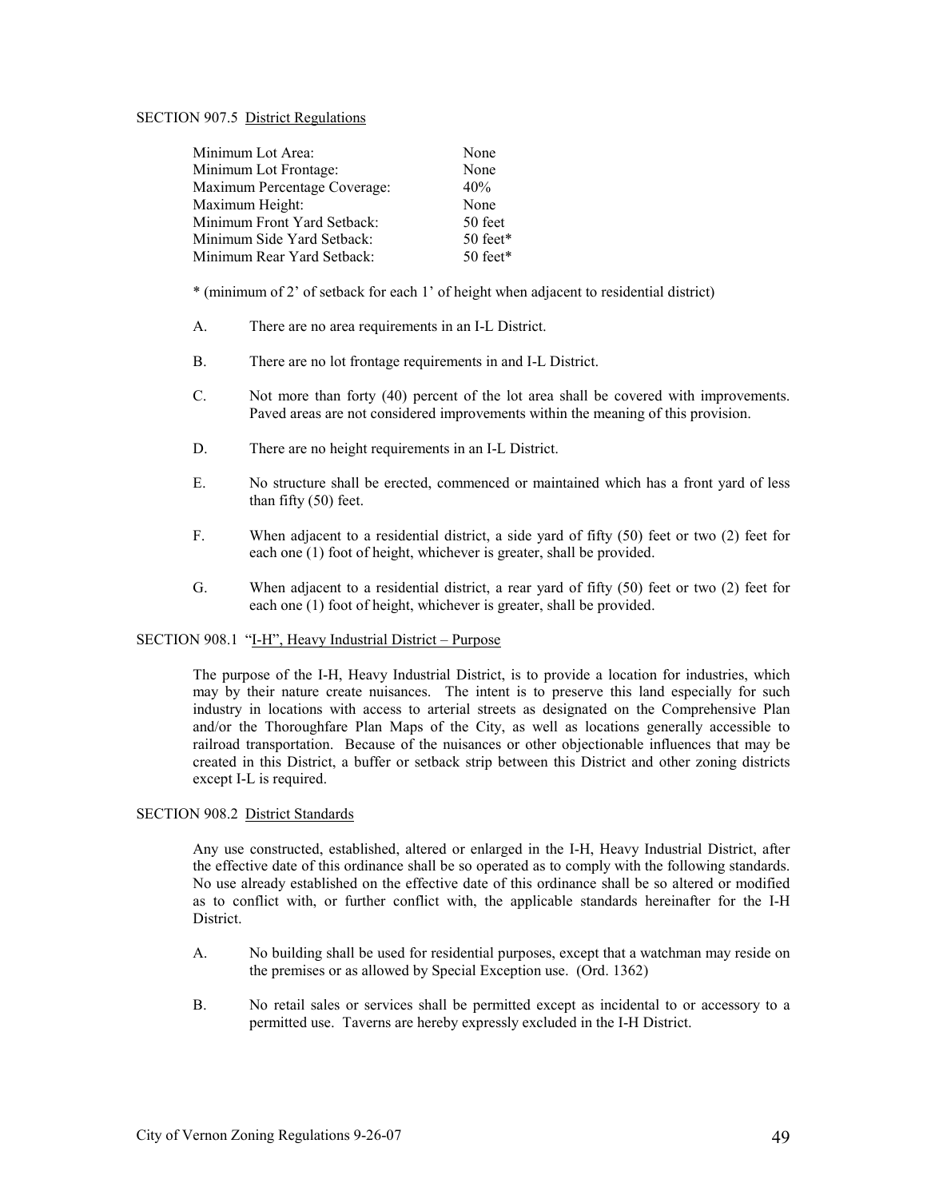SECTION 907.5 District Regulations

| | |
|---|---|
| Minimum Lot Area: | None |
| Minimum Lot Frontage: | None |
| Maximum Percentage Coverage: | 40% |
| Maximum Height: | None |
| Minimum Front Yard Setback: | 50 feet |
| Minimum Side Yard Setback: | 50 feet* |
| Minimum Rear Yard Setback: | 50 feet* |

* (minimum of 2' of setback for each 1' of height when adjacent to residential district)

A. There are no area requirements in an I-L District.

B. There are no lot frontage requirements in and I-L District.

C. Not more than forty (40) percent of the lot area shall be covered with improvements. Paved areas are not considered improvements within the meaning of this provision.

D. There are no height requirements in an I-L District.

E. No structure shall be erected, commenced or maintained which has a front yard of less than fifty (50) feet.

F. When adjacent to a residential district, a side yard of fifty (50) feet or two (2) feet for each one (1) foot of height, whichever is greater, shall be provided.

G. When adjacent to a residential district, a rear yard of fifty (50) feet or two (2) feet for each one (1) foot of height, whichever is greater, shall be provided.

SECTION 908.1 "I-H", Heavy Industrial District – Purpose

The purpose of the I-H, Heavy Industrial District, is to provide a location for industries, which may by their nature create nuisances. The intent is to preserve this land especially for such industry in locations with access to arterial streets as designated on the Comprehensive Plan and/or the Thoroughfare Plan Maps of the City, as well as locations generally accessible to railroad transportation. Because of the nuisances or other objectionable influences that may be created in this District, a buffer or setback strip between this District and other zoning districts except I-L is required.

SECTION 908.2 District Standards

Any use constructed, established, altered or enlarged in the I-H, Heavy Industrial District, after the effective date of this ordinance shall be so operated as to comply with the following standards. No use already established on the effective date of this ordinance shall be so altered or modified as to conflict with, or further conflict with, the applicable standards hereinafter for the I-H District.

A. No building shall be used for residential purposes, except that a watchman may reside on the premises or as allowed by Special Exception use. (Ord. 1362)

B. No retail sales or services shall be permitted except as incidental to or accessory to a permitted use. Taverns are hereby expressly excluded in the I-H District.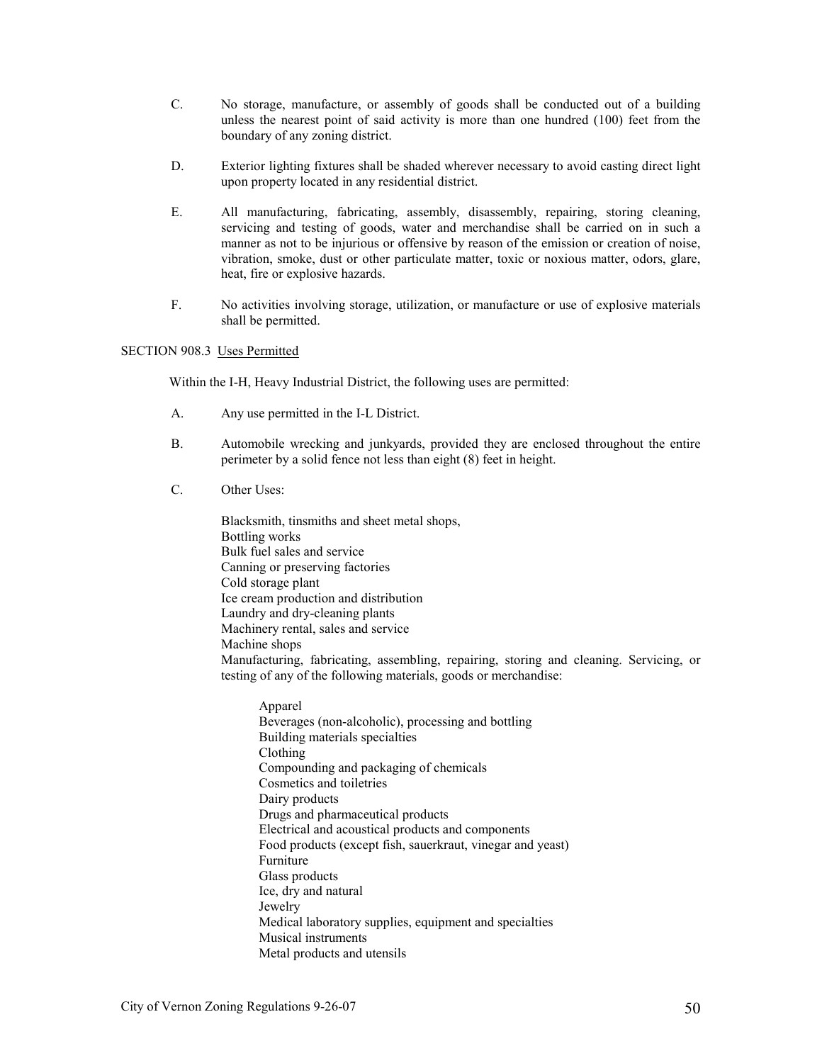C. No storage, manufacture, or assembly of goods shall be conducted out of a building unless the nearest point of said activity is more than one hundred (100) feet from the boundary of any zoning district.

D. Exterior lighting fixtures shall be shaded wherever necessary to avoid casting direct light upon property located in any residential district.

E. All manufacturing, fabricating, assembly, disassembly, repairing, storing cleaning, servicing and testing of goods, water and merchandise shall be carried on in such a manner as not to be injurious or offensive by reason of the emission or creation of noise, vibration, smoke, dust or other particulate matter, toxic or noxious matter, odors, glare, heat, fire or explosive hazards.

F. No activities involving storage, utilization, or manufacture or use of explosive materials shall be permitted.

SECTION 908.3 Uses Permitted

Within the I-H, Heavy Industrial District, the following uses are permitted:

A. Any use permitted in the I-L District.

B. Automobile wrecking and junkyards, provided they are enclosed throughout the entire perimeter by a solid fence not less than eight (8) feet in height.

C. Other Uses:

Blacksmith, tinsmiths and sheet metal shops,
Bottling works
Bulk fuel sales and service
Canning or preserving factories
Cold storage plant
Ice cream production and distribution
Laundry and dry-cleaning plants
Machinery rental, sales and service
Machine shops
Manufacturing, fabricating, assembling, repairing, storing and cleaning. Servicing, or testing of any of the following materials, goods or merchandise:

Apparel
Beverages (non-alcoholic), processing and bottling
Building materials specialties
Clothing
Compounding and packaging of chemicals
Cosmetics and toiletries
Dairy products
Drugs and pharmaceutical products
Electrical and acoustical products and components
Food products (except fish, sauerkraut, vinegar and yeast)
Furniture
Glass products
Ice, dry and natural
Jewelry
Medical laboratory supplies, equipment and specialties
Musical instruments
Metal products and utensils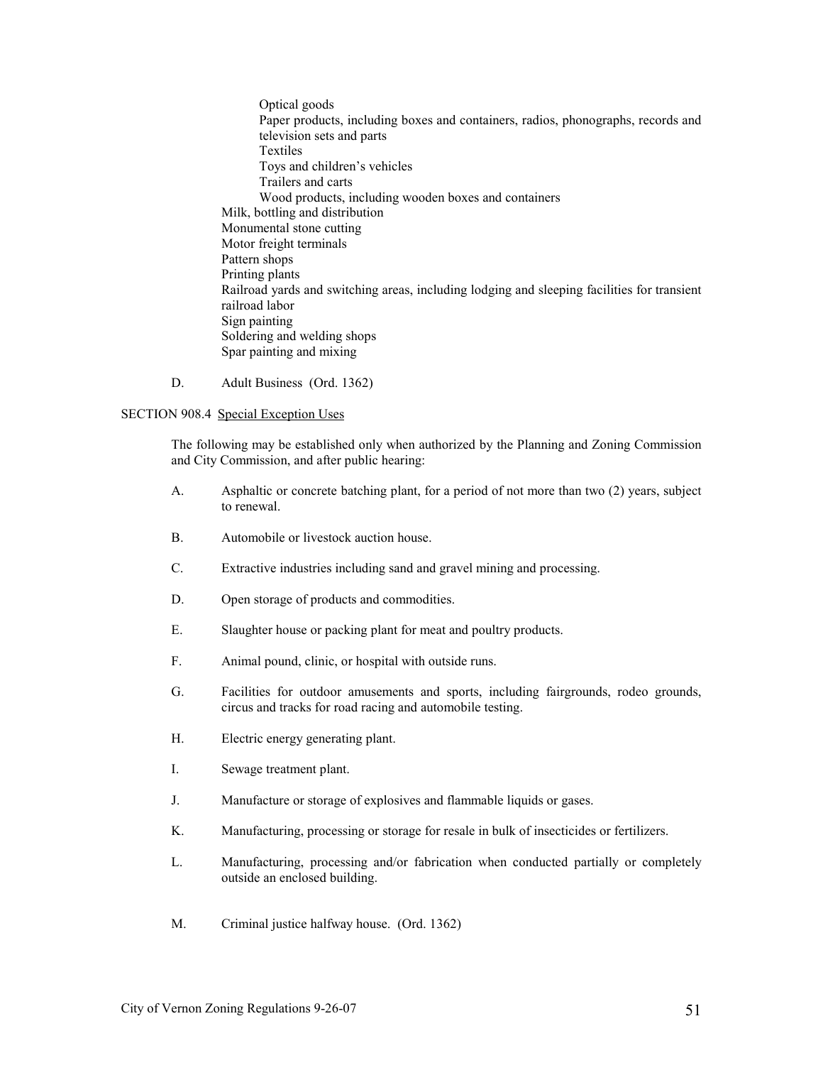- Optical goods
        - Paper products, including boxes and containers, radios, phonographs, records and television sets and parts
        - Textiles
        - Toys and children's vehicles
        - Trailers and carts
        - Wood products, including wooden boxes and containers
    - Milk, bottling and distribution
    - Monumental stone cutting
    - Motor freight terminals
    - Pattern shops
    - Printing plants
    - Railroad yards and switching areas, including lodging and sleeping facilities for transient railroad labor
    - Sign painting
    - Soldering and welding shops
    - Spar painting and mixing

D. Adult Business (Ord. 1362)

SECTION 908.4 Special Exception Uses

The following may be established only when authorized by the Planning and Zoning Commission and City Commission, and after public hearing:

A. Asphaltic or concrete batching plant, for a period of not more than two (2) years, subject to renewal.

B. Automobile or livestock auction house.

C. Extractive industries including sand and gravel mining and processing.

D. Open storage of products and commodities.

E. Slaughter house or packing plant for meat and poultry products.

F. Animal pound, clinic, or hospital with outside runs.

G. Facilities for outdoor amusements and sports, including fairgrounds, rodeo grounds, circus and tracks for road racing and automobile testing.

H. Electric energy generating plant.

I. Sewage treatment plant.

J. Manufacture or storage of explosives and flammable liquids or gases.

K. Manufacturing, processing or storage for resale in bulk of insecticides or fertilizers.

L. Manufacturing, processing and/or fabrication when conducted partially or completely outside an enclosed building.

M. Criminal justice halfway house. (Ord. 1362)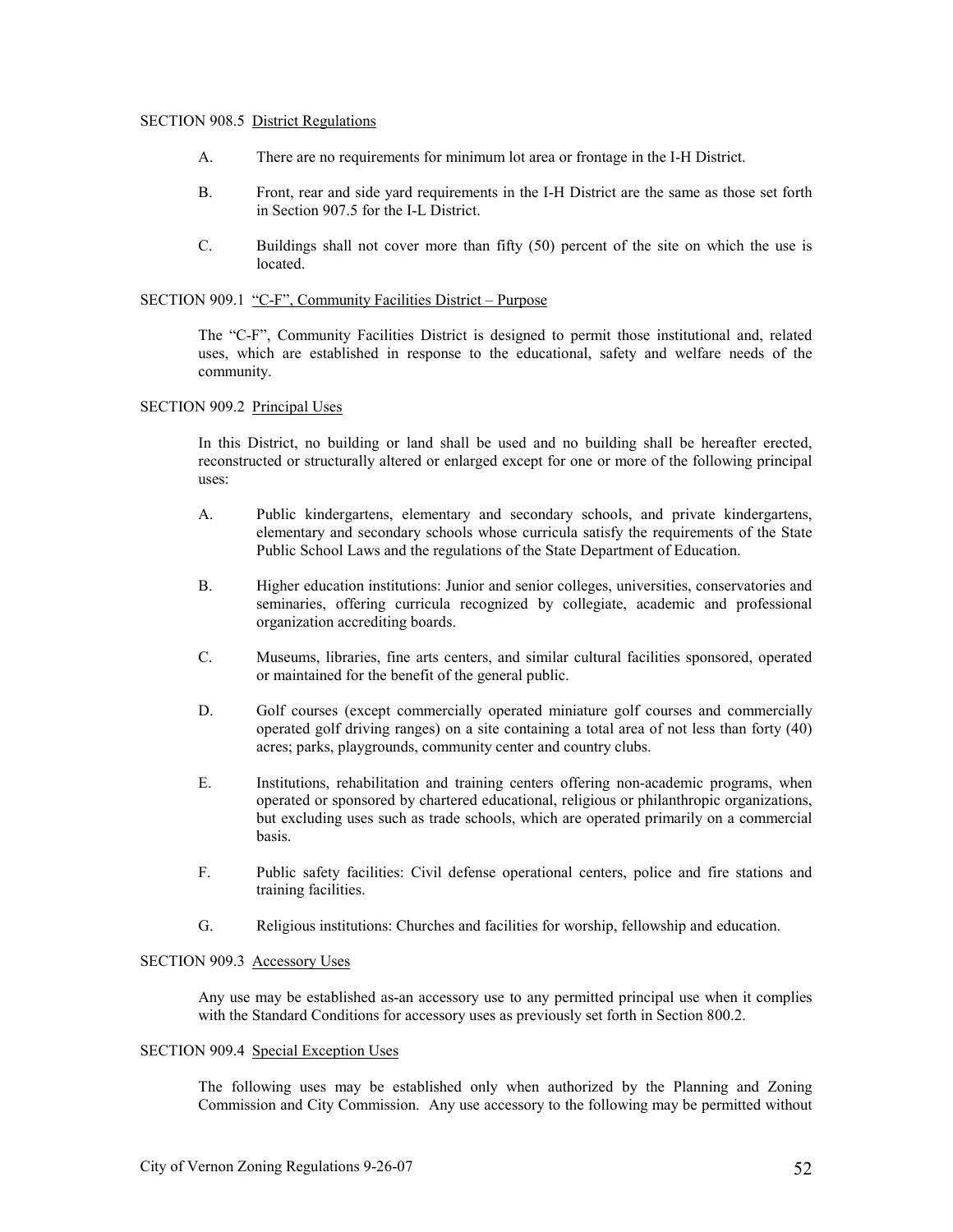SECTION 908.5 District Regulations

A. There are no requirements for minimum lot area or frontage in the I-H District.

B. Front, rear and side yard requirements in the I-H District are the same as those set forth in Section 907.5 for the I-L District.

C. Buildings shall not cover more than fifty (50) percent of the site on which the use is located.

SECTION 909.1 "C-F", Community Facilities District – Purpose

The "C-F", Community Facilities District is designed to permit those institutional and, related uses, which are established in response to the educational, safety and welfare needs of the community.

SECTION 909.2 Principal Uses

In this District, no building or land shall be used and no building shall be hereafter erected, reconstructed or structurally altered or enlarged except for one or more of the following principal uses:

A. Public kindergartens, elementary and secondary schools, and private kindergartens, elementary and secondary schools whose curricula satisfy the requirements of the State Public School Laws and the regulations of the State Department of Education.

B. Higher education institutions: Junior and senior colleges, universities, conservatories and seminaries, offering curricula recognized by collegiate, academic and professional organization accrediting boards.

C. Museums, libraries, fine arts centers, and similar cultural facilities sponsored, operated or maintained for the benefit of the general public.

D. Golf courses (except commercially operated miniature golf courses and commercially operated golf driving ranges) on a site containing a total area of not less than forty (40) acres; parks, playgrounds, community center and country clubs.

E. Institutions, rehabilitation and training centers offering non-academic programs, when operated or sponsored by chartered educational, religious or philanthropic organizations, but excluding uses such as trade schools, which are operated primarily on a commercial basis.

F. Public safety facilities: Civil defense operational centers, police and fire stations and training facilities.

G. Religious institutions: Churches and facilities for worship, fellowship and education.

SECTION 909.3 Accessory Uses

Any use may be established as-an accessory use to any permitted principal use when it complies with the Standard Conditions for accessory uses as previously set forth in Section 800.2.

SECTION 909.4 Special Exception Uses

The following uses may be established only when authorized by the Planning and Zoning Commission and City Commission. Any use accessory to the following may be permitted without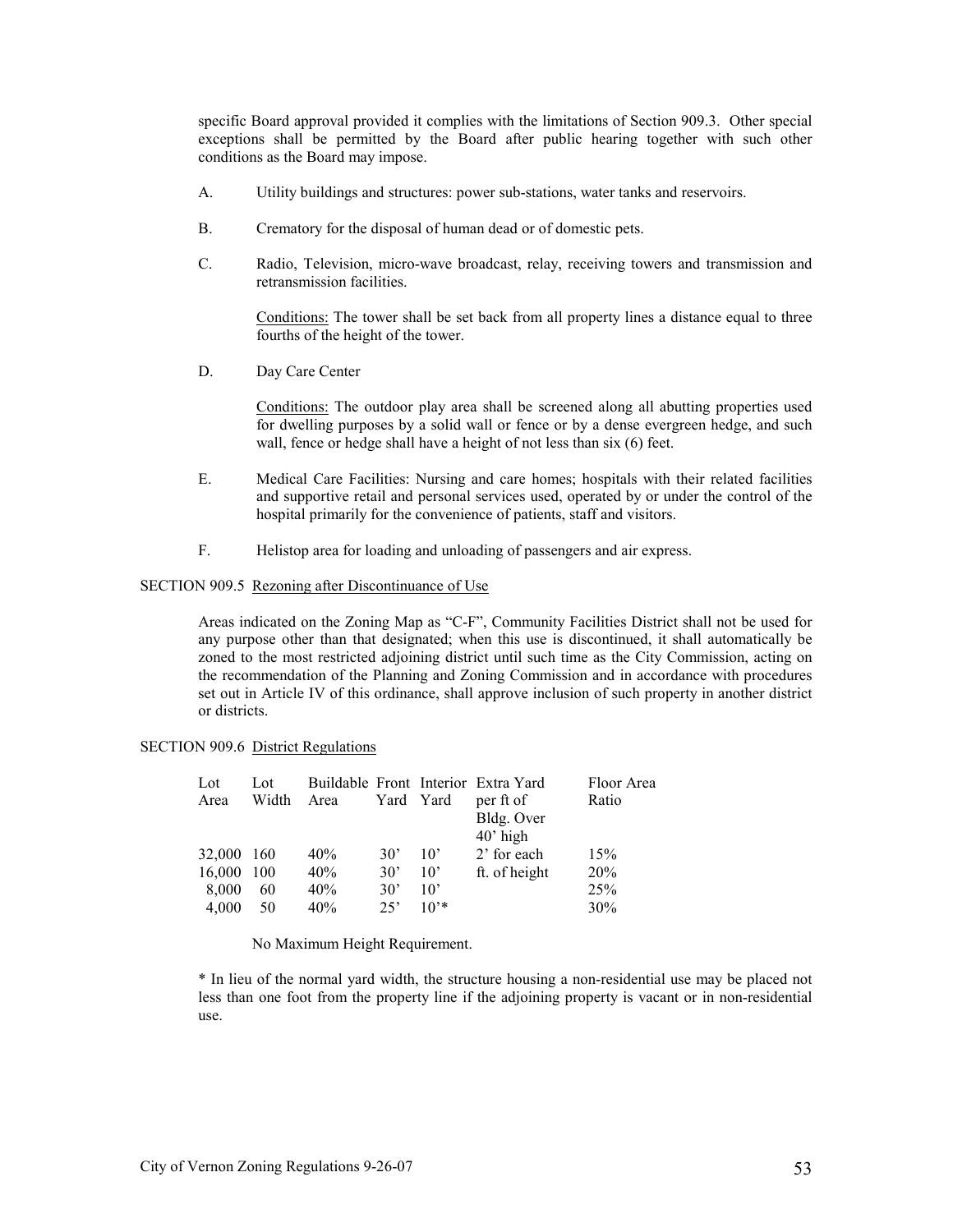specific Board approval provided it complies with the limitations of Section 909.3. Other special exceptions shall be permitted by the Board after public hearing together with such other conditions as the Board may impose.

A. Utility buildings and structures: power sub-stations, water tanks and reservoirs.

B. Crematory for the disposal of human dead or of domestic pets.

C. Radio, Television, micro-wave broadcast, relay, receiving towers and transmission and retransmission facilities.

   Conditions: The tower shall be set back from all property lines a distance equal to three fourths of the height of the tower.

D. Day Care Center

   Conditions: The outdoor play area shall be screened along all abutting properties used for dwelling purposes by a solid wall or fence or by a dense evergreen hedge, and such wall, fence or hedge shall have a height of not less than six (6) feet.

E. Medical Care Facilities: Nursing and care homes; hospitals with their related facilities and supportive retail and personal services used, operated by or under the control of the hospital primarily for the convenience of patients, staff and visitors.

F. Helistop area for loading and unloading of passengers and air express.

SECTION 909.5 Rezoning after Discontinuance of Use

Areas indicated on the Zoning Map as "C-F", Community Facilities District shall not be used for any purpose other than that designated; when this use is discontinued, it shall automatically be zoned to the most restricted adjoining district until such time as the City Commission, acting on the recommendation of the Planning and Zoning Commission and in accordance with procedures set out in Article IV of this ordinance, shall approve inclusion of such property in another district or districts.

SECTION 909.6 District Regulations

| Lot Area | Lot Width | Buildable Area | Front Yard | Interior Yard | Extra Yard per ft of Bldg. Over 40' high | Floor Area Ratio |
|---|---|---|---|---|---|---|
| 32,000 | 160 | 40% | 30' | 10' | 2' for each | 15% |
| 16,000 | 100 | 40% | 30' | 10' | ft. of height | 20% |
| 8,000 | 60 | 40% | 30' | 10' | | 25% |
| 4,000 | 50 | 40% | 25' | 10'* | | 30% |

No Maximum Height Requirement.

* In lieu of the normal yard width, the structure housing a non-residential use may be placed not less than one foot from the property line if the adjoining property is vacant or in non-residential use.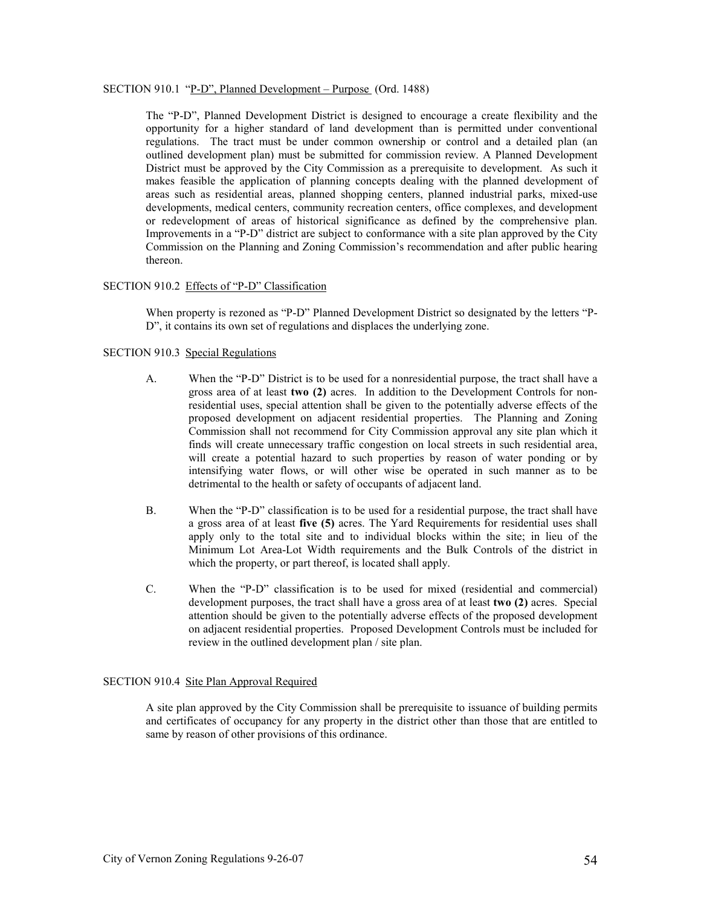SECTION 910.1 "P-D", Planned Development – Purpose (Ord. 1488)

The "P-D", Planned Development District is designed to encourage a create flexibility and the opportunity for a higher standard of land development than is permitted under conventional regulations. The tract must be under common ownership or control and a detailed plan (an outlined development plan) must be submitted for commission review. A Planned Development District must be approved by the City Commission as a prerequisite to development. As such it makes feasible the application of planning concepts dealing with the planned development of areas such as residential areas, planned shopping centers, planned industrial parks, mixed-use developments, medical centers, community recreation centers, office complexes, and development or redevelopment of areas of historical significance as defined by the comprehensive plan. Improvements in a "P-D" district are subject to conformance with a site plan approved by the City Commission on the Planning and Zoning Commission's recommendation and after public hearing thereon.

SECTION 910.2 Effects of "P-D" Classification

When property is rezoned as "P-D" Planned Development District so designated by the letters "P-D", it contains its own set of regulations and displaces the underlying zone.

SECTION 910.3 Special Regulations

A. When the "P-D" District is to be used for a nonresidential purpose, the tract shall have a gross area of at least **two (2)** acres. In addition to the Development Controls for non-residential uses, special attention shall be given to the potentially adverse effects of the proposed development on adjacent residential properties. The Planning and Zoning Commission shall not recommend for City Commission approval any site plan which it finds will create unnecessary traffic congestion on local streets in such residential area, will create a potential hazard to such properties by reason of water ponding or by intensifying water flows, or will other wise be operated in such manner as to be detrimental to the health or safety of occupants of adjacent land.

B. When the "P-D" classification is to be used for a residential purpose, the tract shall have a gross area of at least **five (5)** acres. The Yard Requirements for residential uses shall apply only to the total site and to individual blocks within the site; in lieu of the Minimum Lot Area-Lot Width requirements and the Bulk Controls of the district in which the property, or part thereof, is located shall apply.

C. When the "P-D" classification is to be used for mixed (residential and commercial) development purposes, the tract shall have a gross area of at least **two (2)** acres. Special attention should be given to the potentially adverse effects of the proposed development on adjacent residential properties. Proposed Development Controls must be included for review in the outlined development plan / site plan.

SECTION 910.4 Site Plan Approval Required

A site plan approved by the City Commission shall be prerequisite to issuance of building permits and certificates of occupancy for any property in the district other than those that are entitled to same by reason of other provisions of this ordinance.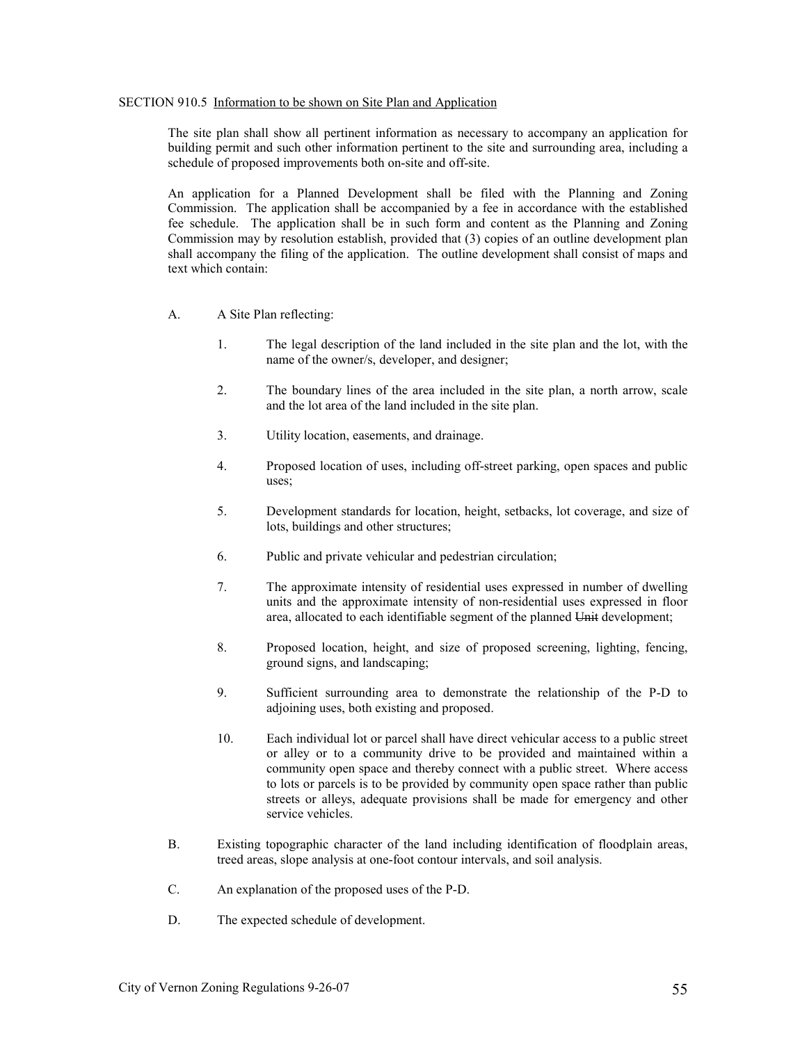SECTION 910.5 Information to be shown on Site Plan and Application

The site plan shall show all pertinent information as necessary to accompany an application for building permit and such other information pertinent to the site and surrounding area, including a schedule of proposed improvements both on-site and off-site.

An application for a Planned Development shall be filed with the Planning and Zoning Commission. The application shall be accompanied by a fee in accordance with the established fee schedule. The application shall be in such form and content as the Planning and Zoning Commission may by resolution establish, provided that (3) copies of an outline development plan shall accompany the filing of the application. The outline development shall consist of maps and text which contain:

A. A Site Plan reflecting:

1. The legal description of the land included in the site plan and the lot, with the name of the owner/s, developer, and designer;

2. The boundary lines of the area included in the site plan, a north arrow, scale and the lot area of the land included in the site plan.

3. Utility location, easements, and drainage.

4. Proposed location of uses, including off-street parking, open spaces and public uses;

5. Development standards for location, height, setbacks, lot coverage, and size of lots, buildings and other structures;

6. Public and private vehicular and pedestrian circulation;

7. The approximate intensity of residential uses expressed in number of dwelling units and the approximate intensity of non-residential uses expressed in floor area, allocated to each identifiable segment of the planned ~~Unit~~ development;

8. Proposed location, height, and size of proposed screening, lighting, fencing, ground signs, and landscaping;

9. Sufficient surrounding area to demonstrate the relationship of the P-D to adjoining uses, both existing and proposed.

10. Each individual lot or parcel shall have direct vehicular access to a public street or alley or to a community drive to be provided and maintained within a community open space and thereby connect with a public street. Where access to lots or parcels is to be provided by community open space rather than public streets or alleys, adequate provisions shall be made for emergency and other service vehicles.

B. Existing topographic character of the land including identification of floodplain areas, treed areas, slope analysis at one-foot contour intervals, and soil analysis.

C. An explanation of the proposed uses of the P-D.

D. The expected schedule of development.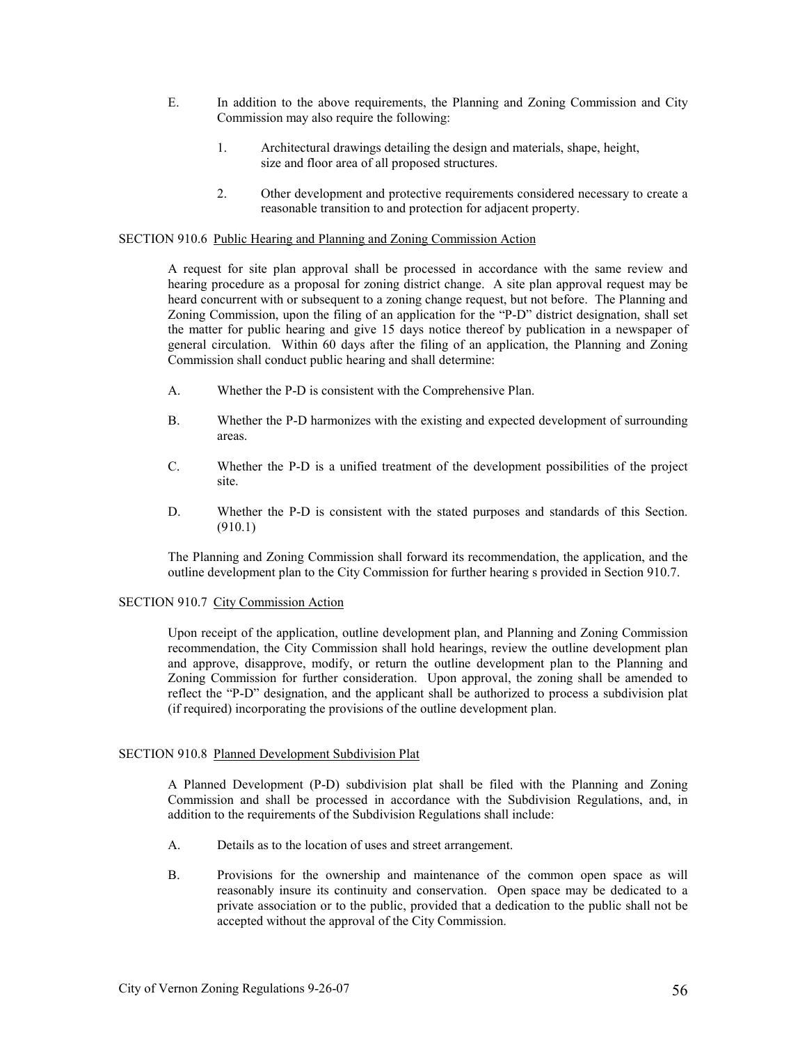E. In addition to the above requirements, the Planning and Zoning Commission and City Commission may also require the following:

   1. Architectural drawings detailing the design and materials, shape, height, size and floor area of all proposed structures.

   2. Other development and protective requirements considered necessary to create a reasonable transition to and protection for adjacent property.

SECTION 910.6 Public Hearing and Planning and Zoning Commission Action

A request for site plan approval shall be processed in accordance with the same review and hearing procedure as a proposal for zoning district change. A site plan approval request may be heard concurrent with or subsequent to a zoning change request, but not before. The Planning and Zoning Commission, upon the filing of an application for the "P-D" district designation, shall set the matter for public hearing and give 15 days notice thereof by publication in a newspaper of general circulation. Within 60 days after the filing of an application, the Planning and Zoning Commission shall conduct public hearing and shall determine:

A. Whether the P-D is consistent with the Comprehensive Plan.

B. Whether the P-D harmonizes with the existing and expected development of surrounding areas.

C. Whether the P-D is a unified treatment of the development possibilities of the project site.

D. Whether the P-D is consistent with the stated purposes and standards of this Section. (910.1)

The Planning and Zoning Commission shall forward its recommendation, the application, and the outline development plan to the City Commission for further hearing s provided in Section 910.7.

SECTION 910.7 City Commission Action

Upon receipt of the application, outline development plan, and Planning and Zoning Commission recommendation, the City Commission shall hold hearings, review the outline development plan and approve, disapprove, modify, or return the outline development plan to the Planning and Zoning Commission for further consideration. Upon approval, the zoning shall be amended to reflect the "P-D" designation, and the applicant shall be authorized to process a subdivision plat (if required) incorporating the provisions of the outline development plan.

SECTION 910.8 Planned Development Subdivision Plat

A Planned Development (P-D) subdivision plat shall be filed with the Planning and Zoning Commission and shall be processed in accordance with the Subdivision Regulations, and, in addition to the requirements of the Subdivision Regulations shall include:

A. Details as to the location of uses and street arrangement.

B. Provisions for the ownership and maintenance of the common open space as will reasonably insure its continuity and conservation. Open space may be dedicated to a private association or to the public, provided that a dedication to the public shall not be accepted without the approval of the City Commission.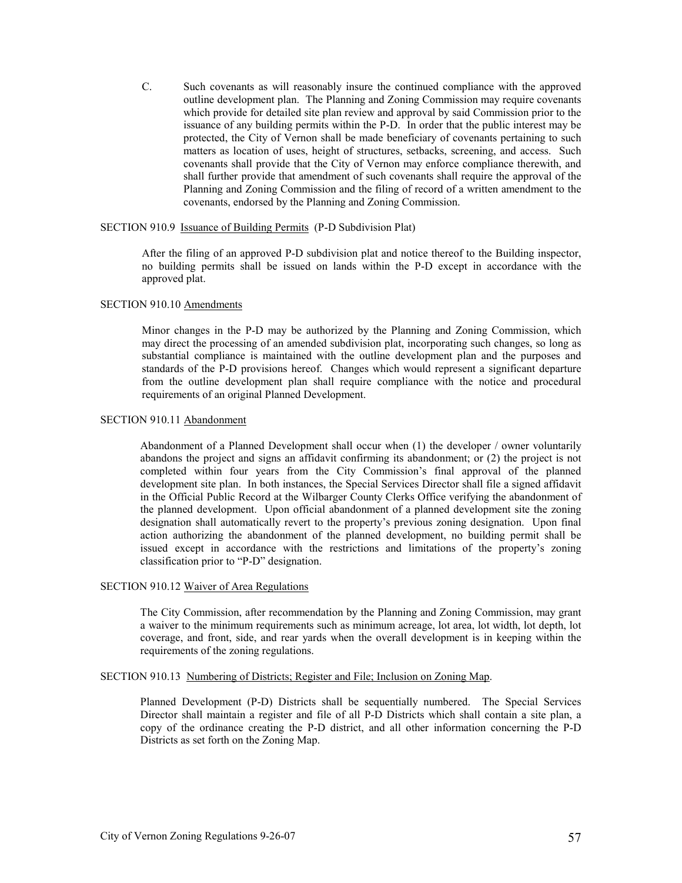C. Such covenants as will reasonably insure the continued compliance with the approved outline development plan. The Planning and Zoning Commission may require covenants which provide for detailed site plan review and approval by said Commission prior to the issuance of any building permits within the P-D. In order that the public interest may be protected, the City of Vernon shall be made beneficiary of covenants pertaining to such matters as location of uses, height of structures, setbacks, screening, and access. Such covenants shall provide that the City of Vernon may enforce compliance therewith, and shall further provide that amendment of such covenants shall require the approval of the Planning and Zoning Commission and the filing of record of a written amendment to the covenants, endorsed by the Planning and Zoning Commission.

SECTION 910.9 <u>Issuance of Building Permits</u> (P-D Subdivision Plat)

After the filing of an approved P-D subdivision plat and notice thereof to the Building inspector, no building permits shall be issued on lands within the P-D except in accordance with the approved plat.

SECTION 910.10 <u>Amendments</u>

Minor changes in the P-D may be authorized by the Planning and Zoning Commission, which may direct the processing of an amended subdivision plat, incorporating such changes, so long as substantial compliance is maintained with the outline development plan and the purposes and standards of the P-D provisions hereof. Changes which would represent a significant departure from the outline development plan shall require compliance with the notice and procedural requirements of an original Planned Development.

SECTION 910.11 <u>Abandonment</u>

Abandonment of a Planned Development shall occur when (1) the developer / owner voluntarily abandons the project and signs an affidavit confirming its abandonment; or (2) the project is not completed within four years from the City Commission's final approval of the planned development site plan. In both instances, the Special Services Director shall file a signed affidavit in the Official Public Record at the Wilbarger County Clerks Office verifying the abandonment of the planned development. Upon official abandonment of a planned development site the zoning designation shall automatically revert to the property's previous zoning designation. Upon final action authorizing the abandonment of the planned development, no building permit shall be issued except in accordance with the restrictions and limitations of the property's zoning classification prior to "P-D" designation.

SECTION 910.12 <u>Waiver of Area Regulations</u>

The City Commission, after recommendation by the Planning and Zoning Commission, may grant a waiver to the minimum requirements such as minimum acreage, lot area, lot width, lot depth, lot coverage, and front, side, and rear yards when the overall development is in keeping within the requirements of the zoning regulations.

SECTION 910.13 <u>Numbering of Districts; Register and File; Inclusion on Zoning Map</u>.

Planned Development (P-D) Districts shall be sequentially numbered. The Special Services Director shall maintain a register and file of all P-D Districts which shall contain a site plan, a copy of the ordinance creating the P-D district, and all other information concerning the P-D Districts as set forth on the Zoning Map.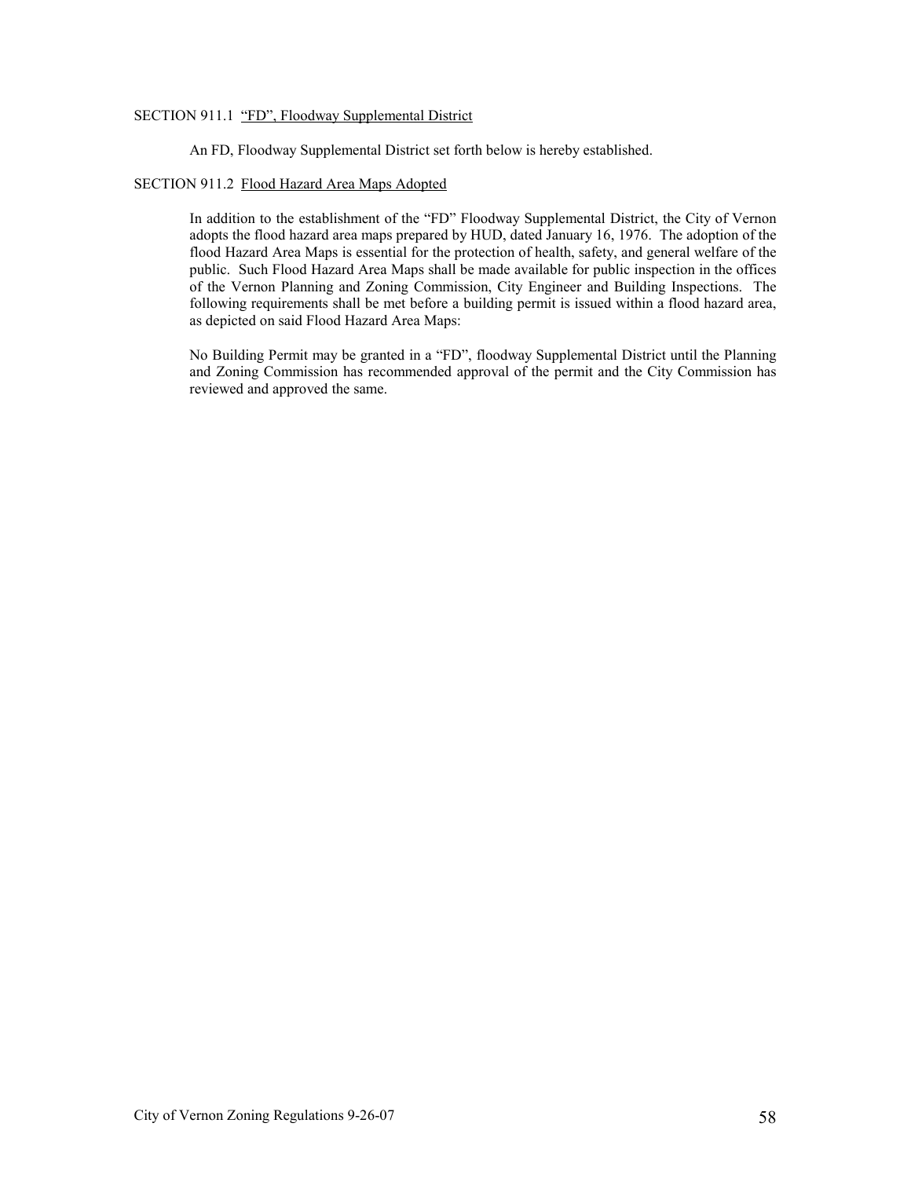SECTION 911.1 <u>"FD", Floodway Supplemental District</u>

An FD, Floodway Supplemental District set forth below is hereby established.

SECTION 911.2 <u>Flood Hazard Area Maps Adopted</u>

In addition to the establishment of the "FD" Floodway Supplemental District, the City of Vernon adopts the flood hazard area maps prepared by HUD, dated January 16, 1976. The adoption of the flood Hazard Area Maps is essential for the protection of health, safety, and general welfare of the public. Such Flood Hazard Area Maps shall be made available for public inspection in the offices of the Vernon Planning and Zoning Commission, City Engineer and Building Inspections. The following requirements shall be met before a building permit is issued within a flood hazard area, as depicted on said Flood Hazard Area Maps:

No Building Permit may be granted in a "FD", floodway Supplemental District until the Planning and Zoning Commission has recommended approval of the permit and the City Commission has reviewed and approved the same.